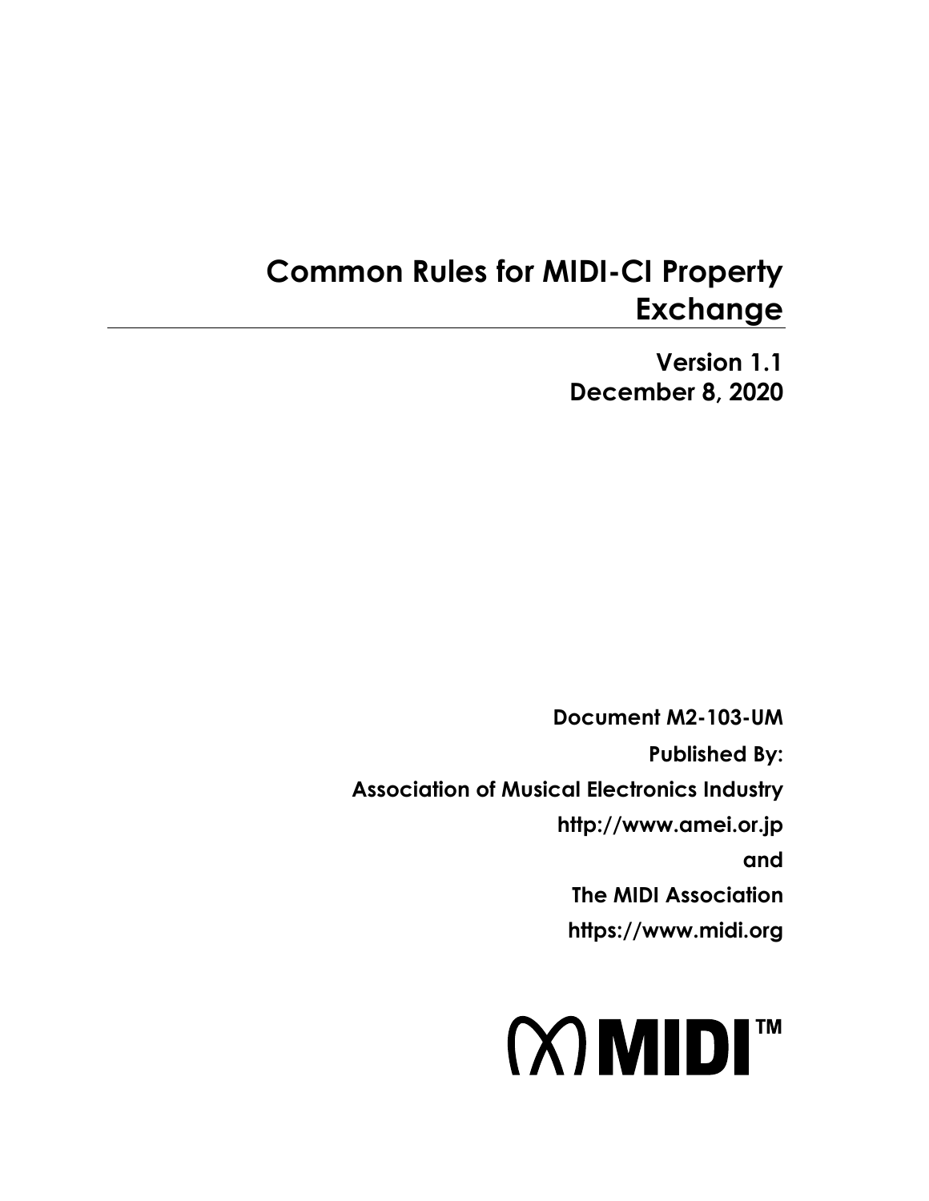# Common Rules for MIDI-CI Property Exchange

**Version 1.1**
**December 8, 2020**

**Document M2-103-UM**

**Published By:**

**Association of Musical Electronics Industry**

**http://www.amei.or.jp**

**and**

**The MIDI Association**

**https://www.midi.org**

MIDI™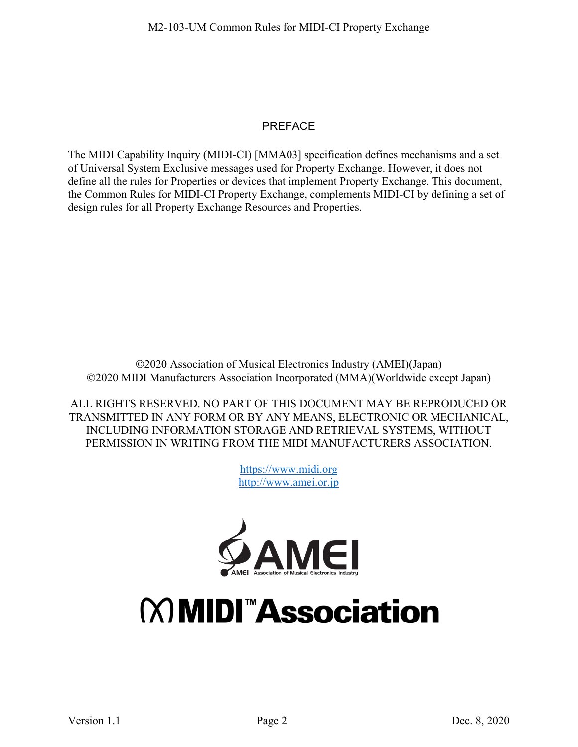# PREFACE

The MIDI Capability Inquiry (MIDI-CI) [MMA03] specification defines mechanisms and a set of Universal System Exclusive messages used for Property Exchange. However, it does not define all the rules for Properties or devices that implement Property Exchange. This document, the Common Rules for MIDI-CI Property Exchange, complements MIDI-CI by defining a set of design rules for all Property Exchange Resources and Properties.

©2020 Association of Musical Electronics Industry (AMEI)(Japan)
©2020 MIDI Manufacturers Association Incorporated (MMA)(Worldwide except Japan)

ALL RIGHTS RESERVED. NO PART OF THIS DOCUMENT MAY BE REPRODUCED OR TRANSMITTED IN ANY FORM OR BY ANY MEANS, ELECTRONIC OR MECHANICAL, INCLUDING INFORMATION STORAGE AND RETRIEVAL SYSTEMS, WITHOUT PERMISSION IN WRITING FROM THE MIDI MANUFACTURERS ASSOCIATION.

https://www.midi.org
http://www.amei.or.jp

AMEI Association of Musical Electronics Industry

MIDI™ Association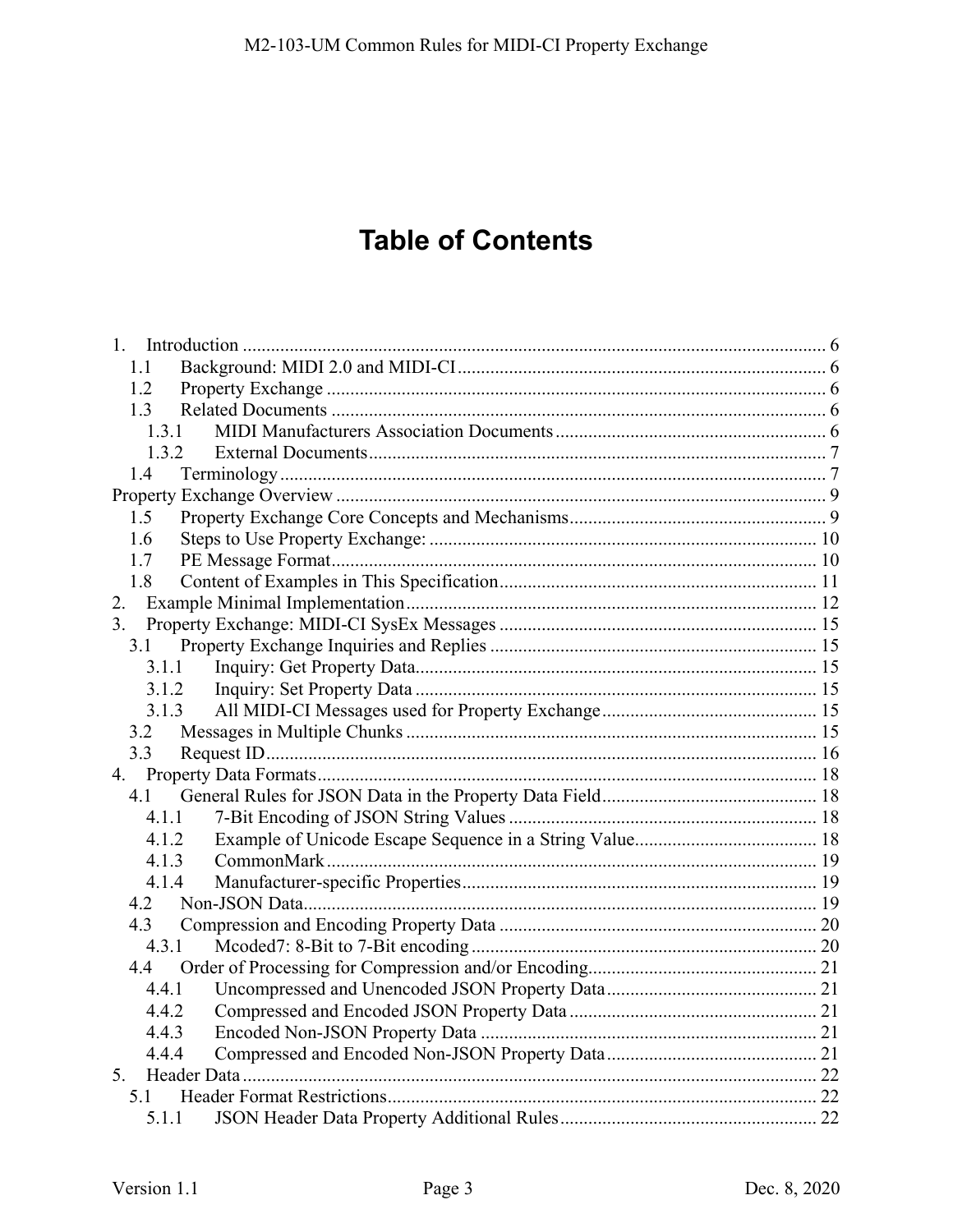# Table of Contents

1. Introduction ........................................................................................................................ 6
   - 1.1 Background: MIDI 2.0 and MIDI-CI ............................................................................ 6
   - 1.2 Property Exchange ........................................................................................................ 6
   - 1.3 Related Documents ....................................................................................................... 6
     - 1.3.1 MIDI Manufacturers Association Documents ......................................................... 6
     - 1.3.2 External Documents ................................................................................................ 7
   - 1.4 Terminology .................................................................................................................. 7

Property Exchange Overview ...................................................................................................... 9
   - 1.5 Property Exchange Core Concepts and Mechanisms ..................................................... 9
   - 1.6 Steps to Use Property Exchange: ................................................................................. 10
   - 1.7 PE Message Format ..................................................................................................... 10
   - 1.8 Content of Examples in This Specification .................................................................. 11

2. Example Minimal Implementation ...................................................................................... 12
3. Property Exchange: MIDI-CI SysEx Messages .................................................................. 15
   - 3.1 Property Exchange Inquiries and Replies .................................................................... 15
     - 3.1.1 Inquiry: Get Property Data .................................................................................... 15
     - 3.1.2 Inquiry: Set Property Data .................................................................................... 15
     - 3.1.3 All MIDI-CI Messages used for Property Exchange ............................................. 15
   - 3.2 Messages in Multiple Chunks ...................................................................................... 15
   - 3.3 Request ID ................................................................................................................... 16
4. Property Data Formats ......................................................................................................... 18
   - 4.1 General Rules for JSON Data in the Property Data Field ............................................ 18
     - 4.1.1 7-Bit Encoding of JSON String Values ................................................................. 18
     - 4.1.2 Example of Unicode Escape Sequence in a String Value ...................................... 18
     - 4.1.3 CommonMark ........................................................................................................ 19
     - 4.1.4 Manufacturer-specific Properties ........................................................................... 19
   - 4.2 Non-JSON Data ........................................................................................................... 19
   - 4.3 Compression and Encoding Property Data .................................................................. 20
     - 4.3.1 Mcoded7: 8-Bit to 7-Bit encoding ......................................................................... 20
   - 4.4 Order of Processing for Compression and/or Encoding ............................................... 21
     - 4.4.1 Uncompressed and Unencoded JSON Property Data ............................................ 21
     - 4.4.2 Compressed and Encoded JSON Property Data .................................................... 21
     - 4.4.3 Encoded Non-JSON Property Data ....................................................................... 21
     - 4.4.4 Compressed and Encoded Non-JSON Property Data ............................................ 21
5. Header Data ......................................................................................................................... 22
   - 5.1 Header Format Restrictions ......................................................................................... 22
     - 5.1.1 JSON Header Data Property Additional Rules ...................................................... 22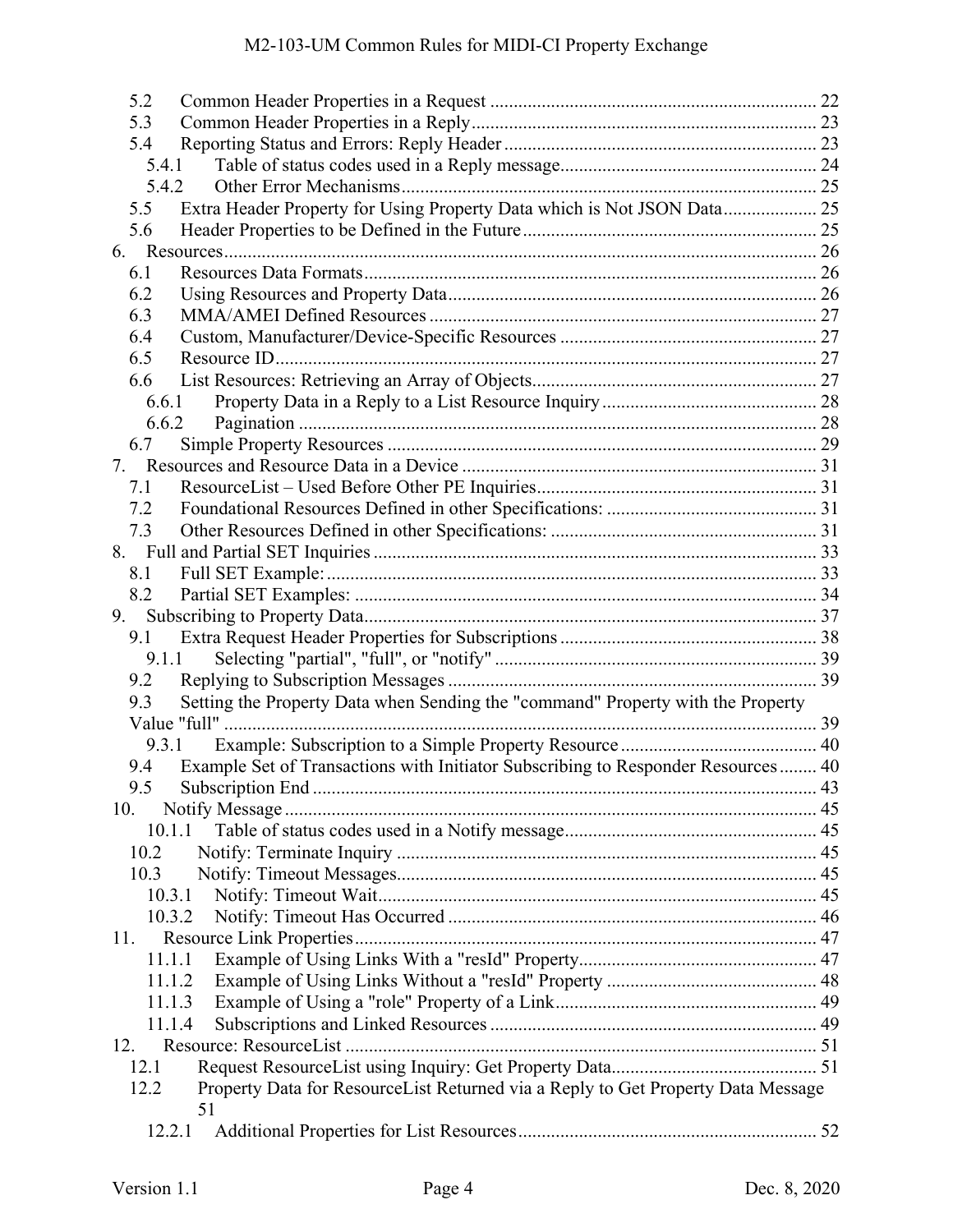- 5.2 Common Header Properties in a Request ..... 22
- 5.3 Common Header Properties in a Reply ..... 23
- 5.4 Reporting Status and Errors: Reply Header ..... 23
  - 5.4.1 Table of status codes used in a Reply message ..... 24
  - 5.4.2 Other Error Mechanisms ..... 25
- 5.5 Extra Header Property for Using Property Data which is Not JSON Data ..... 25
- 5.6 Header Properties to be Defined in the Future ..... 25

6. Resources ..... 26
- 6.1 Resources Data Formats ..... 26
- 6.2 Using Resources and Property Data ..... 26
- 6.3 MMA/AMEI Defined Resources ..... 27
- 6.4 Custom, Manufacturer/Device-Specific Resources ..... 27
- 6.5 Resource ID ..... 27
- 6.6 List Resources: Retrieving an Array of Objects ..... 27
  - 6.6.1 Property Data in a Reply to a List Resource Inquiry ..... 28
  - 6.6.2 Pagination ..... 28
- 6.7 Simple Property Resources ..... 29

7. Resources and Resource Data in a Device ..... 31
- 7.1 ResourceList – Used Before Other PE Inquiries ..... 31
- 7.2 Foundational Resources Defined in other Specifications: ..... 31
- 7.3 Other Resources Defined in other Specifications: ..... 31

8. Full and Partial SET Inquiries ..... 33
- 8.1 Full SET Example: ..... 33
- 8.2 Partial SET Examples: ..... 34

9. Subscribing to Property Data ..... 37
- 9.1 Extra Request Header Properties for Subscriptions ..... 38
  - 9.1.1 Selecting "partial", "full", or "notify" ..... 39
- 9.2 Replying to Subscription Messages ..... 39
- 9.3 Setting the Property Data when Sending the "command" Property with the Property Value "full" ..... 39
  - 9.3.1 Example: Subscription to a Simple Property Resource ..... 40
- 9.4 Example Set of Transactions with Initiator Subscribing to Responder Resources ..... 40
- 9.5 Subscription End ..... 43

10. Notify Message ..... 45
  - 10.1.1 Table of status codes used in a Notify message ..... 45
- 10.2 Notify: Terminate Inquiry ..... 45
- 10.3 Notify: Timeout Messages ..... 45
  - 10.3.1 Notify: Timeout Wait ..... 45
  - 10.3.2 Notify: Timeout Has Occurred ..... 46

11. Resource Link Properties ..... 47
  - 11.1.1 Example of Using Links With a "resId" Property ..... 47
  - 11.1.2 Example of Using Links Without a "resId" Property ..... 48
  - 11.1.3 Example of Using a "role" Property of a Link ..... 49
  - 11.1.4 Subscriptions and Linked Resources ..... 49

12. Resource: ResourceList ..... 51
- 12.1 Request ResourceList using Inquiry: Get Property Data ..... 51
- 12.2 Property Data for ResourceList Returned via a Reply to Get Property Data Message ..... 51
  - 12.2.1 Additional Properties for List Resources ..... 52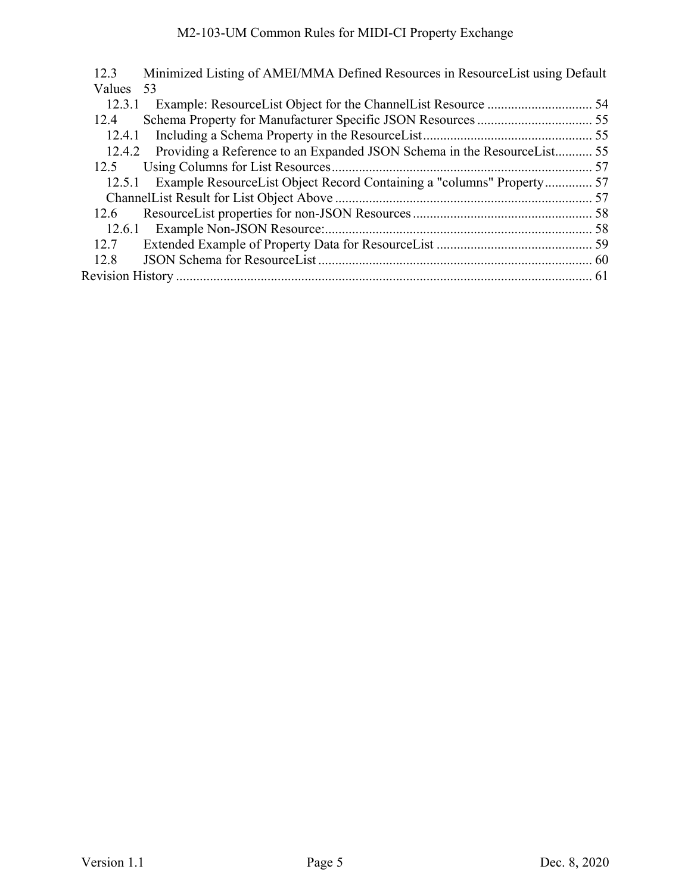12.3 Minimized Listing of AMEI/MMA Defined Resources in ResourceList using Default Values 53

12.3.1 Example: ResourceList Object for the ChannelList Resource ............................... 54

12.4 Schema Property for Manufacturer Specific JSON Resources .................................. 55

12.4.1 Including a Schema Property in the ResourceList.................................................. 55

12.4.2 Providing a Reference to an Expanded JSON Schema in the ResourceList........... 55

12.5 Using Columns for List Resources............................................................................ 57

12.5.1 Example ResourceList Object Record Containing a "columns" Property.............. 57

ChannelList Result for List Object Above ........................................................................... 57

12.6 ResourceList properties for non-JSON Resources..................................................... 58

12.6.1 Example Non-JSON Resource:............................................................................... 58

12.7 Extended Example of Property Data for ResourceList .............................................. 59

12.8 JSON Schema for ResourceList ................................................................................. 60

Revision History ......................................................................................................................... 61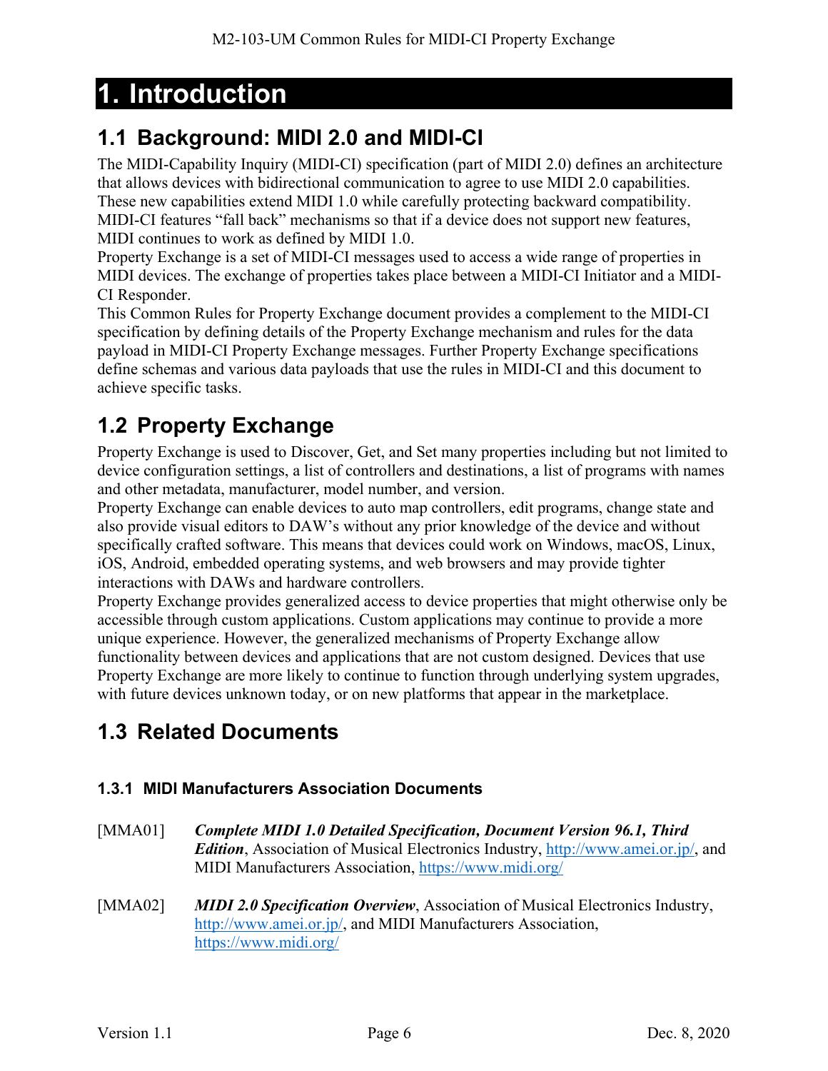# 1. Introduction

## 1.1 Background: MIDI 2.0 and MIDI-CI

The MIDI-Capability Inquiry (MIDI-CI) specification (part of MIDI 2.0) defines an architecture that allows devices with bidirectional communication to agree to use MIDI 2.0 capabilities. These new capabilities extend MIDI 1.0 while carefully protecting backward compatibility. MIDI-CI features "fall back" mechanisms so that if a device does not support new features, MIDI continues to work as defined by MIDI 1.0.

Property Exchange is a set of MIDI-CI messages used to access a wide range of properties in MIDI devices. The exchange of properties takes place between a MIDI-CI Initiator and a MIDI-CI Responder.

This Common Rules for Property Exchange document provides a complement to the MIDI-CI specification by defining details of the Property Exchange mechanism and rules for the data payload in MIDI-CI Property Exchange messages. Further Property Exchange specifications define schemas and various data payloads that use the rules in MIDI-CI and this document to achieve specific tasks.

## 1.2 Property Exchange

Property Exchange is used to Discover, Get, and Set many properties including but not limited to device configuration settings, a list of controllers and destinations, a list of programs with names and other metadata, manufacturer, model number, and version.

Property Exchange can enable devices to auto map controllers, edit programs, change state and also provide visual editors to DAW's without any prior knowledge of the device and without specifically crafted software. This means that devices could work on Windows, macOS, Linux, iOS, Android, embedded operating systems, and web browsers and may provide tighter interactions with DAWs and hardware controllers.

Property Exchange provides generalized access to device properties that might otherwise only be accessible through custom applications. Custom applications may continue to provide a more unique experience. However, the generalized mechanisms of Property Exchange allow functionality between devices and applications that are not custom designed. Devices that use Property Exchange are more likely to continue to function through underlying system upgrades, with future devices unknown today, or on new platforms that appear in the marketplace.

## 1.3 Related Documents

### 1.3.1 MIDI Manufacturers Association Documents

[MMA01] ***Complete MIDI 1.0 Detailed Specification, Document Version 96.1, Third Edition***, Association of Musical Electronics Industry, http://www.amei.or.jp/, and MIDI Manufacturers Association, https://www.midi.org/

[MMA02] ***MIDI 2.0 Specification Overview***, Association of Musical Electronics Industry, http://www.amei.or.jp/, and MIDI Manufacturers Association, https://www.midi.org/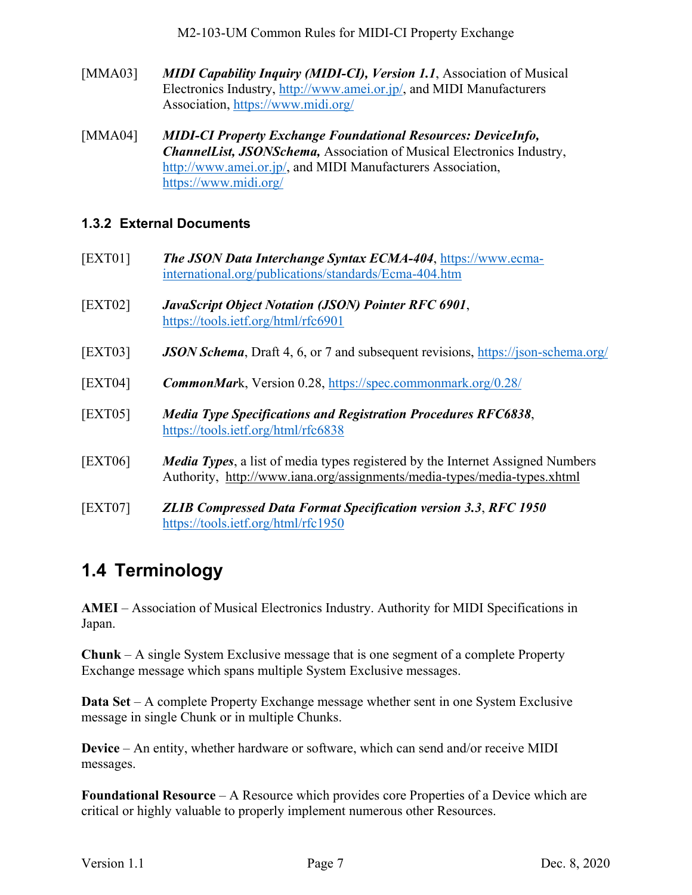[MMA03] ***MIDI Capability Inquiry (MIDI-CI), Version 1.1***, Association of Musical Electronics Industry, http://www.amei.or.jp/, and MIDI Manufacturers Association, https://www.midi.org/

[MMA04] ***MIDI-CI Property Exchange Foundational Resources: DeviceInfo, ChannelList, JSONSchema,*** Association of Musical Electronics Industry, http://www.amei.or.jp/, and MIDI Manufacturers Association, https://www.midi.org/

### 1.3.2 External Documents

[EXT01] ***The JSON Data Interchange Syntax ECMA-404***, https://www.ecma-international.org/publications/standards/Ecma-404.htm

[EXT02] ***JavaScript Object Notation (JSON) Pointer RFC 6901***, https://tools.ietf.org/html/rfc6901

[EXT03] ***JSON Schema***, Draft 4, 6, or 7 and subsequent revisions, https://json-schema.org/

[EXT04] ***CommonMar***k, Version 0.28, https://spec.commonmark.org/0.28/

[EXT05] ***Media Type Specifications and Registration Procedures RFC6838***, https://tools.ietf.org/html/rfc6838

[EXT06] ***Media Types***, a list of media types registered by the Internet Assigned Numbers Authority, http://www.iana.org/assignments/media-types/media-types.xhtml

[EXT07] ***ZLIB Compressed Data Format Specification version 3.3***, ***RFC 1950*** https://tools.ietf.org/html/rfc1950

## 1.4 Terminology

**AMEI** – Association of Musical Electronics Industry. Authority for MIDI Specifications in Japan.

**Chunk** – A single System Exclusive message that is one segment of a complete Property Exchange message which spans multiple System Exclusive messages.

**Data Set** – A complete Property Exchange message whether sent in one System Exclusive message in single Chunk or in multiple Chunks.

**Device** – An entity, whether hardware or software, which can send and/or receive MIDI messages.

**Foundational Resource** – A Resource which provides core Properties of a Device which are critical or highly valuable to properly implement numerous other Resources.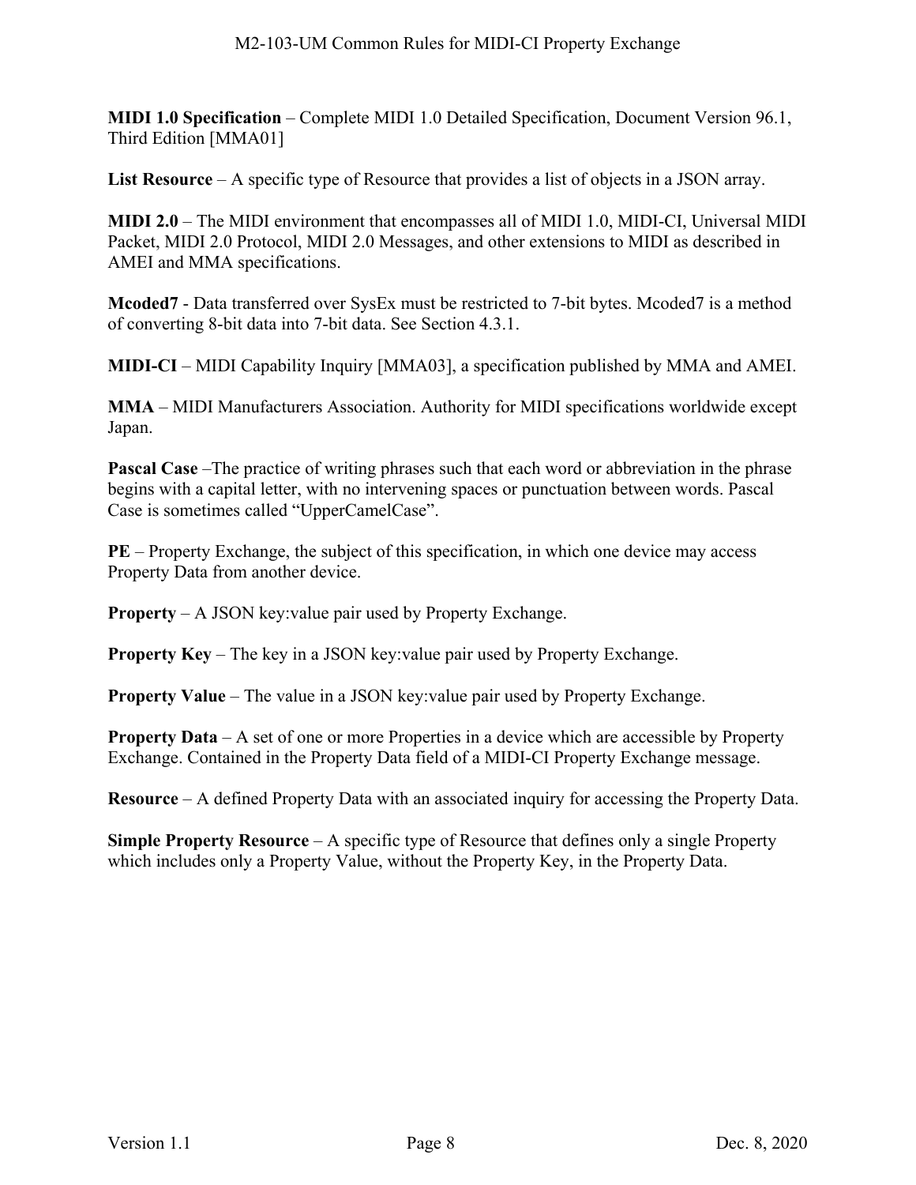**MIDI 1.0 Specification** – Complete MIDI 1.0 Detailed Specification, Document Version 96.1, Third Edition [MMA01]

**List Resource** – A specific type of Resource that provides a list of objects in a JSON array.

**MIDI 2.0** – The MIDI environment that encompasses all of MIDI 1.0, MIDI-CI, Universal MIDI Packet, MIDI 2.0 Protocol, MIDI 2.0 Messages, and other extensions to MIDI as described in AMEI and MMA specifications.

**Mcoded7** - Data transferred over SysEx must be restricted to 7-bit bytes. Mcoded7 is a method of converting 8-bit data into 7-bit data. See Section 4.3.1.

**MIDI-CI** – MIDI Capability Inquiry [MMA03], a specification published by MMA and AMEI.

**MMA** – MIDI Manufacturers Association. Authority for MIDI specifications worldwide except Japan.

**Pascal Case** –The practice of writing phrases such that each word or abbreviation in the phrase begins with a capital letter, with no intervening spaces or punctuation between words. Pascal Case is sometimes called "UpperCamelCase".

**PE** – Property Exchange, the subject of this specification, in which one device may access Property Data from another device.

**Property** – A JSON key:value pair used by Property Exchange.

**Property Key** – The key in a JSON key:value pair used by Property Exchange.

**Property Value** – The value in a JSON key:value pair used by Property Exchange.

**Property Data** – A set of one or more Properties in a device which are accessible by Property Exchange. Contained in the Property Data field of a MIDI-CI Property Exchange message.

**Resource** – A defined Property Data with an associated inquiry for accessing the Property Data.

**Simple Property Resource** – A specific type of Resource that defines only a single Property which includes only a Property Value, without the Property Key, in the Property Data.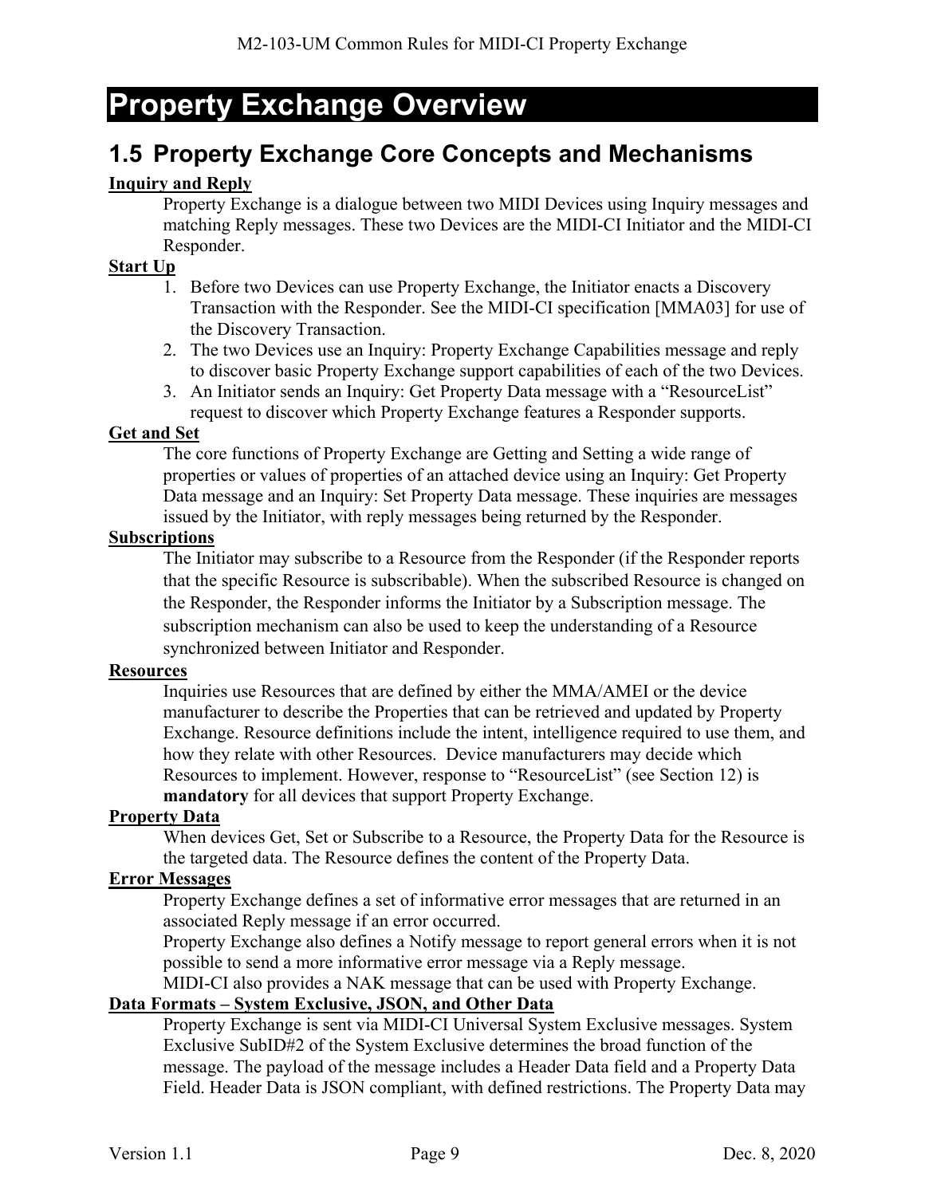# Property Exchange Overview

## 1.5 Property Exchange Core Concepts and Mechanisms

**Inquiry and Reply**

Property Exchange is a dialogue between two MIDI Devices using Inquiry messages and matching Reply messages. These two Devices are the MIDI-CI Initiator and the MIDI-CI Responder.

**Start Up**

1. Before two Devices can use Property Exchange, the Initiator enacts a Discovery Transaction with the Responder. See the MIDI-CI specification [MMA03] for use of the Discovery Transaction.
2. The two Devices use an Inquiry: Property Exchange Capabilities message and reply to discover basic Property Exchange support capabilities of each of the two Devices.
3. An Initiator sends an Inquiry: Get Property Data message with a "ResourceList" request to discover which Property Exchange features a Responder supports.

**Get and Set**

The core functions of Property Exchange are Getting and Setting a wide range of properties or values of properties of an attached device using an Inquiry: Get Property Data message and an Inquiry: Set Property Data message. These inquiries are messages issued by the Initiator, with reply messages being returned by the Responder.

**Subscriptions**

The Initiator may subscribe to a Resource from the Responder (if the Responder reports that the specific Resource is subscribable). When the subscribed Resource is changed on the Responder, the Responder informs the Initiator by a Subscription message. The subscription mechanism can also be used to keep the understanding of a Resource synchronized between Initiator and Responder.

**Resources**

Inquiries use Resources that are defined by either the MMA/AMEI or the device manufacturer to describe the Properties that can be retrieved and updated by Property Exchange. Resource definitions include the intent, intelligence required to use them, and how they relate with other Resources. Device manufacturers may decide which Resources to implement. However, response to "ResourceList" (see Section 12) is **mandatory** for all devices that support Property Exchange.

**Property Data**

When devices Get, Set or Subscribe to a Resource, the Property Data for the Resource is the targeted data. The Resource defines the content of the Property Data.

**Error Messages**

Property Exchange defines a set of informative error messages that are returned in an associated Reply message if an error occurred.

Property Exchange also defines a Notify message to report general errors when it is not possible to send a more informative error message via a Reply message.

MIDI-CI also provides a NAK message that can be used with Property Exchange.

**Data Formats – System Exclusive, JSON, and Other Data**

Property Exchange is sent via MIDI-CI Universal System Exclusive messages. System Exclusive SubID#2 of the System Exclusive determines the broad function of the message. The payload of the message includes a Header Data field and a Property Data Field. Header Data is JSON compliant, with defined restrictions. The Property Data may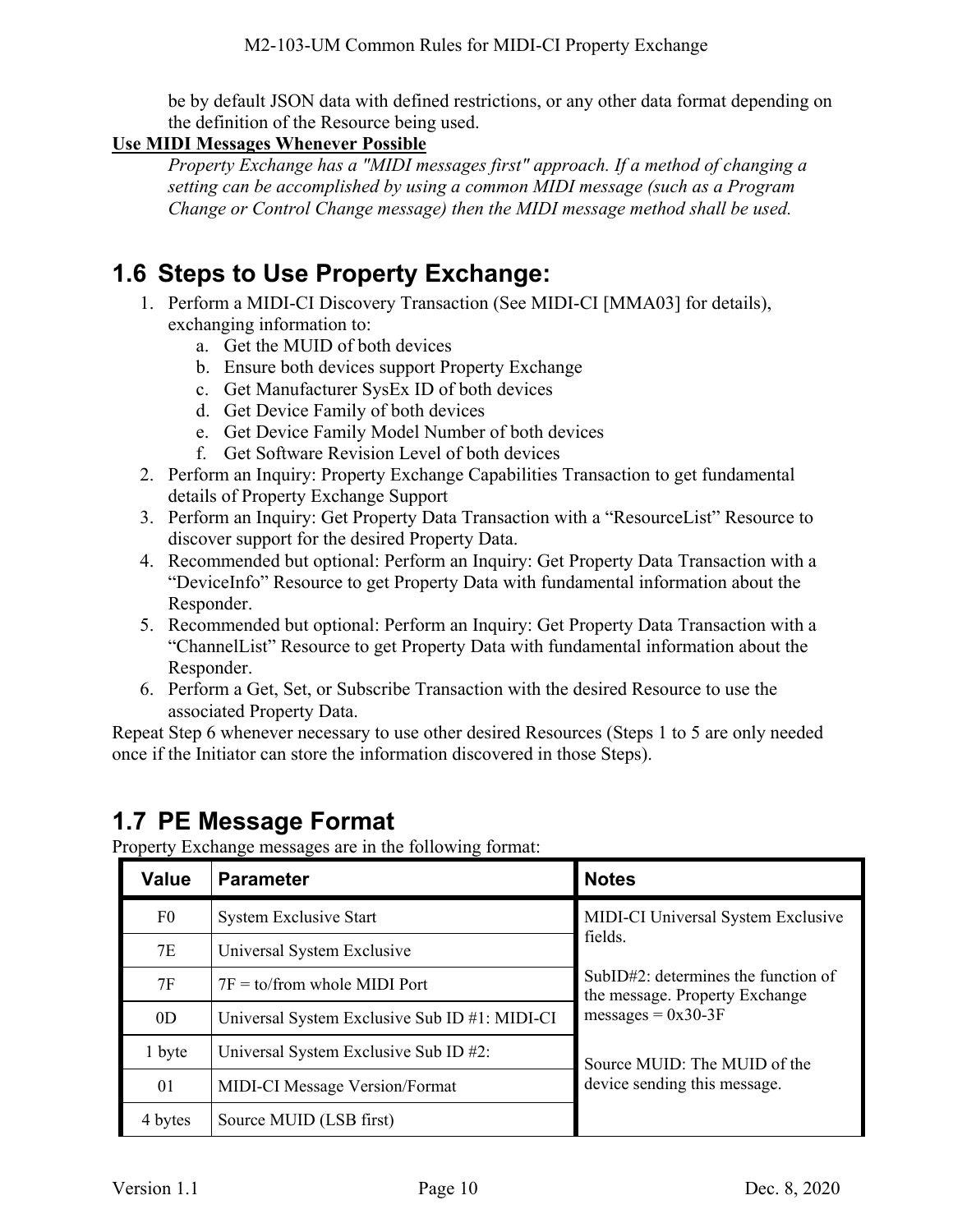be by default JSON data with defined restrictions, or any other data format depending on the definition of the Resource being used.

**Use MIDI Messages Whenever Possible**

*Property Exchange has a "MIDI messages first" approach. If a method of changing a setting can be accomplished by using a common MIDI message (such as a Program Change or Control Change message) then the MIDI message method shall be used.*

## 1.6 Steps to Use Property Exchange:

1. Perform a MIDI-CI Discovery Transaction (See MIDI-CI [MMA03] for details), exchanging information to:
   a. Get the MUID of both devices
   b. Ensure both devices support Property Exchange
   c. Get Manufacturer SysEx ID of both devices
   d. Get Device Family of both devices
   e. Get Device Family Model Number of both devices
   f. Get Software Revision Level of both devices
2. Perform an Inquiry: Property Exchange Capabilities Transaction to get fundamental details of Property Exchange Support
3. Perform an Inquiry: Get Property Data Transaction with a “ResourceList” Resource to discover support for the desired Property Data.
4. Recommended but optional: Perform an Inquiry: Get Property Data Transaction with a “DeviceInfo” Resource to get Property Data with fundamental information about the Responder.
5. Recommended but optional: Perform an Inquiry: Get Property Data Transaction with a “ChannelList” Resource to get Property Data with fundamental information about the Responder.
6. Perform a Get, Set, or Subscribe Transaction with the desired Resource to use the associated Property Data.

Repeat Step 6 whenever necessary to use other desired Resources (Steps 1 to 5 are only needed once if the Initiator can store the information discovered in those Steps).

## 1.7 PE Message Format

Property Exchange messages are in the following format:

| Value | Parameter | Notes |
|---|---|---|
| F0 | System Exclusive Start | MIDI-CI Universal System Exclusive fields.<br><br>SubID#2: determines the function of the message. Property Exchange messages = 0x30-3F<br><br>Source MUID: The MUID of the device sending this message. |
| 7E | Universal System Exclusive | |
| 7F | 7F = to/from whole MIDI Port | |
| 0D | Universal System Exclusive Sub ID #1: MIDI-CI | |
| 1 byte | Universal System Exclusive Sub ID #2: | |
| 01 | MIDI-CI Message Version/Format | |
| 4 bytes | Source MUID (LSB first) | |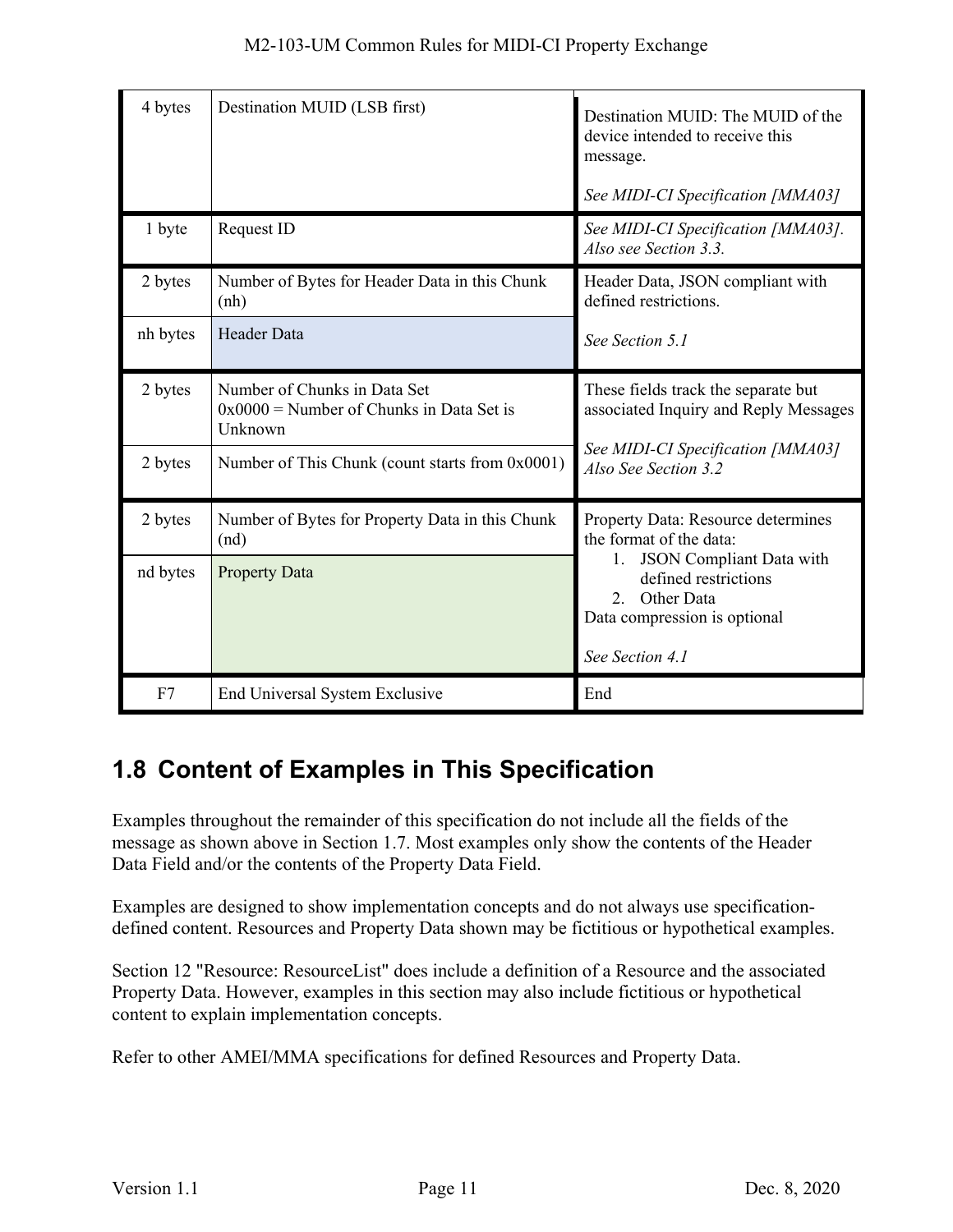| | | |
|---|---|---|
| 4 bytes | Destination MUID (LSB first) | Destination MUID: The MUID of the device intended to receive this message.<br><br>*See MIDI-CI Specification [MMA03]* |
| 1 byte | Request ID | *See MIDI-CI Specification [MMA03]. Also see Section 3.3.* |
| 2 bytes | Number of Bytes for Header Data in this Chunk (nh) | Header Data, JSON compliant with defined restrictions.<br><br>*See Section 5.1* |
| nh bytes | Header Data | |
| 2 bytes | Number of Chunks in Data Set<br>0x0000 = Number of Chunks in Data Set is Unknown | These fields track the separate but associated Inquiry and Reply Messages<br><br>*See MIDI-CI Specification [MMA03] Also See Section 3.2* |
| 2 bytes | Number of This Chunk (count starts from 0x0001) | |
| 2 bytes | Number of Bytes for Property Data in this Chunk (nd) | Property Data: Resource determines the format of the data:<br>1. JSON Compliant Data with defined restrictions<br>2. Other Data<br>Data compression is optional<br><br>*See Section 4.1* |
| nd bytes | Property Data | |
| F7 | End Universal System Exclusive | End |

## 1.8 Content of Examples in This Specification

Examples throughout the remainder of this specification do not include all the fields of the message as shown above in Section 1.7. Most examples only show the contents of the Header Data Field and/or the contents of the Property Data Field.

Examples are designed to show implementation concepts and do not always use specification-defined content. Resources and Property Data shown may be fictitious or hypothetical examples.

Section 12 "Resource: ResourceList" does include a definition of a Resource and the associated Property Data. However, examples in this section may also include fictitious or hypothetical content to explain implementation concepts.

Refer to other AMEI/MMA specifications for defined Resources and Property Data.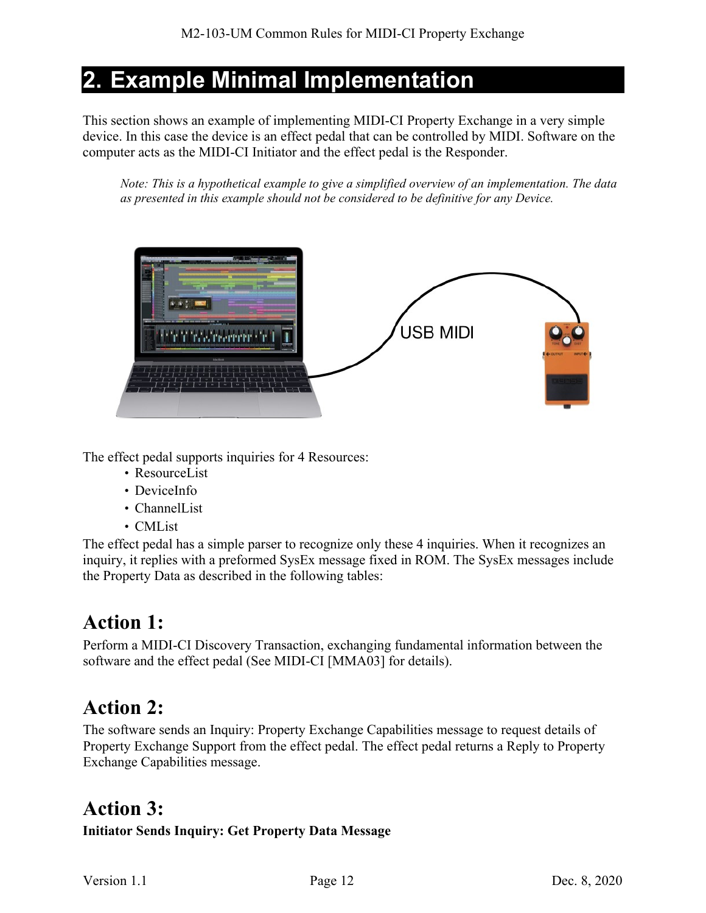# 2. Example Minimal Implementation

This section shows an example of implementing MIDI-CI Property Exchange in a very simple device. In this case the device is an effect pedal that can be controlled by MIDI. Software on the computer acts as the MIDI-CI Initiator and the effect pedal is the Responder.

> *Note: This is a hypothetical example to give a simplified overview of an implementation. The data as presented in this example should not be considered to be definitive for any Device.*

USB MIDI

The effect pedal supports inquiries for 4 Resources:

- ResourceList
- DeviceInfo
- ChannelList
- CMList

The effect pedal has a simple parser to recognize only these 4 inquiries. When it recognizes an inquiry, it replies with a preformed SysEx message fixed in ROM. The SysEx messages include the Property Data as described in the following tables:

## Action 1:

Perform a MIDI-CI Discovery Transaction, exchanging fundamental information between the software and the effect pedal (See MIDI-CI [MMA03] for details).

## Action 2:

The software sends an Inquiry: Property Exchange Capabilities message to request details of Property Exchange Support from the effect pedal. The effect pedal returns a Reply to Property Exchange Capabilities message.

## Action 3:

**Initiator Sends Inquiry: Get Property Data Message**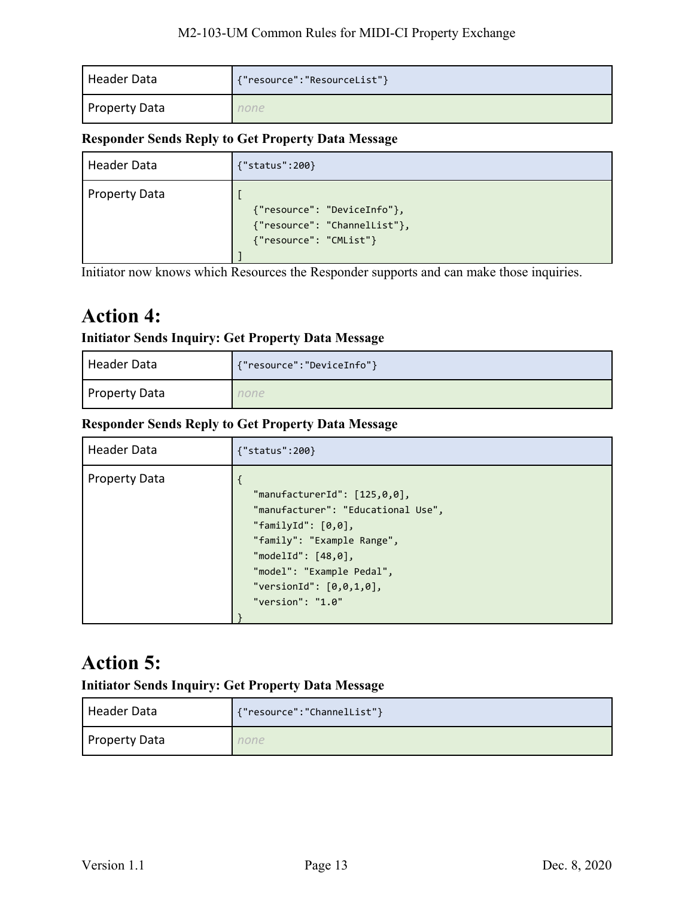| Header Data | {"resource":"ResourceList"} |
|---|---|
| Property Data | *none* |

**Responder Sends Reply to Get Property Data Message**

| Header Data | {"status":200} |
|---|---|
| Property Data | [ {"resource": "DeviceInfo"}, {"resource": "ChannelList"}, {"resource": "CMList"} ] |

Initiator now knows which Resources the Responder supports and can make those inquiries.

# Action 4:

**Initiator Sends Inquiry: Get Property Data Message**

| Header Data | {"resource":"DeviceInfo"} |
|---|---|
| Property Data | *none* |

**Responder Sends Reply to Get Property Data Message**

| Header Data | {"status":200} |
|---|---|
| Property Data | { "manufacturerId": [125,0,0], "manufacturer": "Educational Use", "familyId": [0,0], "family": "Example Range", "modelId": [48,0], "model": "Example Pedal", "versionId": [0,0,1,0], "version": "1.0" } |

# Action 5:

**Initiator Sends Inquiry: Get Property Data Message**

| Header Data | {"resource":"ChannelList"} |
|---|---|
| Property Data | *none* |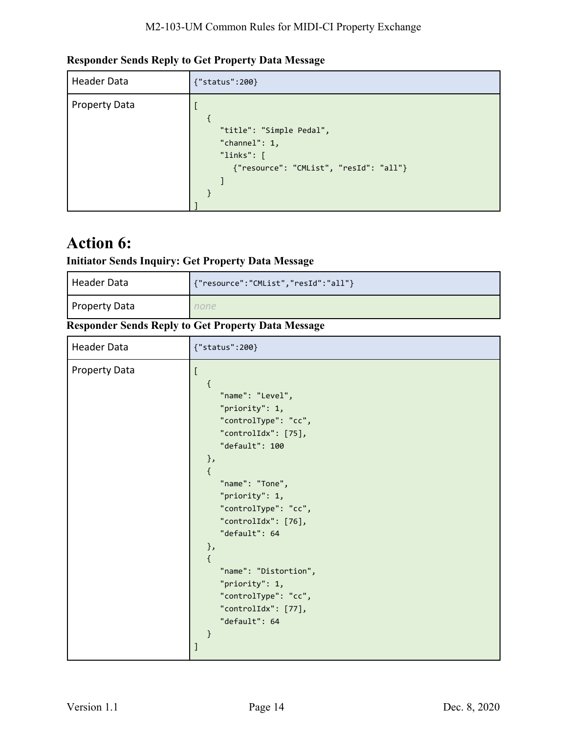**Responder Sends Reply to Get Property Data Message**

| Header Data | {"status":200} |
|---|---|
| Property Data | [<br>   {<br>      "title": "Simple Pedal",<br>      "channel": 1,<br>      "links": [<br>         {"resource": "CMList", "resId": "all"}<br>      ]<br>   }<br>] |

# Action 6:

**Initiator Sends Inquiry: Get Property Data Message**

| Header Data | {"resource":"CMList","resId":"all"} |
|---|---|
| Property Data | *none* |

**Responder Sends Reply to Get Property Data Message**

| Header Data | {"status":200} |
|---|---|
| Property Data | [<br>   {<br>      "name": "Level",<br>      "priority": 1,<br>      "controlType": "cc",<br>      "controlIdx": [75],<br>      "default": 100<br>   },<br>   {<br>      "name": "Tone",<br>      "priority": 1,<br>      "controlType": "cc",<br>      "controlIdx": [76],<br>      "default": 64<br>   },<br>   {<br>      "name": "Distortion",<br>      "priority": 1,<br>      "controlType": "cc",<br>      "controlIdx": [77],<br>      "default": 64<br>   }<br>] |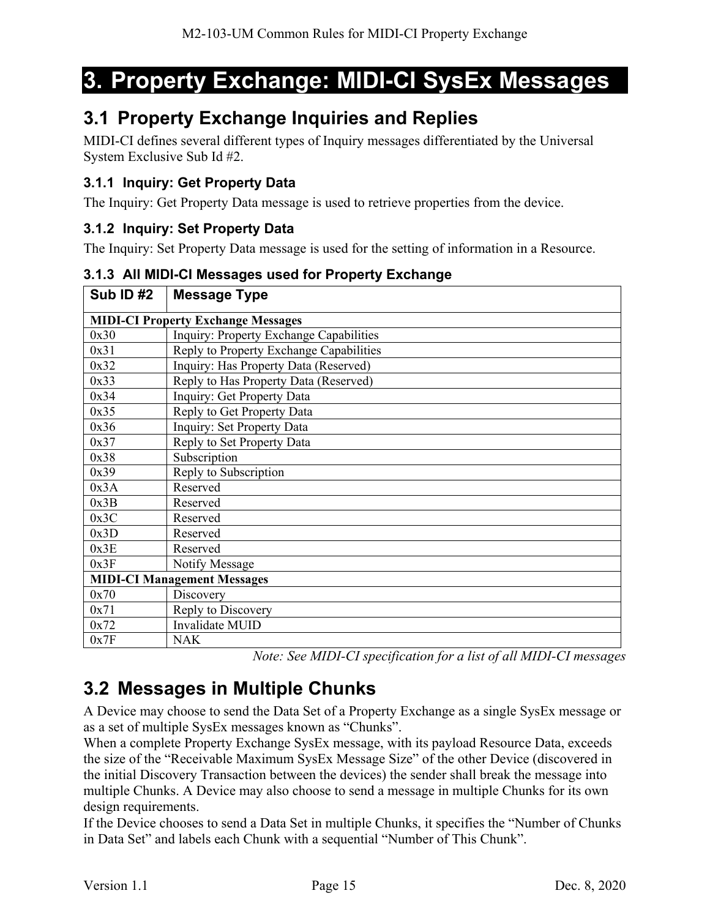# 3. Property Exchange: MIDI-CI SysEx Messages

## 3.1 Property Exchange Inquiries and Replies

MIDI-CI defines several different types of Inquiry messages differentiated by the Universal System Exclusive Sub Id #2.

### 3.1.1 Inquiry: Get Property Data

The Inquiry: Get Property Data message is used to retrieve properties from the device.

### 3.1.2 Inquiry: Set Property Data

The Inquiry: Set Property Data message is used for the setting of information in a Resource.

### 3.1.3 All MIDI-CI Messages used for Property Exchange

| Sub ID #2 | Message Type |
|---|---|
| **MIDI-CI Property Exchange Messages** | |
| 0x30 | Inquiry: Property Exchange Capabilities |
| 0x31 | Reply to Property Exchange Capabilities |
| 0x32 | Inquiry: Has Property Data (Reserved) |
| 0x33 | Reply to Has Property Data (Reserved) |
| 0x34 | Inquiry: Get Property Data |
| 0x35 | Reply to Get Property Data |
| 0x36 | Inquiry: Set Property Data |
| 0x37 | Reply to Set Property Data |
| 0x38 | Subscription |
| 0x39 | Reply to Subscription |
| 0x3A | Reserved |
| 0x3B | Reserved |
| 0x3C | Reserved |
| 0x3D | Reserved |
| 0x3E | Reserved |
| 0x3F | Notify Message |
| **MIDI-CI Management Messages** | |
| 0x70 | Discovery |
| 0x71 | Reply to Discovery |
| 0x72 | Invalidate MUID |
| 0x7F | NAK |

*Note: See MIDI-CI specification for a list of all MIDI-CI messages*

## 3.2 Messages in Multiple Chunks

A Device may choose to send the Data Set of a Property Exchange as a single SysEx message or as a set of multiple SysEx messages known as "Chunks".

When a complete Property Exchange SysEx message, with its payload Resource Data, exceeds the size of the "Receivable Maximum SysEx Message Size" of the other Device (discovered in the initial Discovery Transaction between the devices) the sender shall break the message into multiple Chunks. A Device may also choose to send a message in multiple Chunks for its own design requirements.

If the Device chooses to send a Data Set in multiple Chunks, it specifies the "Number of Chunks in Data Set" and labels each Chunk with a sequential "Number of This Chunk".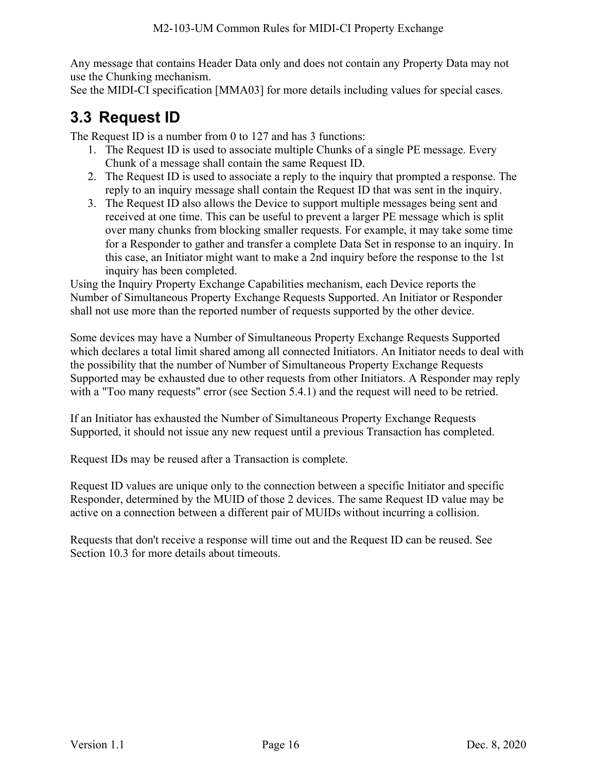Any message that contains Header Data only and does not contain any Property Data may not use the Chunking mechanism.
See the MIDI-CI specification [MMA03] for more details including values for special cases.

## 3.3 Request ID

The Request ID is a number from 0 to 127 and has 3 functions:

1. The Request ID is used to associate multiple Chunks of a single PE message. Every Chunk of a message shall contain the same Request ID.
2. The Request ID is used to associate a reply to the inquiry that prompted a response. The reply to an inquiry message shall contain the Request ID that was sent in the inquiry.
3. The Request ID also allows the Device to support multiple messages being sent and received at one time. This can be useful to prevent a larger PE message which is split over many chunks from blocking smaller requests. For example, it may take some time for a Responder to gather and transfer a complete Data Set in response to an inquiry. In this case, an Initiator might want to make a 2nd inquiry before the response to the 1st inquiry has been completed.

Using the Inquiry Property Exchange Capabilities mechanism, each Device reports the Number of Simultaneous Property Exchange Requests Supported. An Initiator or Responder shall not use more than the reported number of requests supported by the other device.

Some devices may have a Number of Simultaneous Property Exchange Requests Supported which declares a total limit shared among all connected Initiators. An Initiator needs to deal with the possibility that the number of Number of Simultaneous Property Exchange Requests Supported may be exhausted due to other requests from other Initiators. A Responder may reply with a "Too many requests" error (see Section 5.4.1) and the request will need to be retried.

If an Initiator has exhausted the Number of Simultaneous Property Exchange Requests Supported, it should not issue any new request until a previous Transaction has completed.

Request IDs may be reused after a Transaction is complete.

Request ID values are unique only to the connection between a specific Initiator and specific Responder, determined by the MUID of those 2 devices. The same Request ID value may be active on a connection between a different pair of MUIDs without incurring a collision.

Requests that don't receive a response will time out and the Request ID can be reused. See Section 10.3 for more details about timeouts.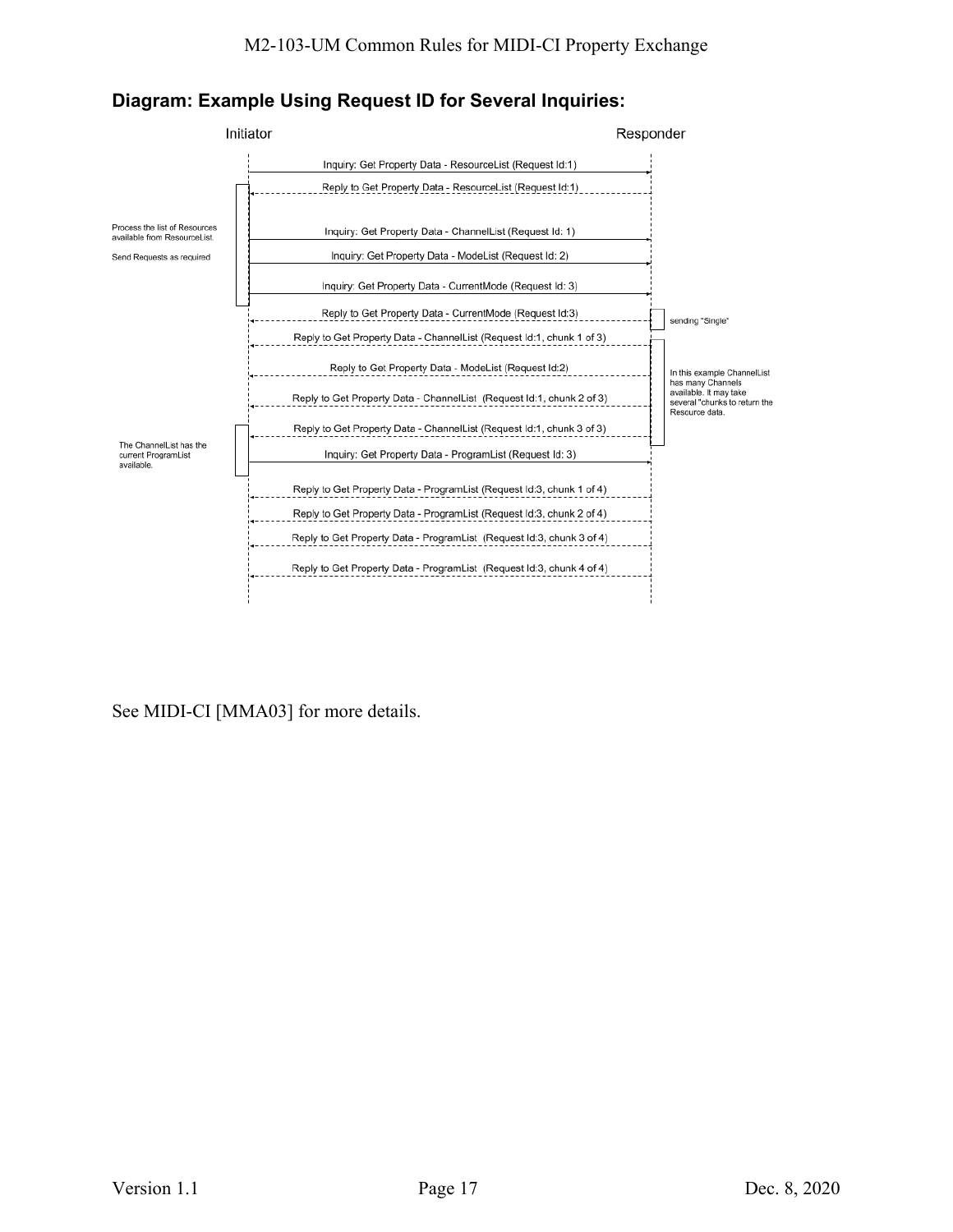## Diagram: Example Using Request ID for Several Inquiries:

Initiator | Responder

- Inquiry: Get Property Data - ResourceList (Request Id:1)
- Reply to Get Property Data - ResourceList (Request Id:1)

Process the list of Resources available from ResourceList.

Send Requests as required

- Inquiry: Get Property Data - ChannelList (Request Id: 1)
- Inquiry: Get Property Data - ModeList (Request Id: 2)
- Inquiry: Get Property Data - CurrentMode (Request Id: 3)
- Reply to Get Property Data - CurrentMode (Request Id:3) — sending "Single"
- Reply to Get Property Data - ChannelList (Request Id:1, chunk 1 of 3)
- Reply to Get Property Data - ModeList (Request Id:2)
- Reply to Get Property Data - ChannelList (Request Id:1, chunk 2 of 3)
- Reply to Get Property Data - ChannelList (Request Id:1, chunk 3 of 3)

In this example ChannelList has many Channels available. It may take several "chunks to return the Resource data.

The ChannelList has the current ProgramList available.

- Inquiry: Get Property Data - ProgramList (Request Id: 3)
- Reply to Get Property Data - ProgramList (Request Id:3, chunk 1 of 4)
- Reply to Get Property Data - ProgramList (Request Id:3, chunk 2 of 4)
- Reply to Get Property Data - ProgramList (Request Id:3, chunk 3 of 4)
- Reply to Get Property Data - ProgramList (Request Id:3, chunk 4 of 4)

See MIDI-CI [MMA03] for more details.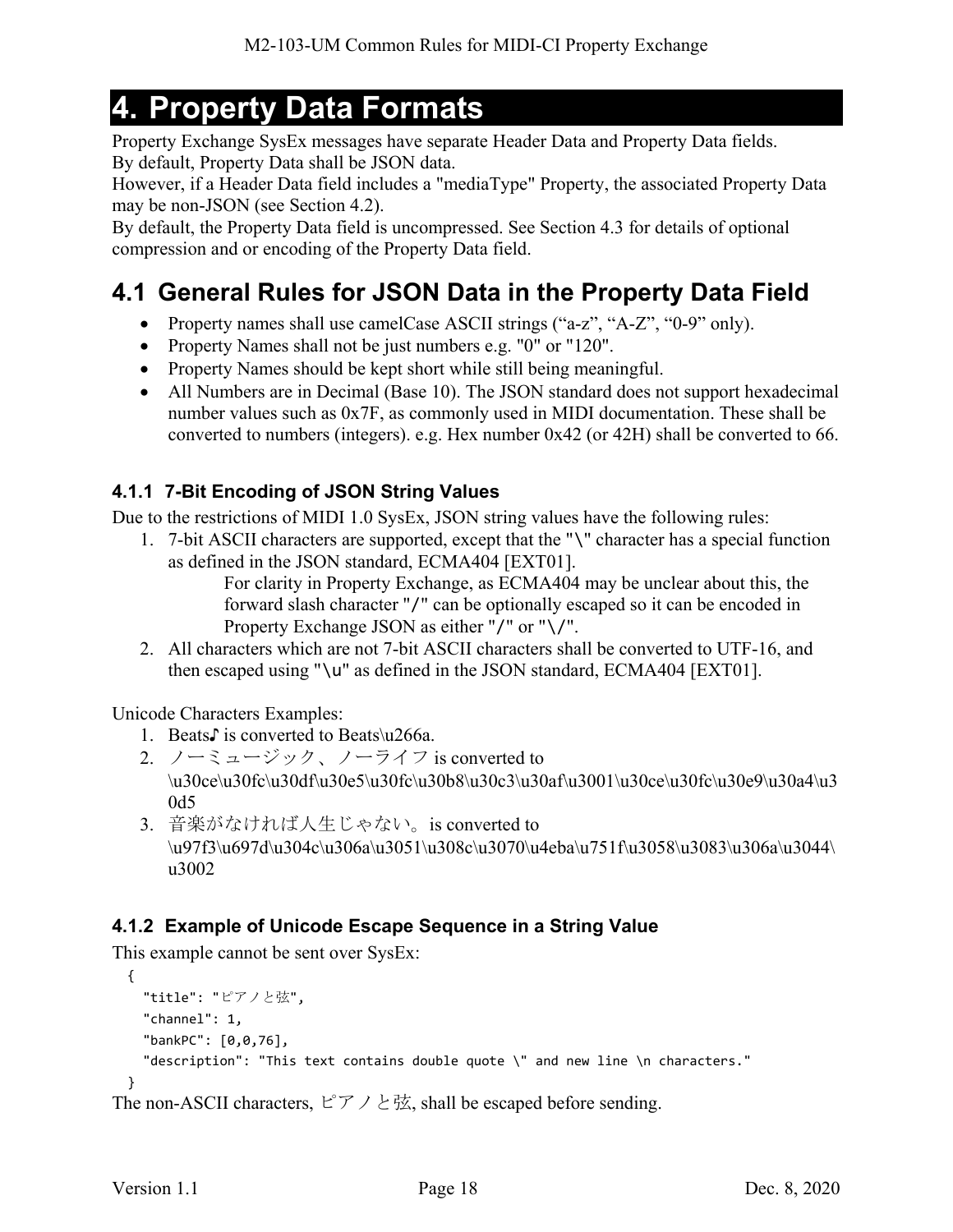# 4. Property Data Formats

Property Exchange SysEx messages have separate Header Data and Property Data fields.
By default, Property Data shall be JSON data.
However, if a Header Data field includes a "mediaType" Property, the associated Property Data may be non-JSON (see Section 4.2).
By default, the Property Data field is uncompressed. See Section 4.3 for details of optional compression and or encoding of the Property Data field.

## 4.1 General Rules for JSON Data in the Property Data Field

- Property names shall use camelCase ASCII strings ("a-z", "A-Z", "0-9" only).
- Property Names shall not be just numbers e.g. "0" or "120".
- Property Names should be kept short while still being meaningful.
- All Numbers are in Decimal (Base 10). The JSON standard does not support hexadecimal number values such as 0x7F, as commonly used in MIDI documentation. These shall be converted to numbers (integers). e.g. Hex number 0x42 (or 42H) shall be converted to 66.

### 4.1.1 7-Bit Encoding of JSON String Values

Due to the restrictions of MIDI 1.0 SysEx, JSON string values have the following rules:

1. 7-bit ASCII characters are supported, except that the "\" character has a special function as defined in the JSON standard, ECMA404 [EXT01].
   
   For clarity in Property Exchange, as ECMA404 may be unclear about this, the forward slash character "/" can be optionally escaped so it can be encoded in Property Exchange JSON as either "/" or "\/".
2. All characters which are not 7-bit ASCII characters shall be converted to UTF-16, and then escaped using "\u" as defined in the JSON standard, ECMA404 [EXT01].

Unicode Characters Examples:

1. Beats♪ is converted to Beats\u266a.
2. ノーミュージック、ノーライフ is converted to \u30ce\u30fc\u30df\u30e5\u30fc\u30b8\u30c3\u30af\u3001\u30ce\u30fc\u30e9\u30a4\u30d5
3. 音楽がなければ人生じゃない。is converted to \u97f3\u697d\u304c\u306a\u3051\u308c\u3070\u4eba\u751f\u3058\u3083\u306a\u3044\u3002

### 4.1.2 Example of Unicode Escape Sequence in a String Value

This example cannot be sent over SysEx:

```
{
  "title": "ピアノと弦",
  "channel": 1,
  "bankPC": [0,0,76],
  "description": "This text contains double quote \" and new line \n characters."
}
```

The non-ASCII characters, ピアノと弦, shall be escaped before sending.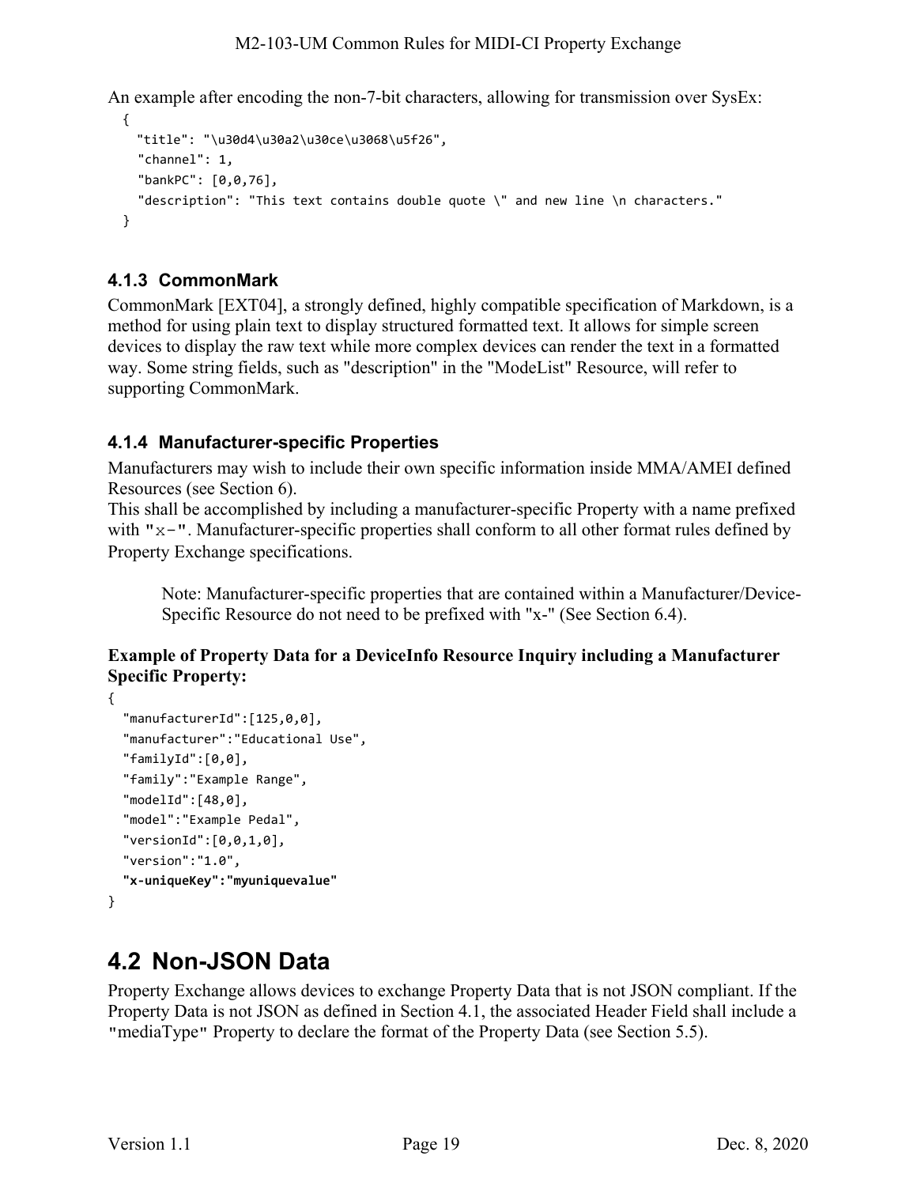An example after encoding the non-7-bit characters, allowing for transmission over SysEx:

```
{
  "title": "\u30d4\u30a2\u30ce\u3068\u5f26",
  "channel": 1,
  "bankPC": [0,0,76],
  "description": "This text contains double quote \" and new line \n characters."
}
```

### 4.1.3 CommonMark

CommonMark [EXT04], a strongly defined, highly compatible specification of Markdown, is a method for using plain text to display structured formatted text. It allows for simple screen devices to display the raw text while more complex devices can render the text in a formatted way. Some string fields, such as "description" in the "ModeList" Resource, will refer to supporting CommonMark.

### 4.1.4 Manufacturer-specific Properties

Manufacturers may wish to include their own specific information inside MMA/AMEI defined Resources (see Section 6).

This shall be accomplished by including a manufacturer-specific Property with a name prefixed with `"x-"`. Manufacturer-specific properties shall conform to all other format rules defined by Property Exchange specifications.

> Note: Manufacturer-specific properties that are contained within a Manufacturer/Device-Specific Resource do not need to be prefixed with "x-" (See Section 6.4).

**Example of Property Data for a DeviceInfo Resource Inquiry including a Manufacturer Specific Property:**

```
{
  "manufacturerId":[125,0,0],
  "manufacturer":"Educational Use",
  "familyId":[0,0],
  "family":"Example Range",
  "modelId":[48,0],
  "model":"Example Pedal",
  "versionId":[0,0,1,0],
  "version":"1.0",
  "x-uniqueKey":"myuniquevalue"
}
```

## 4.2 Non-JSON Data

Property Exchange allows devices to exchange Property Data that is not JSON compliant. If the Property Data is not JSON as defined in Section 4.1, the associated Header Field shall include a `"mediaType"` Property to declare the format of the Property Data (see Section 5.5).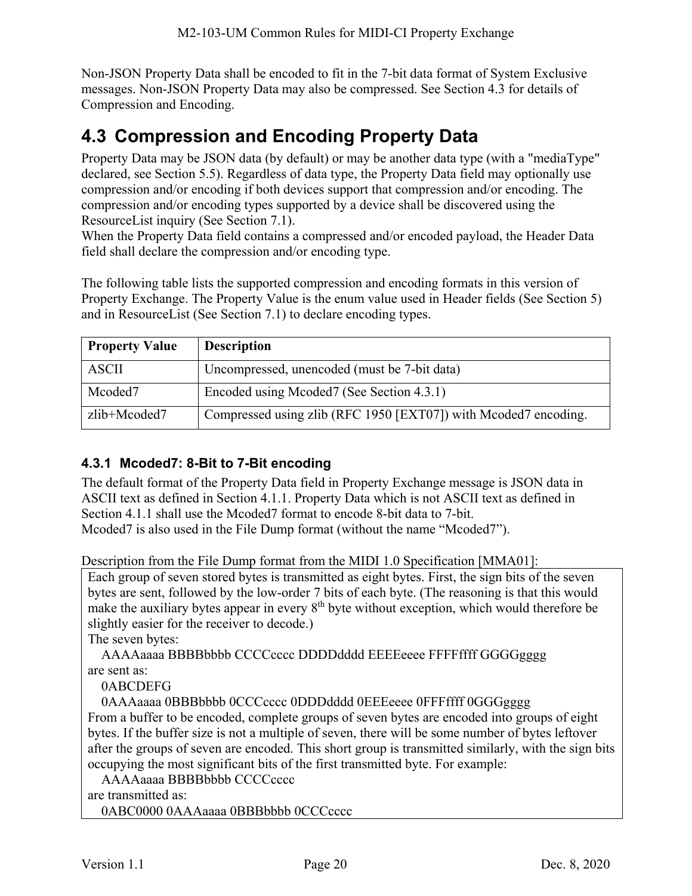Non-JSON Property Data shall be encoded to fit in the 7-bit data format of System Exclusive messages. Non-JSON Property Data may also be compressed. See Section 4.3 for details of Compression and Encoding.

## 4.3 Compression and Encoding Property Data

Property Data may be JSON data (by default) or may be another data type (with a "mediaType" declared, see Section 5.5). Regardless of data type, the Property Data field may optionally use compression and/or encoding if both devices support that compression and/or encoding. The compression and/or encoding types supported by a device shall be discovered using the ResourceList inquiry (See Section 7.1).
When the Property Data field contains a compressed and/or encoded payload, the Header Data field shall declare the compression and/or encoding type.

The following table lists the supported compression and encoding formats in this version of Property Exchange. The Property Value is the enum value used in Header fields (See Section 5) and in ResourceList (See Section 7.1) to declare encoding types.

| Property Value | Description |
|---|---|
| ASCII | Uncompressed, unencoded (must be 7-bit data) |
| Mcoded7 | Encoded using Mcoded7 (See Section 4.3.1) |
| zlib+Mcoded7 | Compressed using zlib (RFC 1950 [EXT07]) with Mcoded7 encoding. |

### 4.3.1 Mcoded7: 8-Bit to 7-Bit encoding

The default format of the Property Data field in Property Exchange message is JSON data in ASCII text as defined in Section 4.1.1. Property Data which is not ASCII text as defined in Section 4.1.1 shall use the Mcoded7 format to encode 8-bit data to 7-bit.
Mcoded7 is also used in the File Dump format (without the name “Mcoded7”).

Description from the File Dump format from the MIDI 1.0 Specification [MMA01]:

> Each group of seven stored bytes is transmitted as eight bytes. First, the sign bits of the seven bytes are sent, followed by the low-order 7 bits of each byte. (The reasoning is that this would make the auxiliary bytes appear in every 8th byte without exception, which would therefore be slightly easier for the receiver to decode.)
> The seven bytes:
>     AAAAaaaa BBBBbbbb CCCCcccc DDDDdddd EEEEeeee FFFFffff GGGGgggg
> are sent as:
>     0ABCDEFG
>     0AAAaaaa 0BBBbbbb 0CCCcccc 0DDDdddd 0EEEeeee 0FFFffff 0GGGgggg
> From a buffer to be encoded, complete groups of seven bytes are encoded into groups of eight bytes. If the buffer size is not a multiple of seven, there will be some number of bytes leftover after the groups of seven are encoded. This short group is transmitted similarly, with the sign bits occupying the most significant bits of the first transmitted byte. For example:
>     AAAAaaaa BBBBbbbb CCCCcccc
> are transmitted as:
>     0ABC0000 0AAAaaaa 0BBBbbbb 0CCCcccc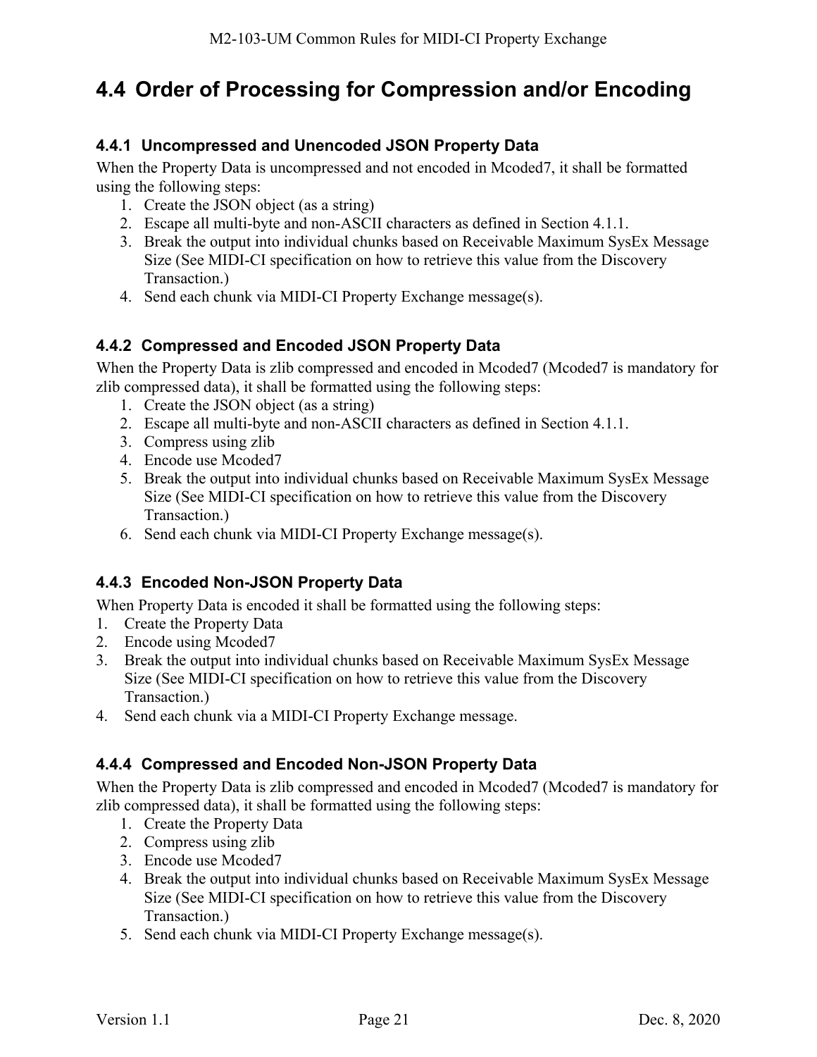## 4.4 Order of Processing for Compression and/or Encoding

### 4.4.1 Uncompressed and Unencoded JSON Property Data

When the Property Data is uncompressed and not encoded in Mcoded7, it shall be formatted using the following steps:

1. Create the JSON object (as a string)
2. Escape all multi-byte and non-ASCII characters as defined in Section 4.1.1.
3. Break the output into individual chunks based on Receivable Maximum SysEx Message Size (See MIDI-CI specification on how to retrieve this value from the Discovery Transaction.)
4. Send each chunk via MIDI-CI Property Exchange message(s).

### 4.4.2 Compressed and Encoded JSON Property Data

When the Property Data is zlib compressed and encoded in Mcoded7 (Mcoded7 is mandatory for zlib compressed data), it shall be formatted using the following steps:

1. Create the JSON object (as a string)
2. Escape all multi-byte and non-ASCII characters as defined in Section 4.1.1.
3. Compress using zlib
4. Encode use Mcoded7
5. Break the output into individual chunks based on Receivable Maximum SysEx Message Size (See MIDI-CI specification on how to retrieve this value from the Discovery Transaction.)
6. Send each chunk via MIDI-CI Property Exchange message(s).

### 4.4.3 Encoded Non-JSON Property Data

When Property Data is encoded it shall be formatted using the following steps:

1. Create the Property Data
2. Encode using Mcoded7
3. Break the output into individual chunks based on Receivable Maximum SysEx Message Size (See MIDI-CI specification on how to retrieve this value from the Discovery Transaction.)
4. Send each chunk via a MIDI-CI Property Exchange message.

### 4.4.4 Compressed and Encoded Non-JSON Property Data

When the Property Data is zlib compressed and encoded in Mcoded7 (Mcoded7 is mandatory for zlib compressed data), it shall be formatted using the following steps:

1. Create the Property Data
2. Compress using zlib
3. Encode use Mcoded7
4. Break the output into individual chunks based on Receivable Maximum SysEx Message Size (See MIDI-CI specification on how to retrieve this value from the Discovery Transaction.)
5. Send each chunk via MIDI-CI Property Exchange message(s).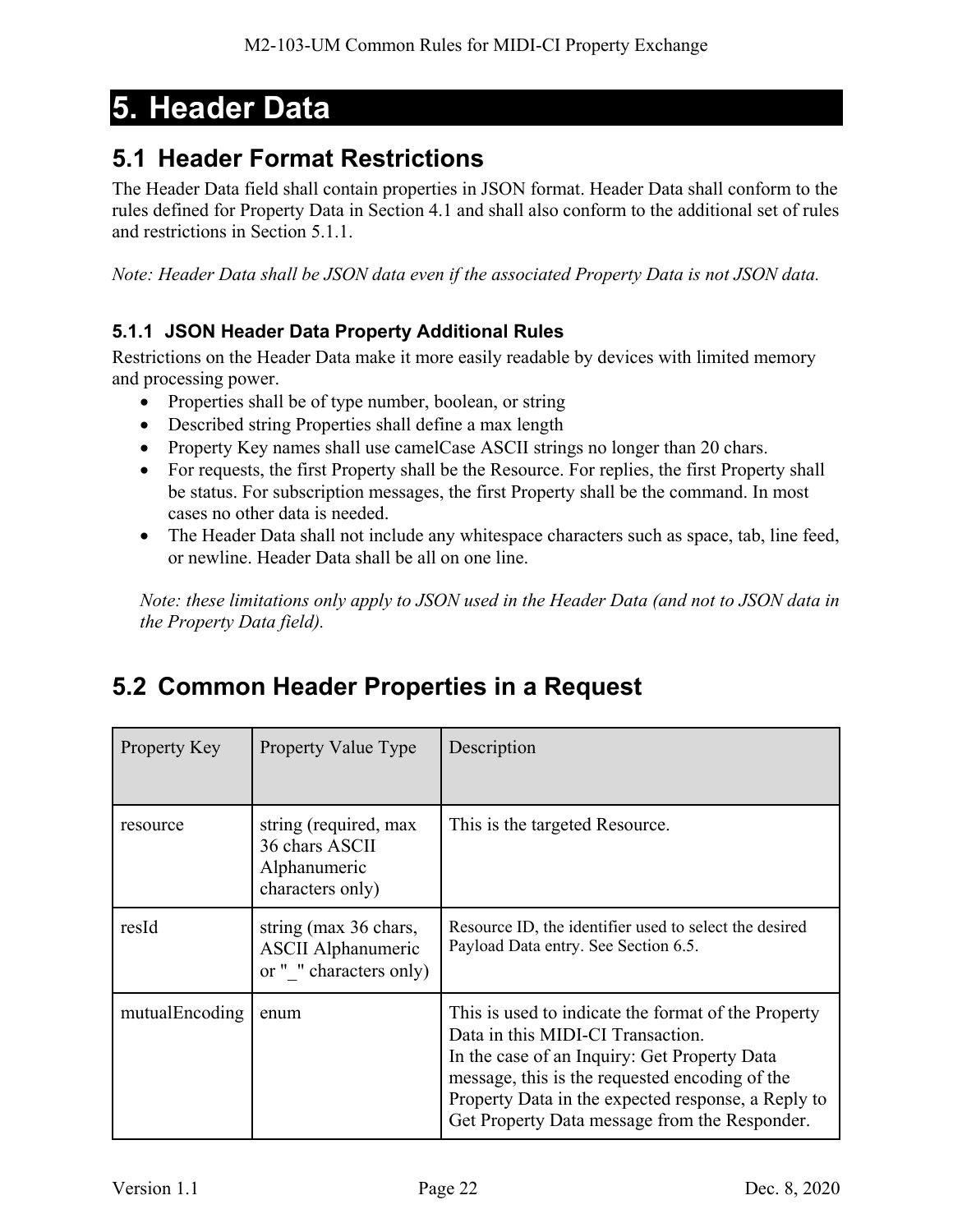# 5. Header Data

## 5.1 Header Format Restrictions

The Header Data field shall contain properties in JSON format. Header Data shall conform to the rules defined for Property Data in Section 4.1 and shall also conform to the additional set of rules and restrictions in Section 5.1.1.

*Note: Header Data shall be JSON data even if the associated Property Data is not JSON data.*

### 5.1.1 JSON Header Data Property Additional Rules

Restrictions on the Header Data make it more easily readable by devices with limited memory and processing power.

- Properties shall be of type number, boolean, or string
- Described string Properties shall define a max length
- Property Key names shall use camelCase ASCII strings no longer than 20 chars.
- For requests, the first Property shall be the Resource. For replies, the first Property shall be status. For subscription messages, the first Property shall be the command. In most cases no other data is needed.
- The Header Data shall not include any whitespace characters such as space, tab, line feed, or newline. Header Data shall be all on one line.

*Note: these limitations only apply to JSON used in the Header Data (and not to JSON data in the Property Data field).*

## 5.2 Common Header Properties in a Request

| Property Key | Property Value Type | Description |
|---|---|---|
| resource | string (required, max 36 chars ASCII Alphanumeric characters only) | This is the targeted Resource. |
| resId | string (max 36 chars, ASCII Alphanumeric or "_" characters only) | Resource ID, the identifier used to select the desired Payload Data entry. See Section 6.5. |
| mutualEncoding | enum | This is used to indicate the format of the Property Data in this MIDI-CI Transaction.<br>In the case of an Inquiry: Get Property Data message, this is the requested encoding of the Property Data in the expected response, a Reply to Get Property Data message from the Responder. |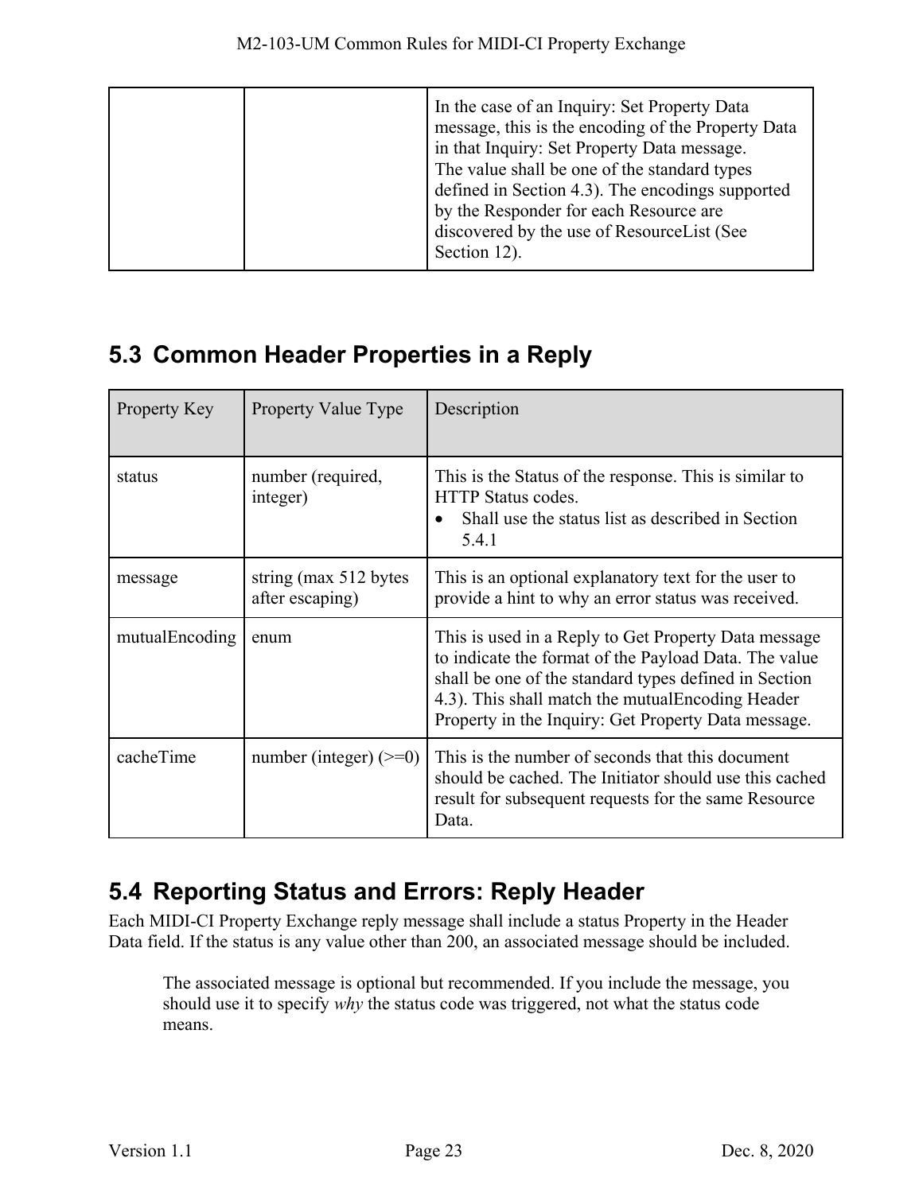| | | In the case of an Inquiry: Set Property Data message, this is the encoding of the Property Data in that Inquiry: Set Property Data message. The value shall be one of the standard types defined in Section 4.3). The encodings supported by the Responder for each Resource are discovered by the use of ResourceList (See Section 12). |
|---|---|---|

## 5.3 Common Header Properties in a Reply

| Property Key | Property Value Type | Description |
|---|---|---|
| status | number (required, integer) | This is the Status of the response. This is similar to HTTP Status codes.<br>• Shall use the status list as described in Section 5.4.1 |
| message | string (max 512 bytes after escaping) | This is an optional explanatory text for the user to provide a hint to why an error status was received. |
| mutualEncoding | enum | This is used in a Reply to Get Property Data message to indicate the format of the Payload Data. The value shall be one of the standard types defined in Section 4.3). This shall match the mutualEncoding Header Property in the Inquiry: Get Property Data message. |
| cacheTime | number (integer) (>=0) | This is the number of seconds that this document should be cached. The Initiator should use this cached result for subsequent requests for the same Resource Data. |

## 5.4 Reporting Status and Errors: Reply Header

Each MIDI-CI Property Exchange reply message shall include a status Property in the Header Data field. If the status is any value other than 200, an associated message should be included.

> The associated message is optional but recommended. If you include the message, you should use it to specify *why* the status code was triggered, not what the status code means.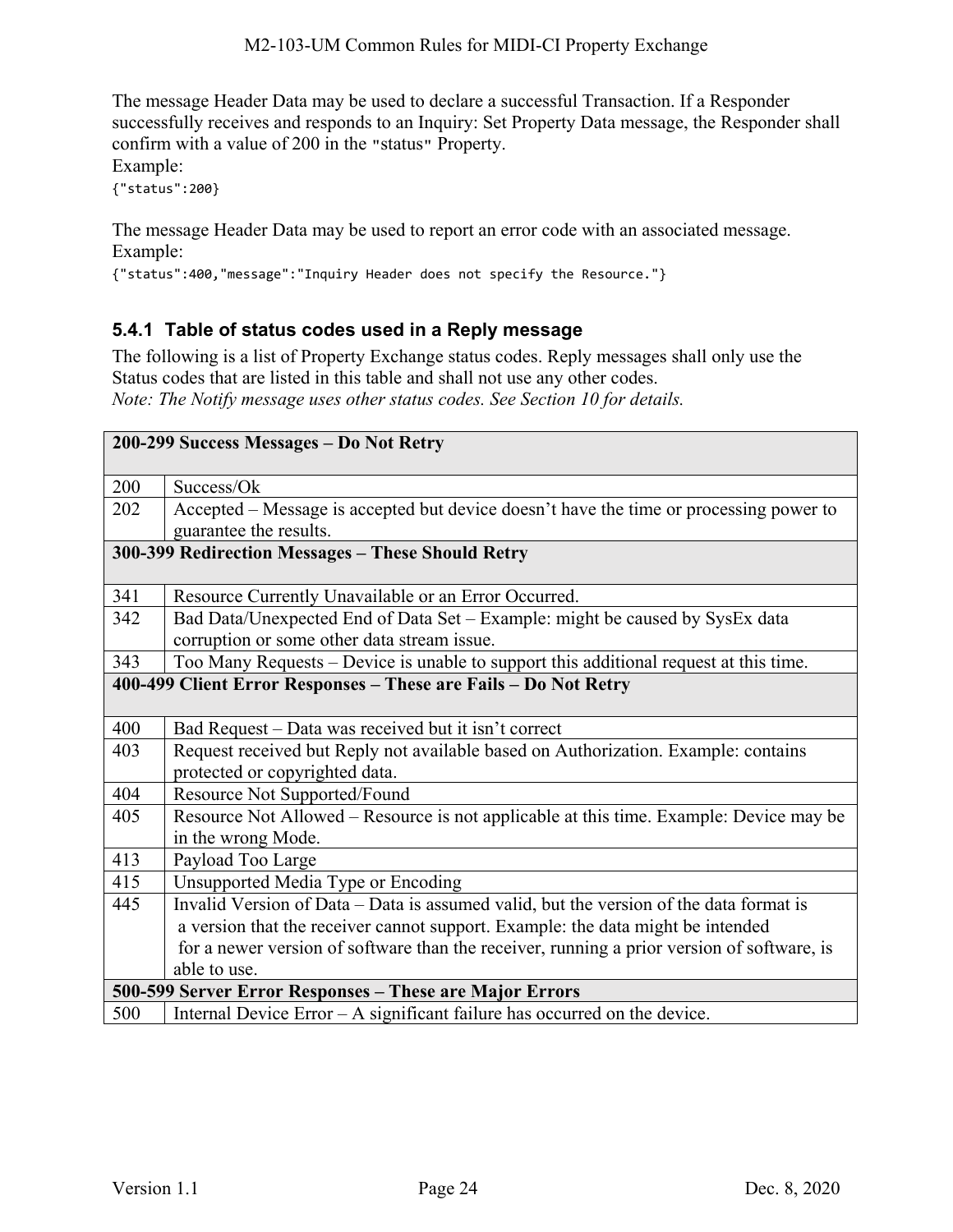The message Header Data may be used to declare a successful Transaction. If a Responder successfully receives and responds to an Inquiry: Set Property Data message, the Responder shall confirm with a value of 200 in the "status" Property.

Example:

```
{"status":200}
```

The message Header Data may be used to report an error code with an associated message.

Example:

```
{"status":400,"message":"Inquiry Header does not specify the Resource."}
```

### 5.4.1 Table of status codes used in a Reply message

The following is a list of Property Exchange status codes. Reply messages shall only use the Status codes that are listed in this table and shall not use any other codes.

*Note: The Notify message uses other status codes. See Section 10 for details.*

| **200-299 Success Messages – Do Not Retry** | |
|---|---|
| 200 | Success/Ok |
| 202 | Accepted – Message is accepted but device doesn't have the time or processing power to guarantee the results. |
| **300-399 Redirection Messages – These Should Retry** | |
| 341 | Resource Currently Unavailable or an Error Occurred. |
| 342 | Bad Data/Unexpected End of Data Set – Example: might be caused by SysEx data corruption or some other data stream issue. |
| 343 | Too Many Requests – Device is unable to support this additional request at this time. |
| **400-499 Client Error Responses – These are Fails – Do Not Retry** | |
| 400 | Bad Request – Data was received but it isn't correct |
| 403 | Request received but Reply not available based on Authorization. Example: contains protected or copyrighted data. |
| 404 | Resource Not Supported/Found |
| 405 | Resource Not Allowed – Resource is not applicable at this time. Example: Device may be in the wrong Mode. |
| 413 | Payload Too Large |
| 415 | Unsupported Media Type or Encoding |
| 445 | Invalid Version of Data – Data is assumed valid, but the version of the data format is a version that the receiver cannot support. Example: the data might be intended for a newer version of software than the receiver, running a prior version of software, is able to use. |
| **500-599 Server Error Responses – These are Major Errors** | |
| 500 | Internal Device Error – A significant failure has occurred on the device. |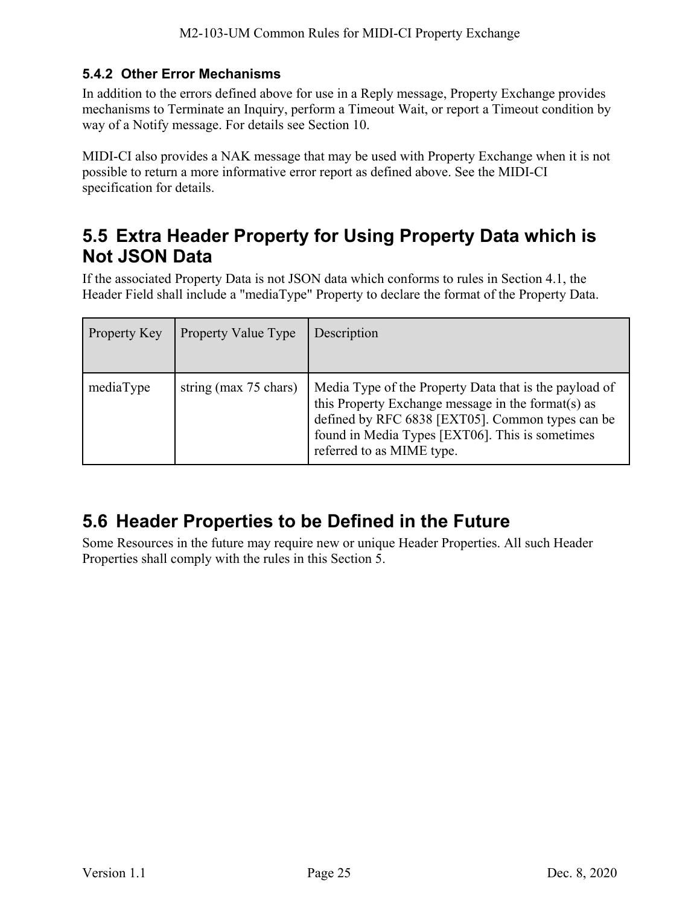### 5.4.2 Other Error Mechanisms

In addition to the errors defined above for use in a Reply message, Property Exchange provides mechanisms to Terminate an Inquiry, perform a Timeout Wait, or report a Timeout condition by way of a Notify message. For details see Section 10.

MIDI-CI also provides a NAK message that may be used with Property Exchange when it is not possible to return a more informative error report as defined above. See the MIDI-CI specification for details.

## 5.5 Extra Header Property for Using Property Data which is Not JSON Data

If the associated Property Data is not JSON data which conforms to rules in Section 4.1, the Header Field shall include a "mediaType" Property to declare the format of the Property Data.

| Property Key | Property Value Type | Description |
|---|---|---|
| mediaType | string (max 75 chars) | Media Type of the Property Data that is the payload of this Property Exchange message in the format(s) as defined by RFC 6838 [EXT05]. Common types can be found in Media Types [EXT06]. This is sometimes referred to as MIME type. |

## 5.6 Header Properties to be Defined in the Future

Some Resources in the future may require new or unique Header Properties. All such Header Properties shall comply with the rules in this Section 5.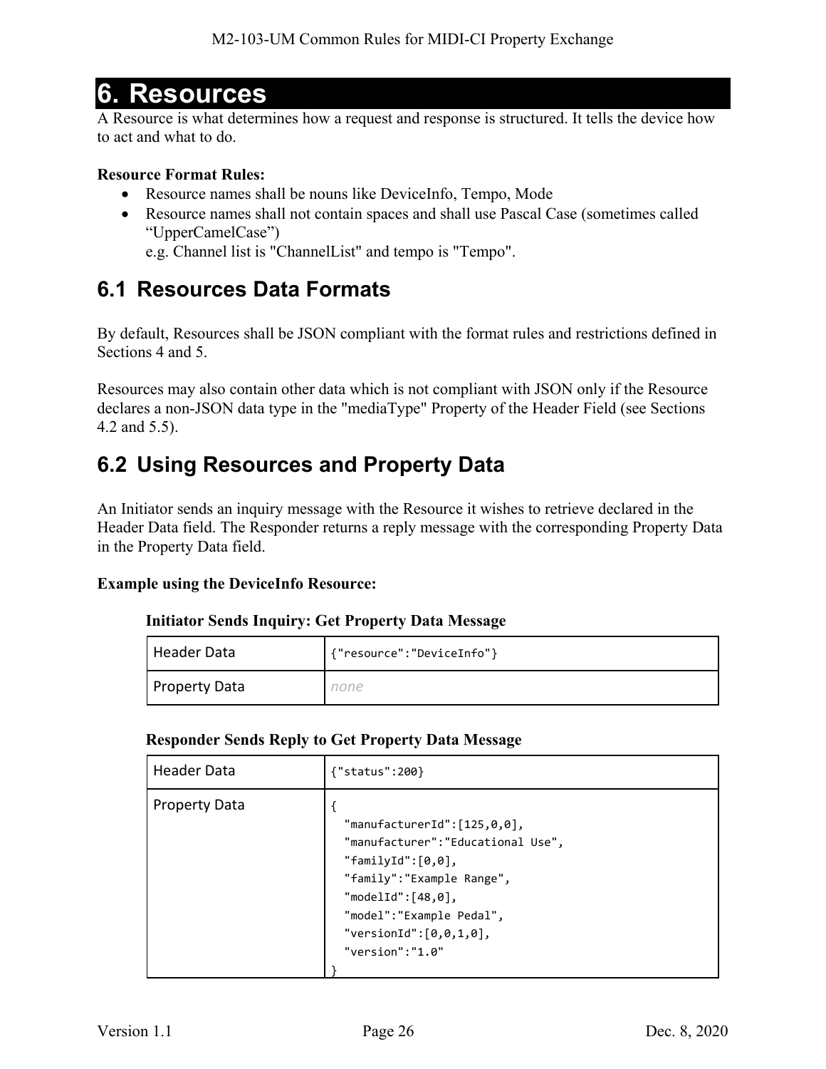# 6. Resources

A Resource is what determines how a request and response is structured. It tells the device how to act and what to do.

**Resource Format Rules:**

- Resource names shall be nouns like DeviceInfo, Tempo, Mode
- Resource names shall not contain spaces and shall use Pascal Case (sometimes called "UpperCamelCase")
  e.g. Channel list is "ChannelList" and tempo is "Tempo".

## 6.1 Resources Data Formats

By default, Resources shall be JSON compliant with the format rules and restrictions defined in Sections 4 and 5.

Resources may also contain other data which is not compliant with JSON only if the Resource declares a non-JSON data type in the "mediaType" Property of the Header Field (see Sections 4.2 and 5.5).

## 6.2 Using Resources and Property Data

An Initiator sends an inquiry message with the Resource it wishes to retrieve declared in the Header Data field. The Responder returns a reply message with the corresponding Property Data in the Property Data field.

**Example using the DeviceInfo Resource:**

**Initiator Sends Inquiry: Get Property Data Message**

| Header Data | `{"resource":"DeviceInfo"}` |
|---|---|
| Property Data | *none* |

**Responder Sends Reply to Get Property Data Message**

| Header Data | `{"status":200}` |
|---|---|
| Property Data | `{ "manufacturerId":[125,0,0], "manufacturer":"Educational Use", "familyId":[0,0], "family":"Example Range", "modelId":[48,0], "model":"Example Pedal", "versionId":[0,0,1,0], "version":"1.0" }` |

```
{
  "manufacturerId":[125,0,0],
  "manufacturer":"Educational Use",
  "familyId":[0,0],
  "family":"Example Range",
  "modelId":[48,0],
  "model":"Example Pedal",
  "versionId":[0,0,1,0],
  "version":"1.0"
}
```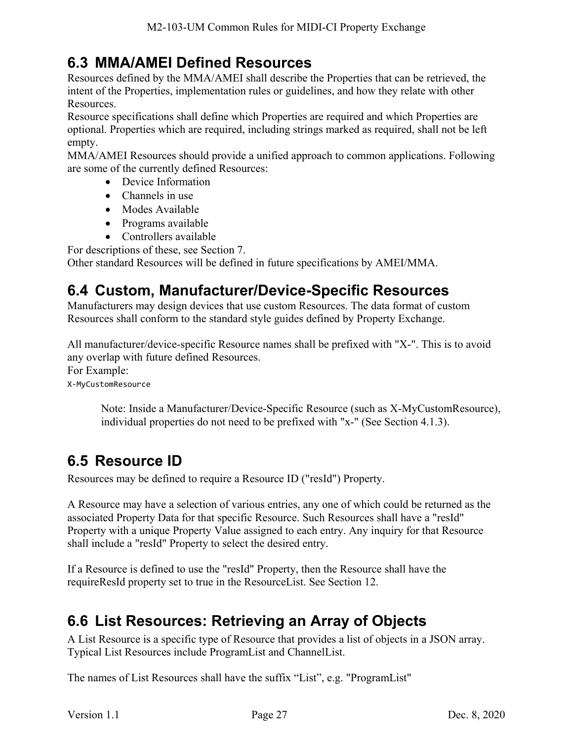## 6.3 MMA/AMEI Defined Resources

Resources defined by the MMA/AMEI shall describe the Properties that can be retrieved, the intent of the Properties, implementation rules or guidelines, and how they relate with other Resources.

Resource specifications shall define which Properties are required and which Properties are optional. Properties which are required, including strings marked as required, shall not be left empty.

MMA/AMEI Resources should provide a unified approach to common applications. Following are some of the currently defined Resources:

- Device Information
- Channels in use
- Modes Available
- Programs available
- Controllers available

For descriptions of these, see Section 7.

Other standard Resources will be defined in future specifications by AMEI/MMA.

## 6.4 Custom, Manufacturer/Device-Specific Resources

Manufacturers may design devices that use custom Resources. The data format of custom Resources shall conform to the standard style guides defined by Property Exchange.

All manufacturer/device-specific Resource names shall be prefixed with "X-". This is to avoid any overlap with future defined Resources.

For Example:

```
X-MyCustomResource
```

> Note: Inside a Manufacturer/Device-Specific Resource (such as X-MyCustomResource), individual properties do not need to be prefixed with "x-" (See Section 4.1.3).

## 6.5 Resource ID

Resources may be defined to require a Resource ID ("resId") Property.

A Resource may have a selection of various entries, any one of which could be returned as the associated Property Data for that specific Resource. Such Resources shall have a "resId" Property with a unique Property Value assigned to each entry. Any inquiry for that Resource shall include a "resId" Property to select the desired entry.

If a Resource is defined to use the "resId" Property, then the Resource shall have the requireResId property set to true in the ResourceList. See Section 12.

## 6.6 List Resources: Retrieving an Array of Objects

A List Resource is a specific type of Resource that provides a list of objects in a JSON array. Typical List Resources include ProgramList and ChannelList.

The names of List Resources shall have the suffix “List”, e.g. "ProgramList"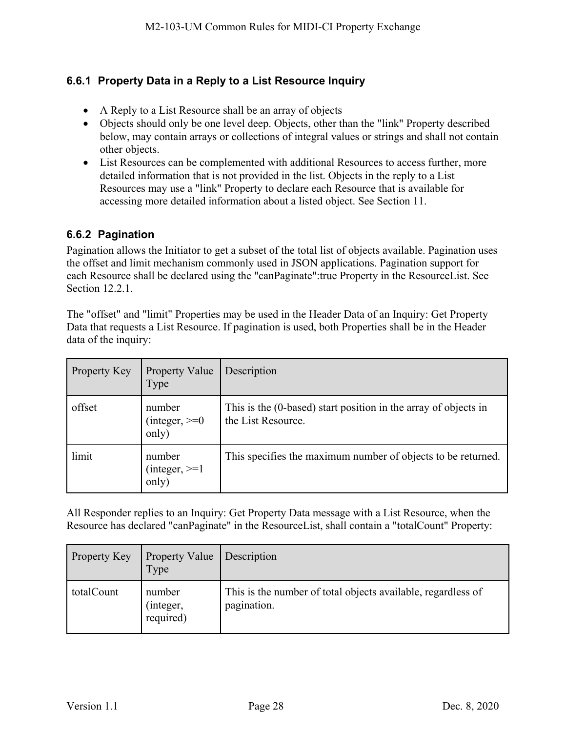### 6.6.1 Property Data in a Reply to a List Resource Inquiry

- A Reply to a List Resource shall be an array of objects
- Objects should only be one level deep. Objects, other than the "link" Property described below, may contain arrays or collections of integral values or strings and shall not contain other objects.
- List Resources can be complemented with additional Resources to access further, more detailed information that is not provided in the list. Objects in the reply to a List Resources may use a "link" Property to declare each Resource that is available for accessing more detailed information about a listed object. See Section 11.

### 6.6.2 Pagination

Pagination allows the Initiator to get a subset of the total list of objects available. Pagination uses the offset and limit mechanism commonly used in JSON applications. Pagination support for each Resource shall be declared using the "canPaginate":true Property in the ResourceList. See Section 12.2.1.

The "offset" and "limit" Properties may be used in the Header Data of an Inquiry: Get Property Data that requests a List Resource. If pagination is used, both Properties shall be in the Header data of the inquiry:

| Property Key | Property Value Type | Description |
|---|---|---|
| offset | number (integer, >=0 only) | This is the (0-based) start position in the array of objects in the List Resource. |
| limit | number (integer, >=1 only) | This specifies the maximum number of objects to be returned. |

All Responder replies to an Inquiry: Get Property Data message with a List Resource, when the Resource has declared "canPaginate" in the ResourceList, shall contain a "totalCount" Property:

| Property Key | Property Value Type | Description |
|---|---|---|
| totalCount | number (integer, required) | This is the number of total objects available, regardless of pagination. |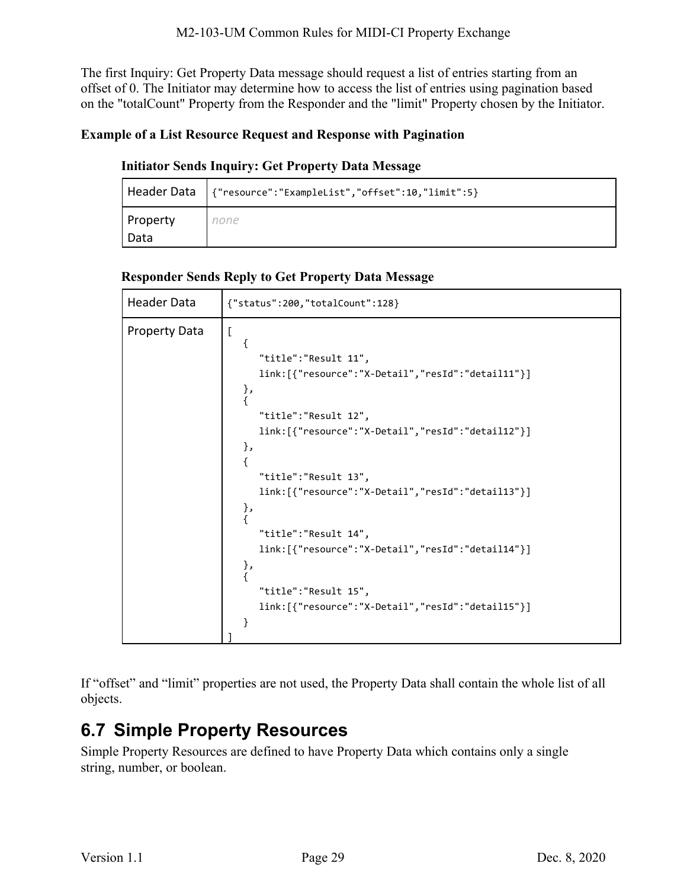The first Inquiry: Get Property Data message should request a list of entries starting from an offset of 0. The Initiator may determine how to access the list of entries using pagination based on the "totalCount" Property from the Responder and the "limit" Property chosen by the Initiator.

**Example of a List Resource Request and Response with Pagination**

**Initiator Sends Inquiry: Get Property Data Message**

| Header Data | `{"resource":"ExampleList","offset":10,"limit":5}` |
|---|---|
| Property Data | *none* |

**Responder Sends Reply to Get Property Data Message**

| Header Data | `{"status":200,"totalCount":128}` |
|---|---|
| Property Data | (see below) |

```
[
   {
      "title":"Result 11",
      link:[{"resource":"X-Detail","resId":"detail11"}]
   },
   {
      "title":"Result 12",
      link:[{"resource":"X-Detail","resId":"detail12"}]
   },
   {
      "title":"Result 13",
      link:[{"resource":"X-Detail","resId":"detail13"}]
   },
   {
      "title":"Result 14",
      link:[{"resource":"X-Detail","resId":"detail14"}]
   },
   {
      "title":"Result 15",
      link:[{"resource":"X-Detail","resId":"detail15"}]
   }
]
```

If “offset” and “limit” properties are not used, the Property Data shall contain the whole list of all objects.

## 6.7 Simple Property Resources

Simple Property Resources are defined to have Property Data which contains only a single string, number, or boolean.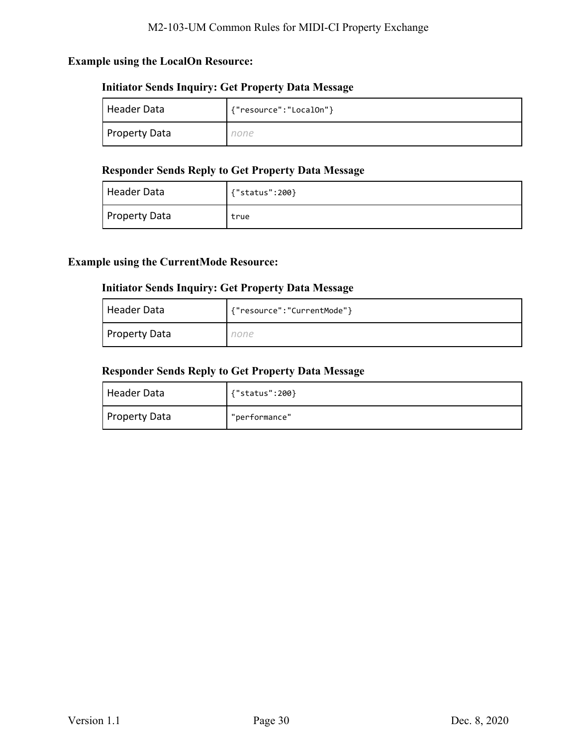**Example using the LocalOn Resource:**

**Initiator Sends Inquiry: Get Property Data Message**

| Header Data | `{"resource":"LocalOn"}` |
|---|---|
| Property Data | *none* |

**Responder Sends Reply to Get Property Data Message**

| Header Data | `{"status":200}` |
|---|---|
| Property Data | `true` |

**Example using the CurrentMode Resource:**

**Initiator Sends Inquiry: Get Property Data Message**

| Header Data | `{"resource":"CurrentMode"}` |
|---|---|
| Property Data | *none* |

**Responder Sends Reply to Get Property Data Message**

| Header Data | `{"status":200}` |
|---|---|
| Property Data | `"performance"` |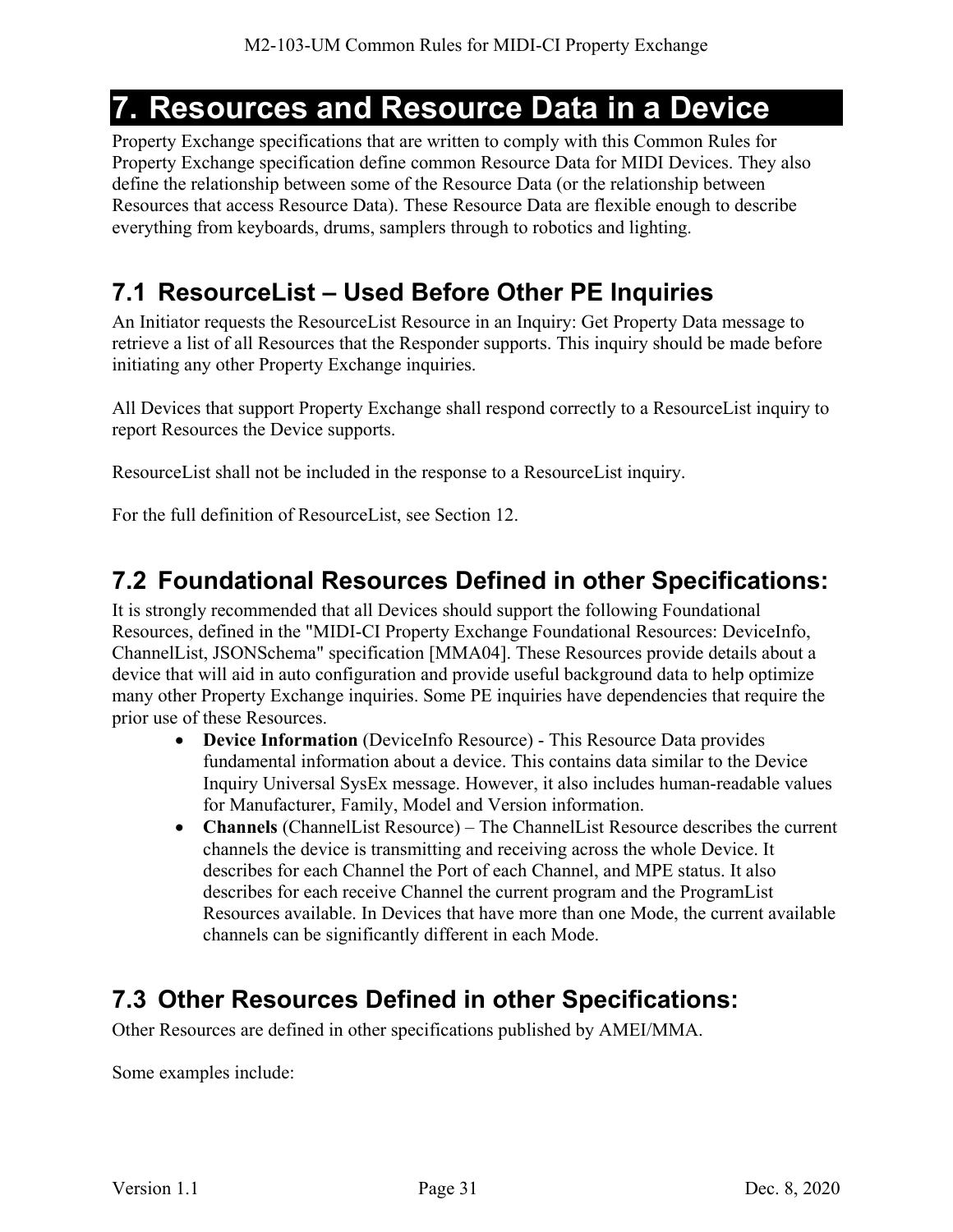# 7. Resources and Resource Data in a Device

Property Exchange specifications that are written to comply with this Common Rules for Property Exchange specification define common Resource Data for MIDI Devices. They also define the relationship between some of the Resource Data (or the relationship between Resources that access Resource Data). These Resource Data are flexible enough to describe everything from keyboards, drums, samplers through to robotics and lighting.

## 7.1 ResourceList – Used Before Other PE Inquiries

An Initiator requests the ResourceList Resource in an Inquiry: Get Property Data message to retrieve a list of all Resources that the Responder supports. This inquiry should be made before initiating any other Property Exchange inquiries.

All Devices that support Property Exchange shall respond correctly to a ResourceList inquiry to report Resources the Device supports.

ResourceList shall not be included in the response to a ResourceList inquiry.

For the full definition of ResourceList, see Section 12.

## 7.2 Foundational Resources Defined in other Specifications:

It is strongly recommended that all Devices should support the following Foundational Resources, defined in the "MIDI-CI Property Exchange Foundational Resources: DeviceInfo, ChannelList, JSONSchema" specification [MMA04]. These Resources provide details about a device that will aid in auto configuration and provide useful background data to help optimize many other Property Exchange inquiries. Some PE inquiries have dependencies that require the prior use of these Resources.

- **Device Information** (DeviceInfo Resource) - This Resource Data provides fundamental information about a device. This contains data similar to the Device Inquiry Universal SysEx message. However, it also includes human-readable values for Manufacturer, Family, Model and Version information.
- **Channels** (ChannelList Resource) – The ChannelList Resource describes the current channels the device is transmitting and receiving across the whole Device. It describes for each Channel the Port of each Channel, and MPE status. It also describes for each receive Channel the current program and the ProgramList Resources available. In Devices that have more than one Mode, the current available channels can be significantly different in each Mode.

## 7.3 Other Resources Defined in other Specifications:

Other Resources are defined in other specifications published by AMEI/MMA.

Some examples include: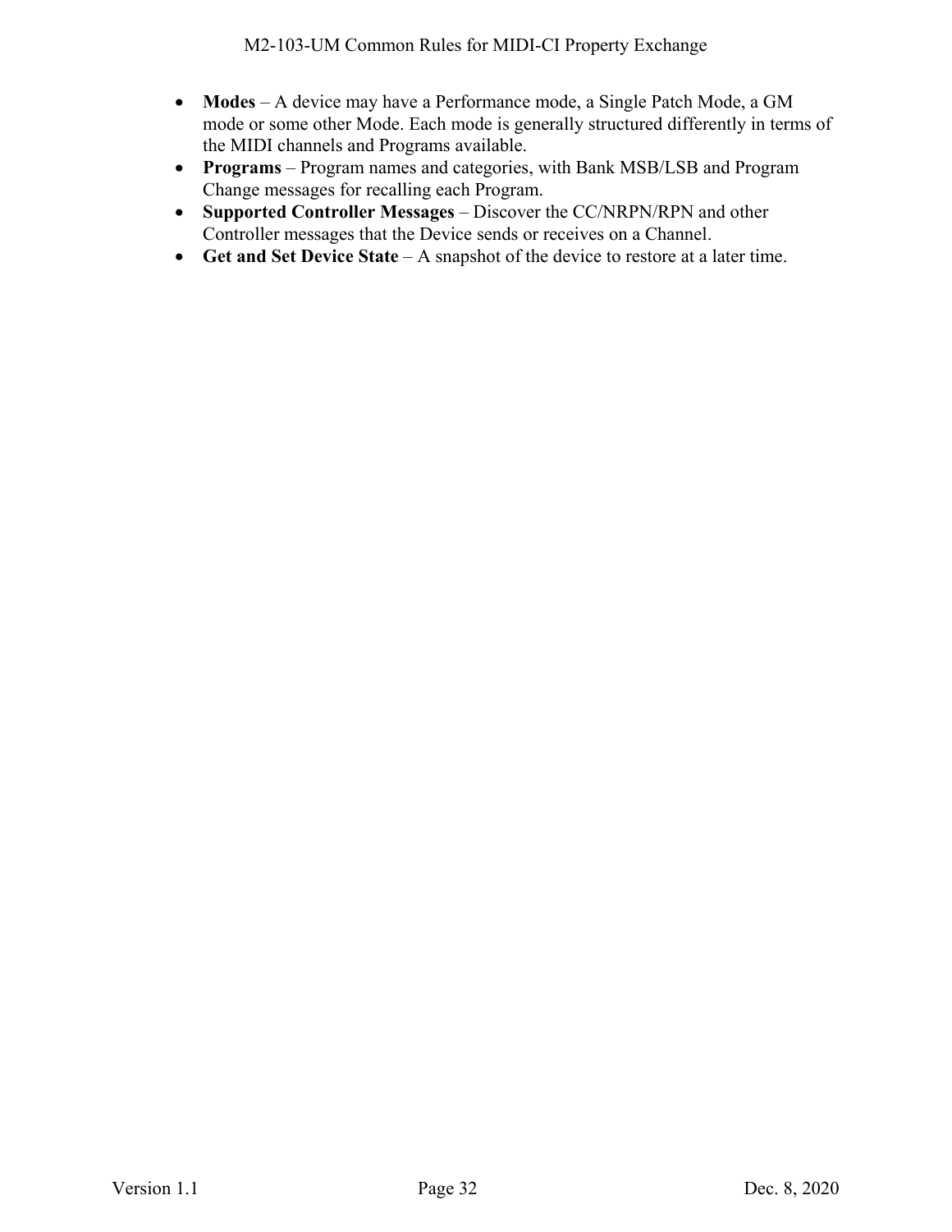- **Modes** – A device may have a Performance mode, a Single Patch Mode, a GM mode or some other Mode. Each mode is generally structured differently in terms of the MIDI channels and Programs available.
- **Programs** – Program names and categories, with Bank MSB/LSB and Program Change messages for recalling each Program.
- **Supported Controller Messages** – Discover the CC/NRPN/RPN and other Controller messages that the Device sends or receives on a Channel.
- **Get and Set Device State** – A snapshot of the device to restore at a later time.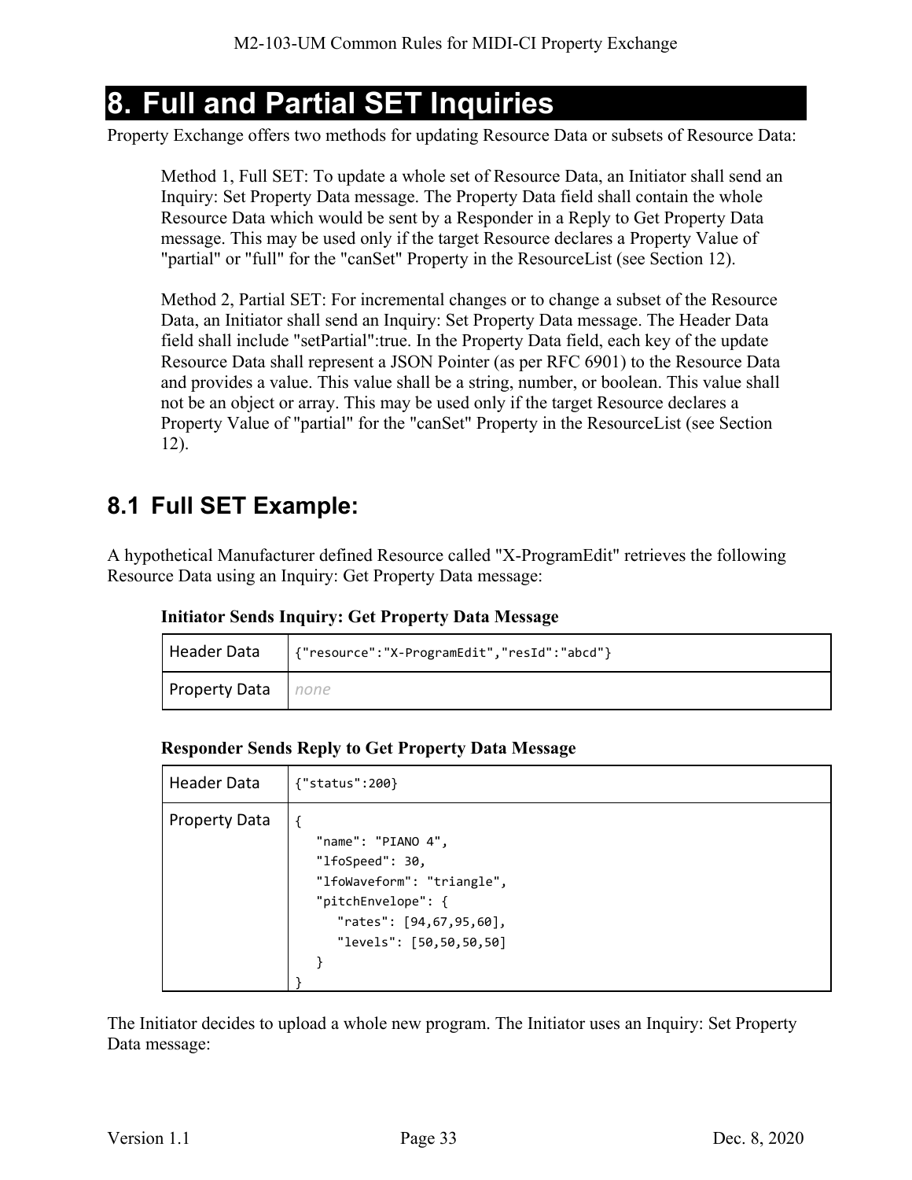# 8. Full and Partial SET Inquiries

Property Exchange offers two methods for updating Resource Data or subsets of Resource Data:

> Method 1, Full SET: To update a whole set of Resource Data, an Initiator shall send an Inquiry: Set Property Data message. The Property Data field shall contain the whole Resource Data which would be sent by a Responder in a Reply to Get Property Data message. This may be used only if the target Resource declares a Property Value of "partial" or "full" for the "canSet" Property in the ResourceList (see Section 12).
>
> Method 2, Partial SET: For incremental changes or to change a subset of the Resource Data, an Initiator shall send an Inquiry: Set Property Data message. The Header Data field shall include "setPartial":true. In the Property Data field, each key of the update Resource Data shall represent a JSON Pointer (as per RFC 6901) to the Resource Data and provides a value. This value shall be a string, number, or boolean. This value shall not be an object or array. This may be used only if the target Resource declares a Property Value of "partial" for the "canSet" Property in the ResourceList (see Section 12).

## 8.1 Full SET Example:

A hypothetical Manufacturer defined Resource called "X-ProgramEdit" retrieves the following Resource Data using an Inquiry: Get Property Data message:

**Initiator Sends Inquiry: Get Property Data Message**

| Header Data | `{"resource":"X-ProgramEdit","resId":"abcd"}` |
|---|---|
| Property Data | *none* |

**Responder Sends Reply to Get Property Data Message**

| Header Data | `{"status":200}` |
|---|---|
| Property Data | `{ "name": "PIANO 4", "lfoSpeed": 30, "lfoWaveform": "triangle", "pitchEnvelope": { "rates": [94,67,95,60], "levels": [50,50,50,50] } }` |

```
{
   "name": "PIANO 4",
   "lfoSpeed": 30,
   "lfoWaveform": "triangle",
   "pitchEnvelope": {
      "rates": [94,67,95,60],
      "levels": [50,50,50,50]
   }
}
```

The Initiator decides to upload a whole new program. The Initiator uses an Inquiry: Set Property Data message: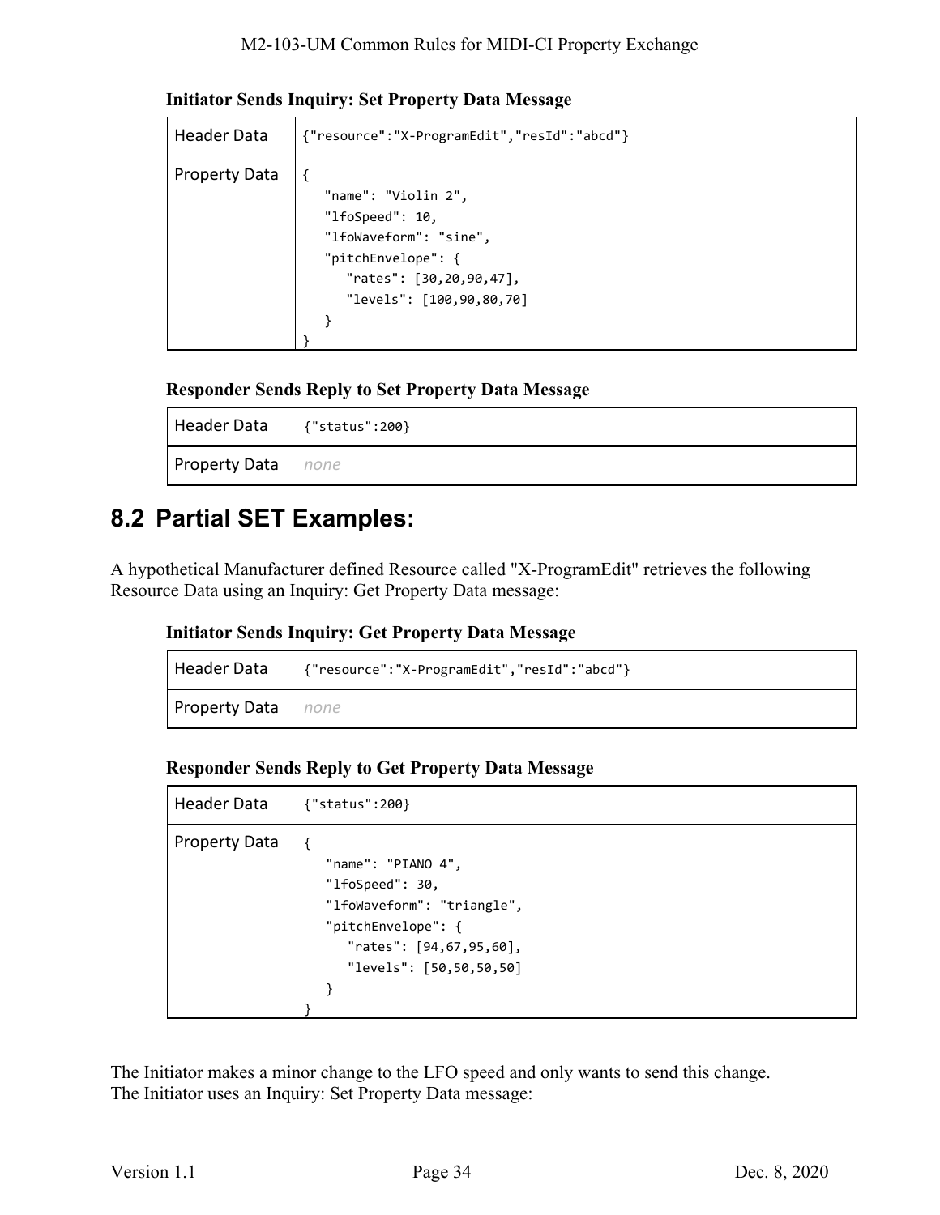**Initiator Sends Inquiry: Set Property Data Message**

| Header Data | {"resource":"X-ProgramEdit","resId":"abcd"} |
|---|---|
| Property Data | { "name": "Violin 2", "lfoSpeed": 10, "lfoWaveform": "sine", "pitchEnvelope": { "rates": [30,20,90,47], "levels": [100,90,80,70] } } |

**Responder Sends Reply to Set Property Data Message**

| Header Data | {"status":200} |
|---|---|
| Property Data | *none* |

## 8.2 Partial SET Examples:

A hypothetical Manufacturer defined Resource called "X-ProgramEdit" retrieves the following Resource Data using an Inquiry: Get Property Data message:

**Initiator Sends Inquiry: Get Property Data Message**

| Header Data | {"resource":"X-ProgramEdit","resId":"abcd"} |
|---|---|
| Property Data | *none* |

**Responder Sends Reply to Get Property Data Message**

| Header Data | {"status":200} |
|---|---|
| Property Data | { "name": "PIANO 4", "lfoSpeed": 30, "lfoWaveform": "triangle", "pitchEnvelope": { "rates": [94,67,95,60], "levels": [50,50,50,50] } } |

The Initiator makes a minor change to the LFO speed and only wants to send this change.
The Initiator uses an Inquiry: Set Property Data message: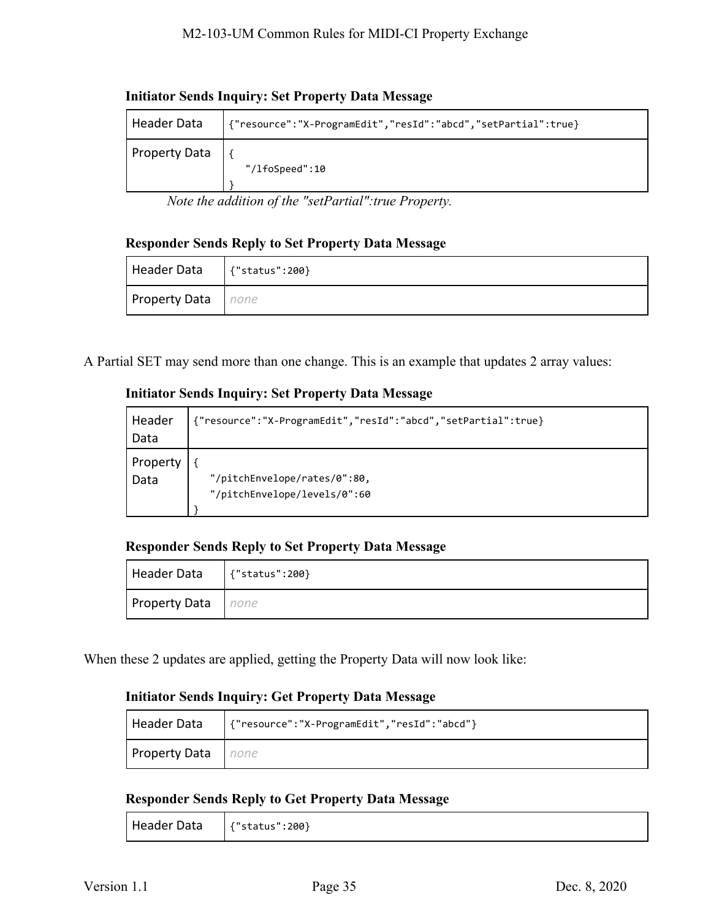**Initiator Sends Inquiry: Set Property Data Message**

| Header Data | {"resource":"X-ProgramEdit","resId":"abcd","setPartial":true} |
|---|---|
| Property Data | { "/lfoSpeed":10 } |

*Note the addition of the "setPartial":true Property.*

**Responder Sends Reply to Set Property Data Message**

| Header Data | {"status":200} |
|---|---|
| Property Data | *none* |

A Partial SET may send more than one change. This is an example that updates 2 array values:

**Initiator Sends Inquiry: Set Property Data Message**

| Header Data | {"resource":"X-ProgramEdit","resId":"abcd","setPartial":true} |
|---|---|
| Property Data | { "/pitchEnvelope/rates/0":80, "/pitchEnvelope/levels/0":60 } |

**Responder Sends Reply to Set Property Data Message**

| Header Data | {"status":200} |
|---|---|
| Property Data | *none* |

When these 2 updates are applied, getting the Property Data will now look like:

**Initiator Sends Inquiry: Get Property Data Message**

| Header Data | {"resource":"X-ProgramEdit","resId":"abcd"} |
|---|---|
| Property Data | *none* |

**Responder Sends Reply to Get Property Data Message**

| Header Data | {"status":200} |
|---|---|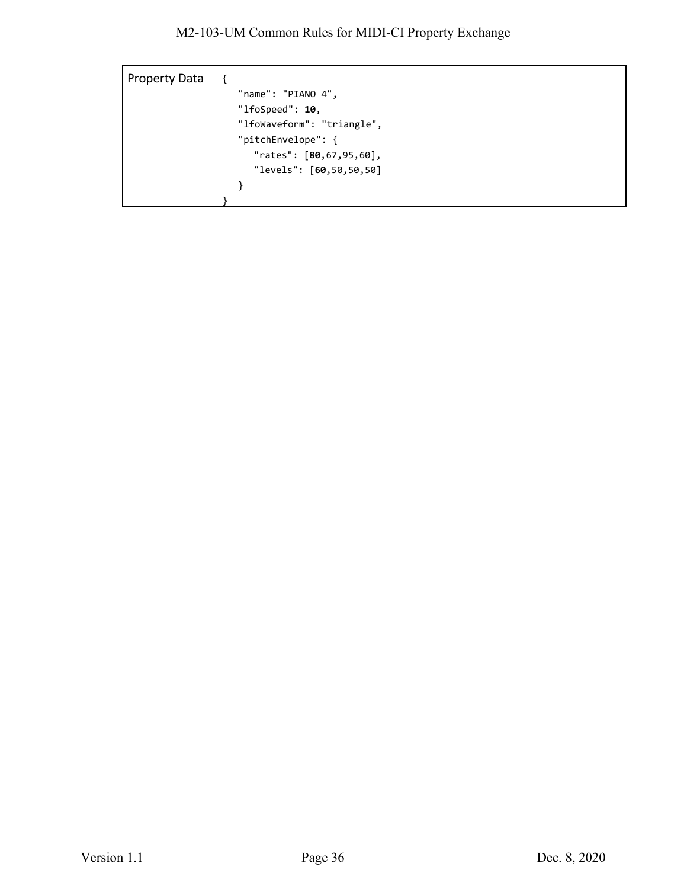| Property Data | { "name": "PIANO 4", "lfoSpeed": **10**, "lfoWaveform": "triangle", "pitchEnvelope": { "rates": [**80**,67,95,60], "levels": [**60**,50,50,50] } } |
|---|---|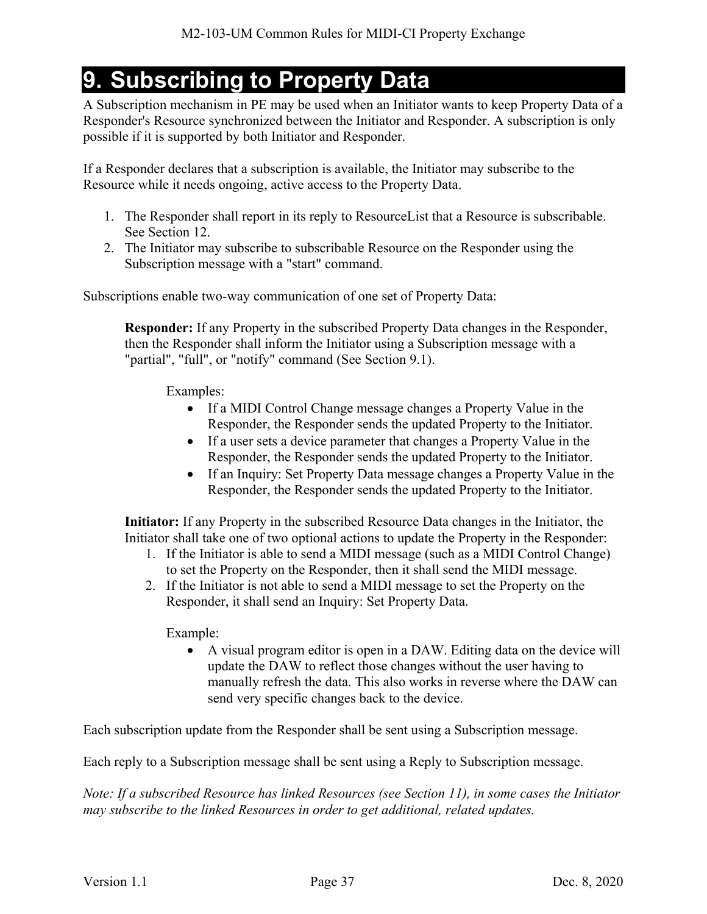# 9. Subscribing to Property Data

A Subscription mechanism in PE may be used when an Initiator wants to keep Property Data of a Responder's Resource synchronized between the Initiator and Responder. A subscription is only possible if it is supported by both Initiator and Responder.

If a Responder declares that a subscription is available, the Initiator may subscribe to the Resource while it needs ongoing, active access to the Property Data.

1. The Responder shall report in its reply to ResourceList that a Resource is subscribable. See Section 12.
2. The Initiator may subscribe to subscribable Resource on the Responder using the Subscription message with a "start" command.

Subscriptions enable two-way communication of one set of Property Data:

> **Responder:** If any Property in the subscribed Property Data changes in the Responder, then the Responder shall inform the Initiator using a Subscription message with a "partial", "full", or "notify" command (See Section 9.1).
>
> Examples:
> - If a MIDI Control Change message changes a Property Value in the Responder, the Responder sends the updated Property to the Initiator.
> - If a user sets a device parameter that changes a Property Value in the Responder, the Responder sends the updated Property to the Initiator.
> - If an Inquiry: Set Property Data message changes a Property Value in the Responder, the Responder sends the updated Property to the Initiator.
>
> **Initiator:** If any Property in the subscribed Resource Data changes in the Initiator, the Initiator shall take one of two optional actions to update the Property in the Responder:
> 1. If the Initiator is able to send a MIDI message (such as a MIDI Control Change) to set the Property on the Responder, then it shall send the MIDI message.
> 2. If the Initiator is not able to send a MIDI message to set the Property on the Responder, it shall send an Inquiry: Set Property Data.
>
> Example:
> - A visual program editor is open in a DAW. Editing data on the device will update the DAW to reflect those changes without the user having to manually refresh the data. This also works in reverse where the DAW can send very specific changes back to the device.

Each subscription update from the Responder shall be sent using a Subscription message.

Each reply to a Subscription message shall be sent using a Reply to Subscription message.

*Note: If a subscribed Resource has linked Resources (see Section 11), in some cases the Initiator may subscribe to the linked Resources in order to get additional, related updates.*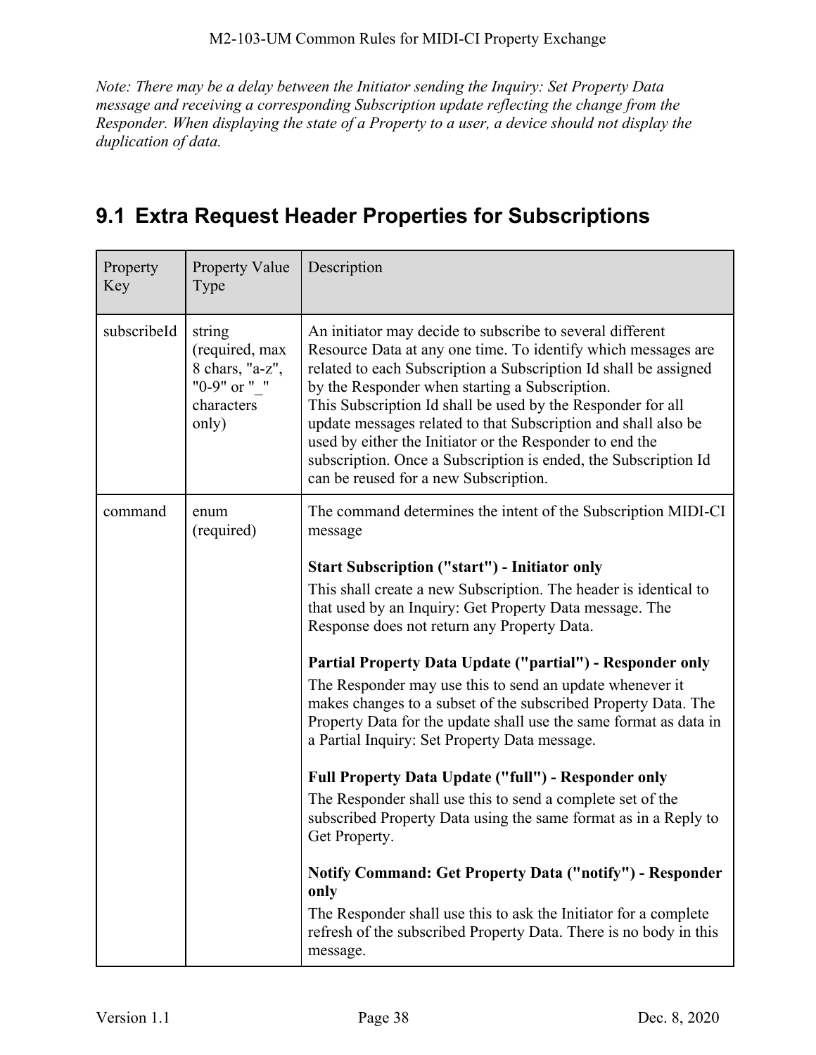*Note: There may be a delay between the Initiator sending the Inquiry: Set Property Data message and receiving a corresponding Subscription update reflecting the change from the Responder. When displaying the state of a Property to a user, a device should not display the duplication of data.*

## 9.1 Extra Request Header Properties for Subscriptions

| Property Key | Property Value Type | Description |
|---|---|---|
| subscribeId | string (required, max 8 chars, "a-z", "0-9" or "_" characters only) | An initiator may decide to subscribe to several different Resource Data at any one time. To identify which messages are related to each Subscription a Subscription Id shall be assigned by the Responder when starting a Subscription.<br>This Subscription Id shall be used by the Responder for all update messages related to that Subscription and shall also be used by either the Initiator or the Responder to end the subscription. Once a Subscription is ended, the Subscription Id can be reused for a new Subscription. |
| command | enum (required) | The command determines the intent of the Subscription MIDI-CI message<br><br>**Start Subscription ("start") - Initiator only**<br>This shall create a new Subscription. The header is identical to that used by an Inquiry: Get Property Data message. The Response does not return any Property Data.<br><br>**Partial Property Data Update ("partial") - Responder only**<br>The Responder may use this to send an update whenever it makes changes to a subset of the subscribed Property Data. The Property Data for the update shall use the same format as data in a Partial Inquiry: Set Property Data message.<br><br>**Full Property Data Update ("full") - Responder only**<br>The Responder shall use this to send a complete set of the subscribed Property Data using the same format as in a Reply to Get Property.<br><br>**Notify Command: Get Property Data ("notify") - Responder only**<br>The Responder shall use this to ask the Initiator for a complete refresh of the subscribed Property Data. There is no body in this message. |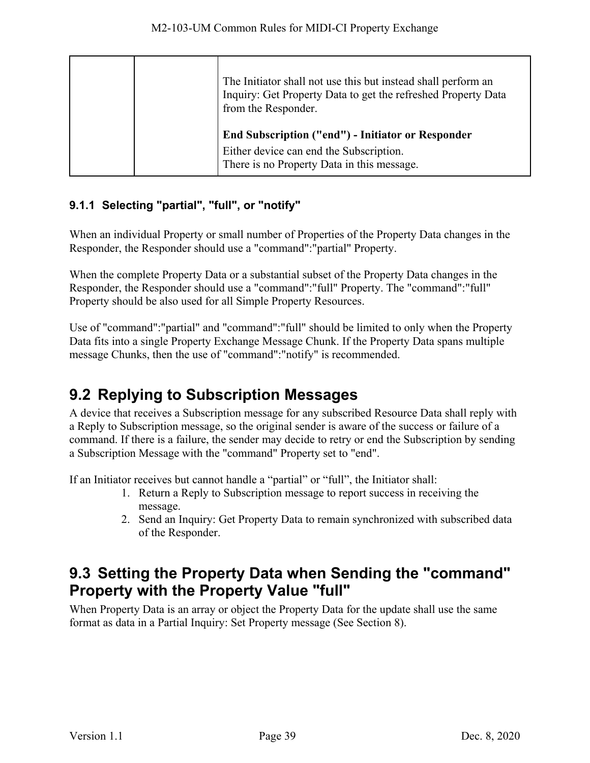| | | The Initiator shall not use this but instead shall perform an Inquiry: Get Property Data to get the refreshed Property Data from the Responder.<br><br>**End Subscription ("end") - Initiator or Responder**<br>Either device can end the Subscription.<br>There is no Property Data in this message. |
|---|---|---|

### 9.1.1 Selecting "partial", "full", or "notify"

When an individual Property or small number of Properties of the Property Data changes in the Responder, the Responder should use a "command":"partial" Property.

When the complete Property Data or a substantial subset of the Property Data changes in the Responder, the Responder should use a "command":"full" Property. The "command":"full" Property should be also used for all Simple Property Resources.

Use of "command":"partial" and "command":"full" should be limited to only when the Property Data fits into a single Property Exchange Message Chunk. If the Property Data spans multiple message Chunks, then the use of "command":"notify" is recommended.

## 9.2 Replying to Subscription Messages

A device that receives a Subscription message for any subscribed Resource Data shall reply with a Reply to Subscription message, so the original sender is aware of the success or failure of a command. If there is a failure, the sender may decide to retry or end the Subscription by sending a Subscription Message with the "command" Property set to "end".

If an Initiator receives but cannot handle a “partial” or “full”, the Initiator shall:

1. Return a Reply to Subscription message to report success in receiving the message.
2. Send an Inquiry: Get Property Data to remain synchronized with subscribed data of the Responder.

## 9.3 Setting the Property Data when Sending the "command" Property with the Property Value "full"

When Property Data is an array or object the Property Data for the update shall use the same format as data in a Partial Inquiry: Set Property message (See Section 8).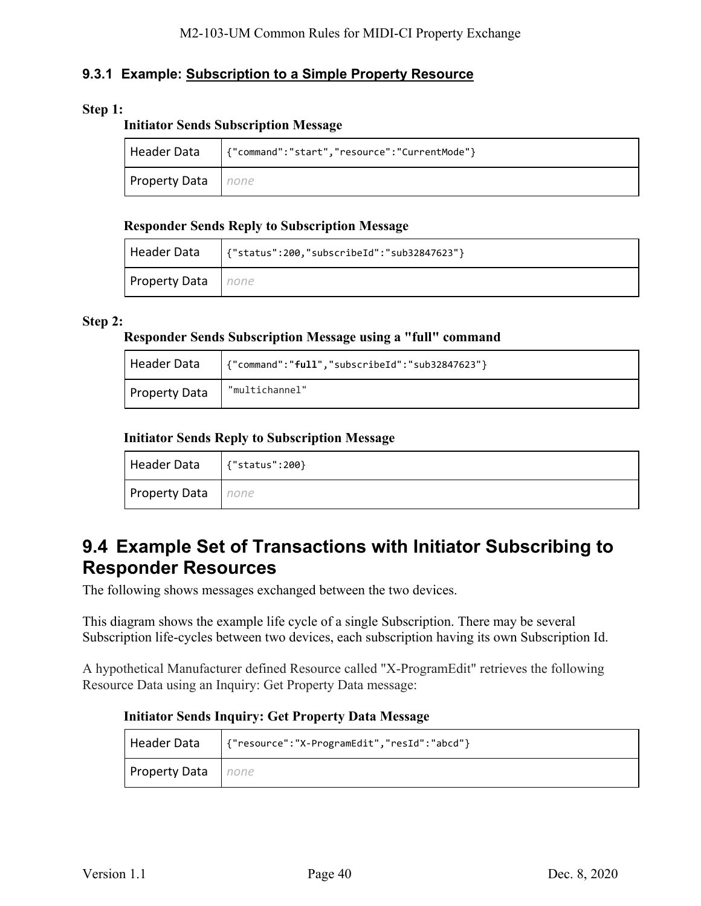### 9.3.1 Example: Subscription to a Simple Property Resource

**Step 1:**

**Initiator Sends Subscription Message**

| Header Data | {"command":"start","resource":"CurrentMode"} |
|---|---|
| Property Data | *none* |

**Responder Sends Reply to Subscription Message**

| Header Data | {"status":200,"subscribeId":"sub32847623"} |
|---|---|
| Property Data | *none* |

**Step 2:**

**Responder Sends Subscription Message using a "full" command**

| Header Data | {"command":"**full**","subscribeId":"sub32847623"} |
|---|---|
| Property Data | "multichannel" |

**Initiator Sends Reply to Subscription Message**

| Header Data | {"status":200} |
|---|---|
| Property Data | *none* |

## 9.4 Example Set of Transactions with Initiator Subscribing to Responder Resources

The following shows messages exchanged between the two devices.

This diagram shows the example life cycle of a single Subscription. There may be several Subscription life-cycles between two devices, each subscription having its own Subscription Id.

A hypothetical Manufacturer defined Resource called "X-ProgramEdit" retrieves the following Resource Data using an Inquiry: Get Property Data message:

**Initiator Sends Inquiry: Get Property Data Message**

| Header Data | {"resource":"X-ProgramEdit","resId":"abcd"} |
|---|---|
| Property Data | *none* |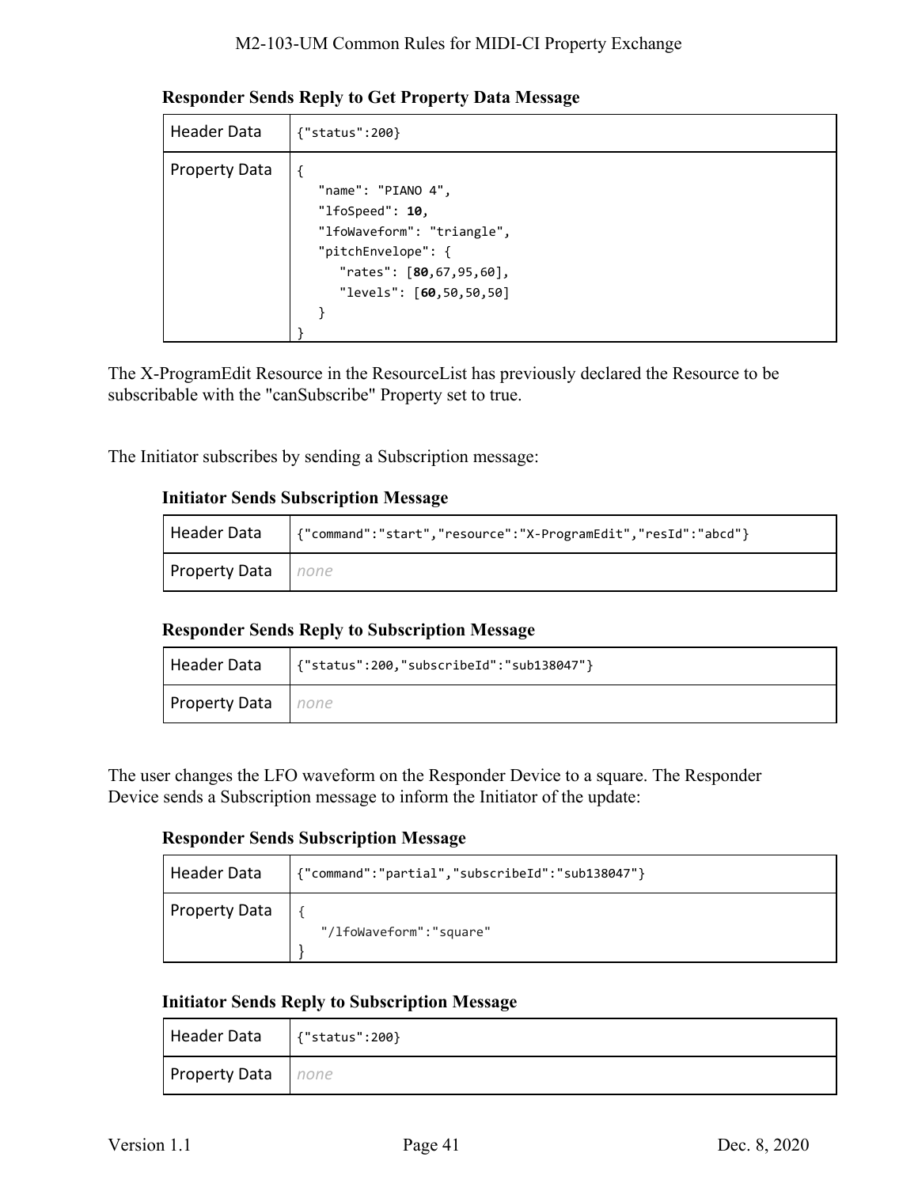**Responder Sends Reply to Get Property Data Message**

| Header Data | {"status":200} |
|---|---|
| Property Data | { "name": "PIANO 4", "lfoSpeed": **10**, "lfoWaveform": "triangle", "pitchEnvelope": { "rates": [**80**,67,95,60], "levels": [**60**,50,50,50] } } |

The X-ProgramEdit Resource in the ResourceList has previously declared the Resource to be subscribable with the "canSubscribe" Property set to true.

The Initiator subscribes by sending a Subscription message:

**Initiator Sends Subscription Message**

| Header Data | {"command":"start","resource":"X-ProgramEdit","resId":"abcd"} |
|---|---|
| Property Data | *none* |

**Responder Sends Reply to Subscription Message**

| Header Data | {"status":200,"subscribeId":"sub138047"} |
|---|---|
| Property Data | *none* |

The user changes the LFO waveform on the Responder Device to a square. The Responder Device sends a Subscription message to inform the Initiator of the update:

**Responder Sends Subscription Message**

| Header Data | {"command":"partial","subscribeId":"sub138047"} |
|---|---|
| Property Data | { "/lfoWaveform":"square" } |

**Initiator Sends Reply to Subscription Message**

| Header Data | {"status":200} |
|---|---|
| Property Data | *none* |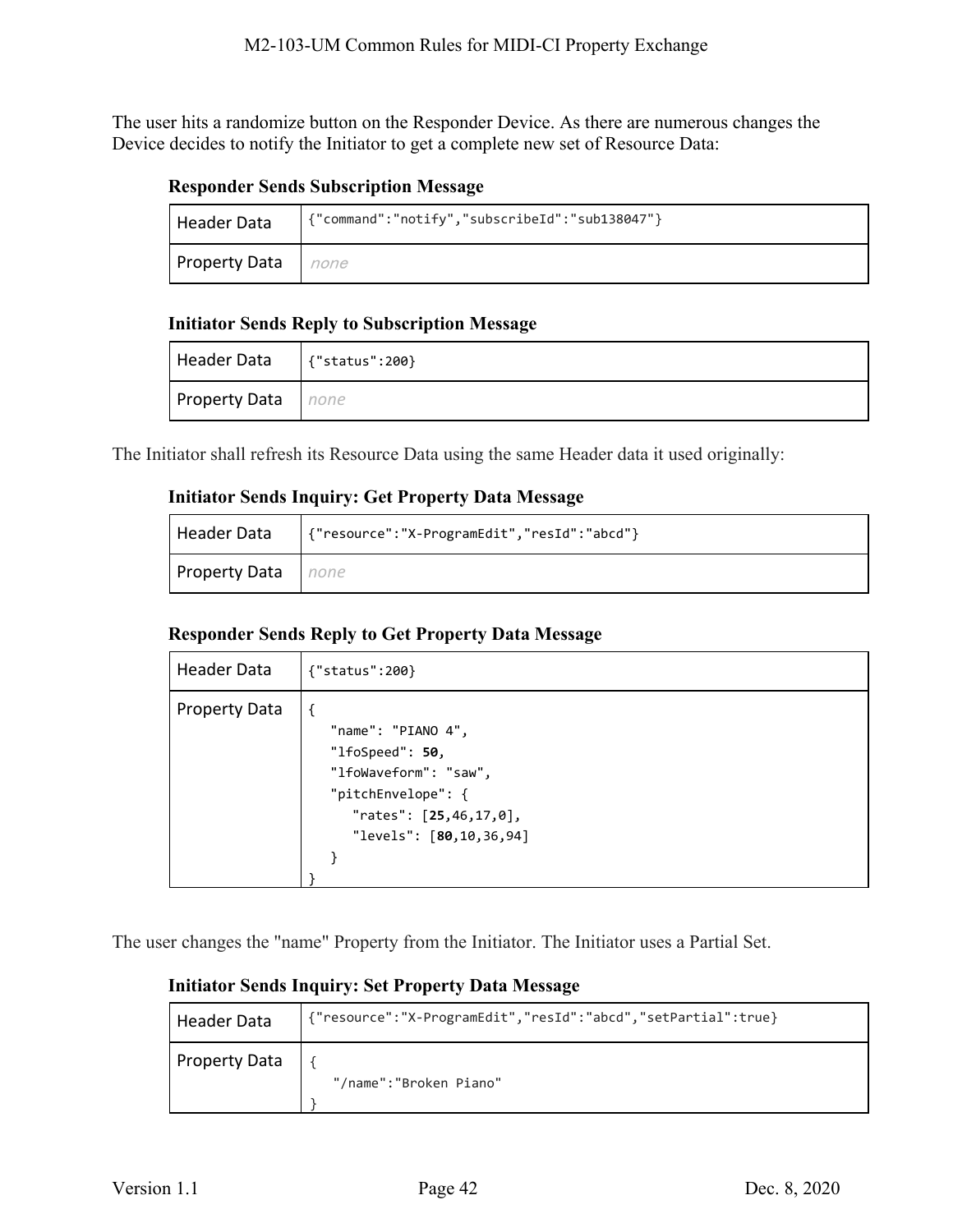The user hits a randomize button on the Responder Device. As there are numerous changes the Device decides to notify the Initiator to get a complete new set of Resource Data:

**Responder Sends Subscription Message**

| Header Data | `{"command":"notify","subscribeId":"sub138047"}` |
|---|---|
| Property Data | *none* |

**Initiator Sends Reply to Subscription Message**

| Header Data | `{"status":200}` |
|---|---|
| Property Data | *none* |

The Initiator shall refresh its Resource Data using the same Header data it used originally:

**Initiator Sends Inquiry: Get Property Data Message**

| Header Data | `{"resource":"X-ProgramEdit","resId":"abcd"}` |
|---|---|
| Property Data | *none* |

**Responder Sends Reply to Get Property Data Message**

| Header Data | `{"status":200}` |
|---|---|
| Property Data | `{ "name": "PIANO 4", "lfoSpeed": **50**, "lfoWaveform": "saw", "pitchEnvelope": { "rates": [**25**,46,17,0], "levels": [**80**,10,36,94] } }` |

The user changes the "name" Property from the Initiator. The Initiator uses a Partial Set.

**Initiator Sends Inquiry: Set Property Data Message**

| Header Data | `{"resource":"X-ProgramEdit","resId":"abcd","setPartial":true}` |
|---|---|
| Property Data | `{ "/name":"Broken Piano" }` |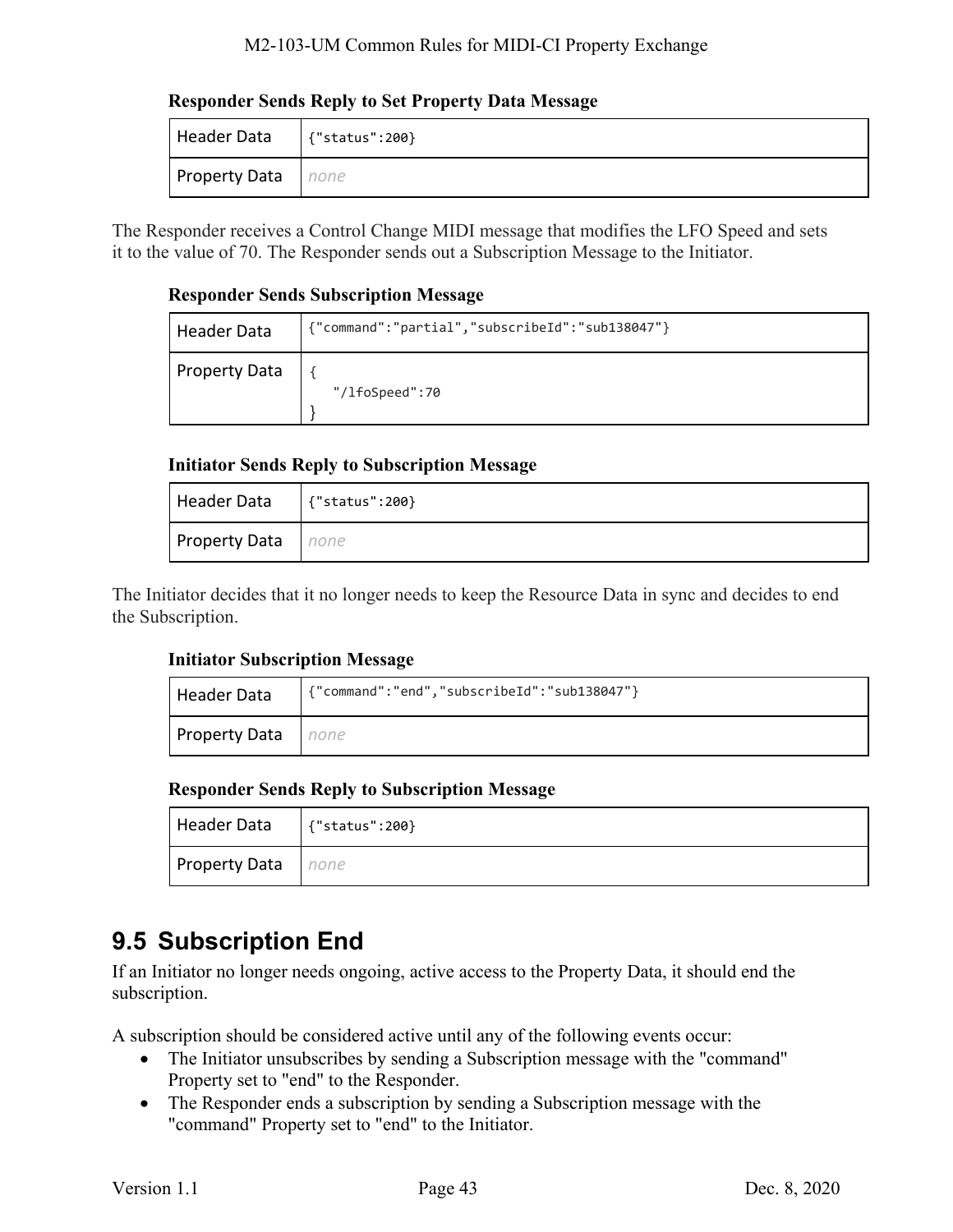**Responder Sends Reply to Set Property Data Message**

| Header Data | {"status":200} |
|---|---|
| Property Data | *none* |

The Responder receives a Control Change MIDI message that modifies the LFO Speed and sets it to the value of 70. The Responder sends out a Subscription Message to the Initiator.

**Responder Sends Subscription Message**

| Header Data | {"command":"partial","subscribeId":"sub138047"} |
|---|---|
| Property Data | { "/lfoSpeed":70 } |

**Initiator Sends Reply to Subscription Message**

| Header Data | {"status":200} |
|---|---|
| Property Data | *none* |

The Initiator decides that it no longer needs to keep the Resource Data in sync and decides to end the Subscription.

**Initiator Subscription Message**

| Header Data | {"command":"end","subscribeId":"sub138047"} |
|---|---|
| Property Data | *none* |

**Responder Sends Reply to Subscription Message**

| Header Data | {"status":200} |
|---|---|
| Property Data | *none* |

## 9.5 Subscription End

If an Initiator no longer needs ongoing, active access to the Property Data, it should end the subscription.

A subscription should be considered active until any of the following events occur:

- The Initiator unsubscribes by sending a Subscription message with the "command" Property set to "end" to the Responder.
- The Responder ends a subscription by sending a Subscription message with the "command" Property set to "end" to the Initiator.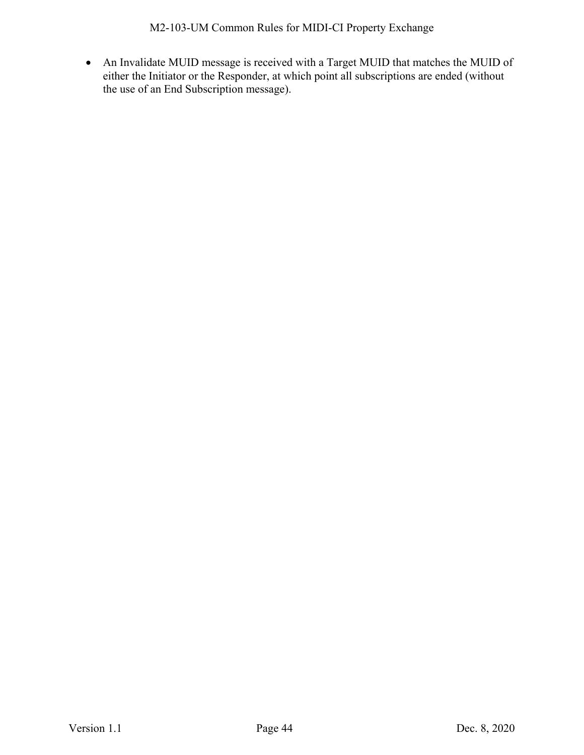- An Invalidate MUID message is received with a Target MUID that matches the MUID of either the Initiator or the Responder, at which point all subscriptions are ended (without the use of an End Subscription message).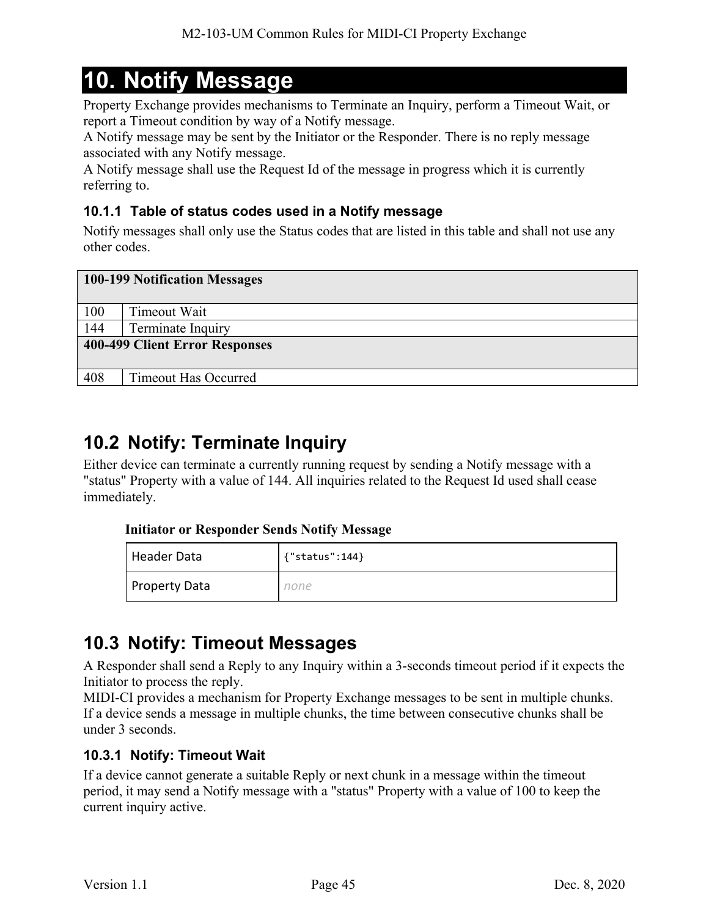# 10. Notify Message

Property Exchange provides mechanisms to Terminate an Inquiry, perform a Timeout Wait, or report a Timeout condition by way of a Notify message.

A Notify message may be sent by the Initiator or the Responder. There is no reply message associated with any Notify message.

A Notify message shall use the Request Id of the message in progress which it is currently referring to.

### 10.1.1 Table of status codes used in a Notify message

Notify messages shall only use the Status codes that are listed in this table and shall not use any other codes.

| **100-199 Notification Messages** | |
|---|---|
| 100 | Timeout Wait |
| 144 | Terminate Inquiry |
| **400-499 Client Error Responses** | |
| 408 | Timeout Has Occurred |

## 10.2 Notify: Terminate Inquiry

Either device can terminate a currently running request by sending a Notify message with a "status" Property with a value of 144. All inquiries related to the Request Id used shall cease immediately.

**Initiator or Responder Sends Notify Message**

| Header Data | {"status":144} |
|---|---|
| Property Data | *none* |

## 10.3 Notify: Timeout Messages

A Responder shall send a Reply to any Inquiry within a 3-seconds timeout period if it expects the Initiator to process the reply.

MIDI-CI provides a mechanism for Property Exchange messages to be sent in multiple chunks. If a device sends a message in multiple chunks, the time between consecutive chunks shall be under 3 seconds.

### 10.3.1 Notify: Timeout Wait

If a device cannot generate a suitable Reply or next chunk in a message within the timeout period, it may send a Notify message with a "status" Property with a value of 100 to keep the current inquiry active.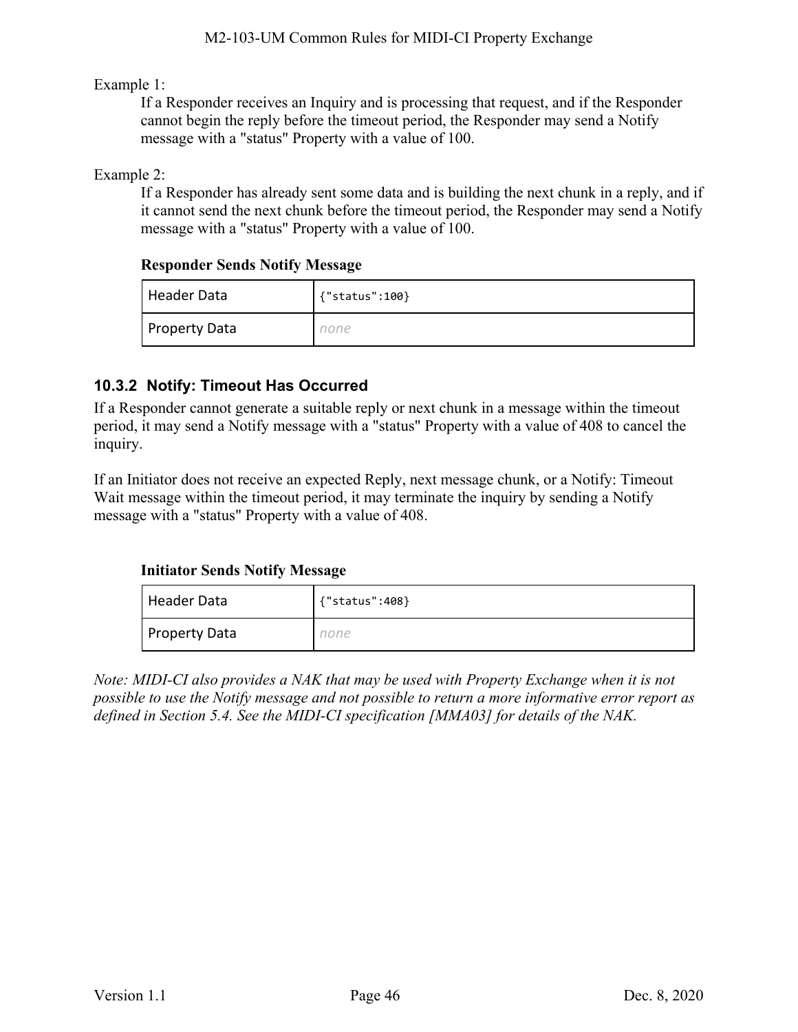Example 1:

If a Responder receives an Inquiry and is processing that request, and if the Responder cannot begin the reply before the timeout period, the Responder may send a Notify message with a "status" Property with a value of 100.

Example 2:

If a Responder has already sent some data and is building the next chunk in a reply, and if it cannot send the next chunk before the timeout period, the Responder may send a Notify message with a "status" Property with a value of 100.

**Responder Sends Notify Message**

| Header Data | `{"status":100}` |
|---|---|
| Property Data | *none* |

### 10.3.2 Notify: Timeout Has Occurred

If a Responder cannot generate a suitable reply or next chunk in a message within the timeout period, it may send a Notify message with a "status" Property with a value of 408 to cancel the inquiry.

If an Initiator does not receive an expected Reply, next message chunk, or a Notify: Timeout Wait message within the timeout period, it may terminate the inquiry by sending a Notify message with a "status" Property with a value of 408.

**Initiator Sends Notify Message**

| Header Data | `{"status":408}` |
|---|---|
| Property Data | *none* |

*Note: MIDI-CI also provides a NAK that may be used with Property Exchange when it is not possible to use the Notify message and not possible to return a more informative error report as defined in Section 5.4. See the MIDI-CI specification [MMA03] for details of the NAK.*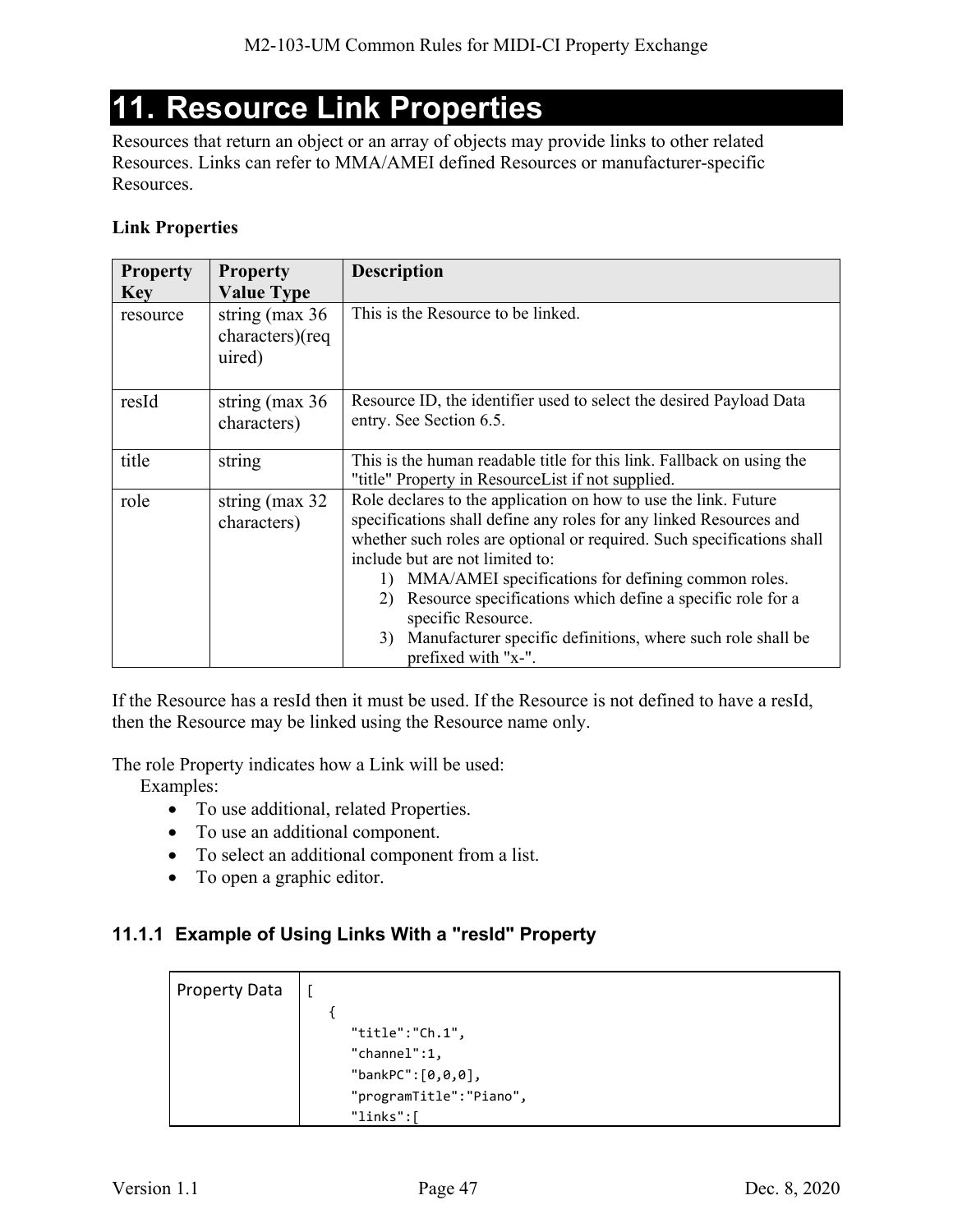# 11. Resource Link Properties

Resources that return an object or an array of objects may provide links to other related Resources. Links can refer to MMA/AMEI defined Resources or manufacturer-specific Resources.

**Link Properties**

| Property Key | Property Value Type | Description |
|---|---|---|
| resource | string (max 36 characters)(required) | This is the Resource to be linked. |
| resId | string (max 36 characters) | Resource ID, the identifier used to select the desired Payload Data entry. See Section 6.5. |
| title | string | This is the human readable title for this link. Fallback on using the "title" Property in ResourceList if not supplied. |
| role | string (max 32 characters) | Role declares to the application on how to use the link. Future specifications shall define any roles for any linked Resources and whether such roles are optional or required. Such specifications shall include but are not limited to: 1) MMA/AMEI specifications for defining common roles. 2) Resource specifications which define a specific role for a specific Resource. 3) Manufacturer specific definitions, where such role shall be prefixed with "x-". |

If the Resource has a resId then it must be used. If the Resource is not defined to have a resId, then the Resource may be linked using the Resource name only.

The role Property indicates how a Link will be used:

Examples:

- To use additional, related Properties.
- To use an additional component.
- To select an additional component from a list.
- To open a graphic editor.

### 11.1.1 Example of Using Links With a "resId" Property

| Property Data | |
|---|---|
| | `[` <br> `{` <br> `"title":"Ch.1",` <br> `"channel":1,` <br> `"bankPC":[0,0,0],` <br> `"programTitle":"Piano",` <br> `"links":[` |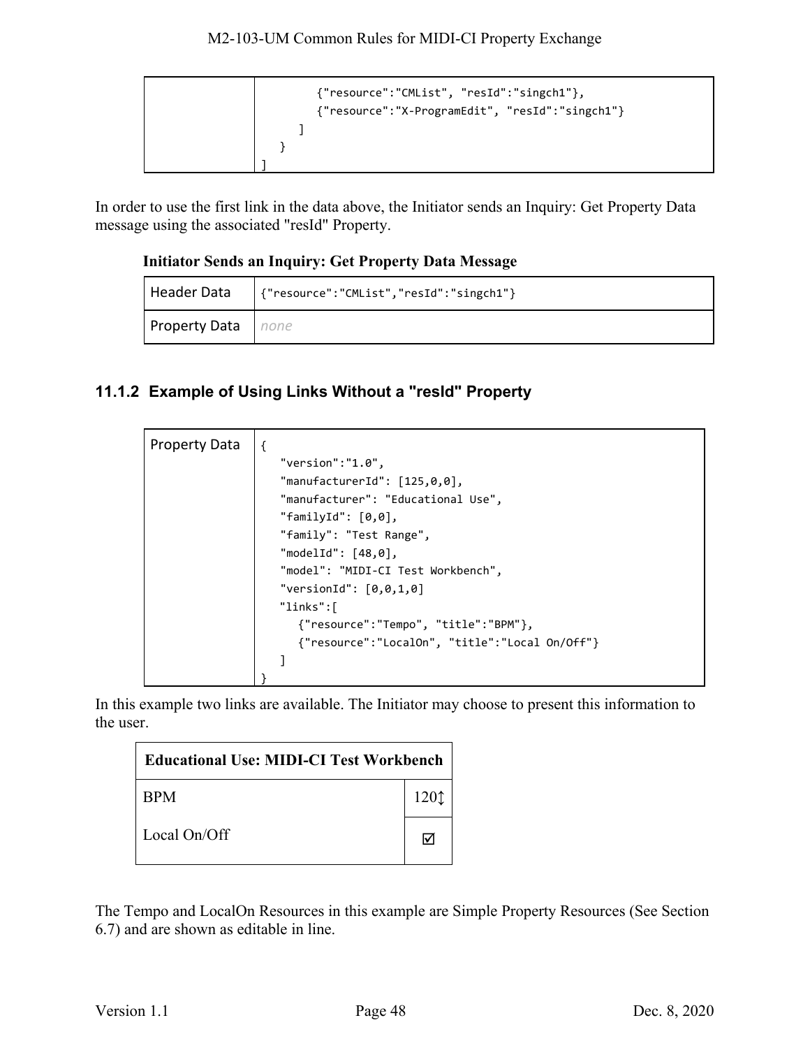| | |
|---|---|
| | `{"resource":"CMList", "resId":"singch1"},`<br>`{"resource":"X-ProgramEdit", "resId":"singch1"}`<br>`]`<br>`}`<br>`]` |

In order to use the first link in the data above, the Initiator sends an Inquiry: Get Property Data message using the associated "resId" Property.

**Initiator Sends an Inquiry: Get Property Data Message**

| | |
|---|---|
| Header Data | `{"resource":"CMList","resId":"singch1"}` |
| Property Data | *none* |

### 11.1.2 Example of Using Links Without a "resId" Property

| | |
|---|---|
| Property Data | `{`<br>`"version":"1.0",`<br>`"manufacturerId": [125,0,0],`<br>`"manufacturer": "Educational Use",`<br>`"familyId": [0,0],`<br>`"family": "Test Range",`<br>`"modelId": [48,0],`<br>`"model": "MIDI-CI Test Workbench",`<br>`"versionId": [0,0,1,0]`<br>`"links":[`<br>`{"resource":"Tempo", "title":"BPM"},`<br>`{"resource":"LocalOn", "title":"Local On/Off"}`<br>`]`<br>`}` |

In this example two links are available. The Initiator may choose to present this information to the user.

| **Educational Use: MIDI-CI Test Workbench** | |
|---|---|
| BPM | 120↕ |
| Local On/Off | ☑ |

The Tempo and LocalOn Resources in this example are Simple Property Resources (See Section 6.7) and are shown as editable in line.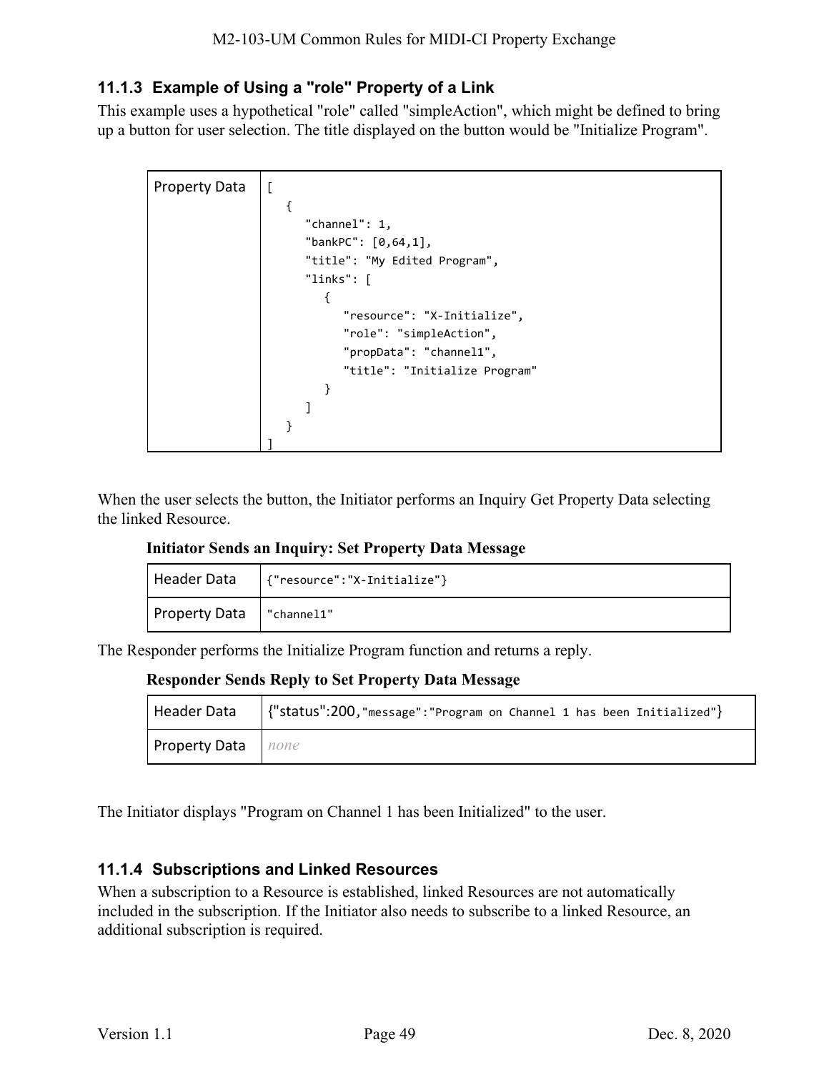### 11.1.3 Example of Using a "role" Property of a Link

This example uses a hypothetical "role" called "simpleAction", which might be defined to bring up a button for user selection. The title displayed on the button would be "Initialize Program".

| Property Data | `[`<br>`  {`<br>`    "channel": 1,`<br>`    "bankPC": [0,64,1],`<br>`    "title": "My Edited Program",`<br>`    "links": [`<br>`      {`<br>`        "resource": "X-Initialize",`<br>`        "role": "simpleAction",`<br>`        "propData": "channel1",`<br>`        "title": "Initialize Program"`<br>`      }`<br>`    ]`<br>`  }`<br>`]` |
|---|---|

When the user selects the button, the Initiator performs an Inquiry Get Property Data selecting the linked Resource.

**Initiator Sends an Inquiry: Set Property Data Message**

| Header Data | {"resource":"X-Initialize"} |
|---|---|
| Property Data | "channel1" |

The Responder performs the Initialize Program function and returns a reply.

**Responder Sends Reply to Set Property Data Message**

| Header Data | {"status":200,"message":"Program on Channel 1 has been Initialized"} |
|---|---|
| Property Data | *none* |

The Initiator displays "Program on Channel 1 has been Initialized" to the user.

### 11.1.4 Subscriptions and Linked Resources

When a subscription to a Resource is established, linked Resources are not automatically included in the subscription. If the Initiator also needs to subscribe to a linked Resource, an additional subscription is required.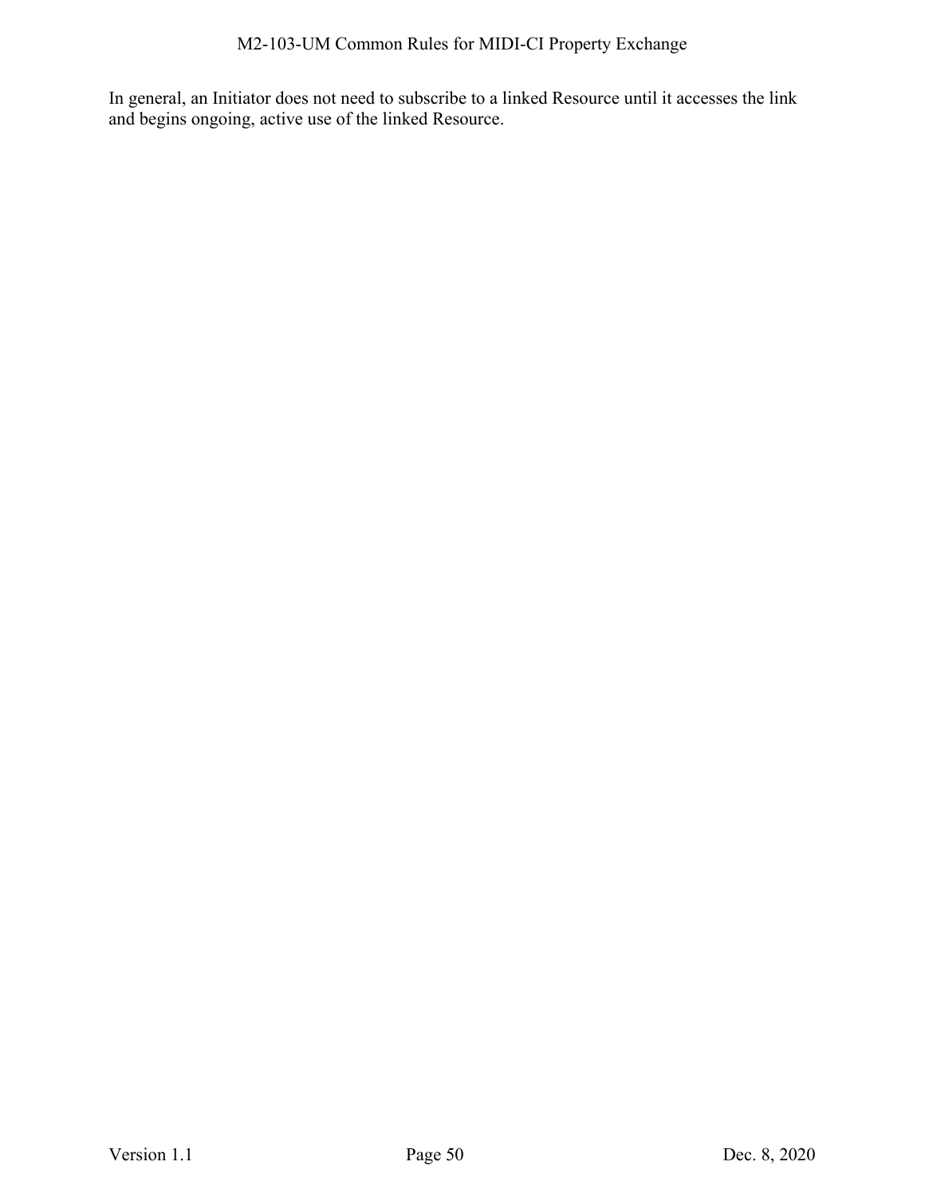In general, an Initiator does not need to subscribe to a linked Resource until it accesses the link and begins ongoing, active use of the linked Resource.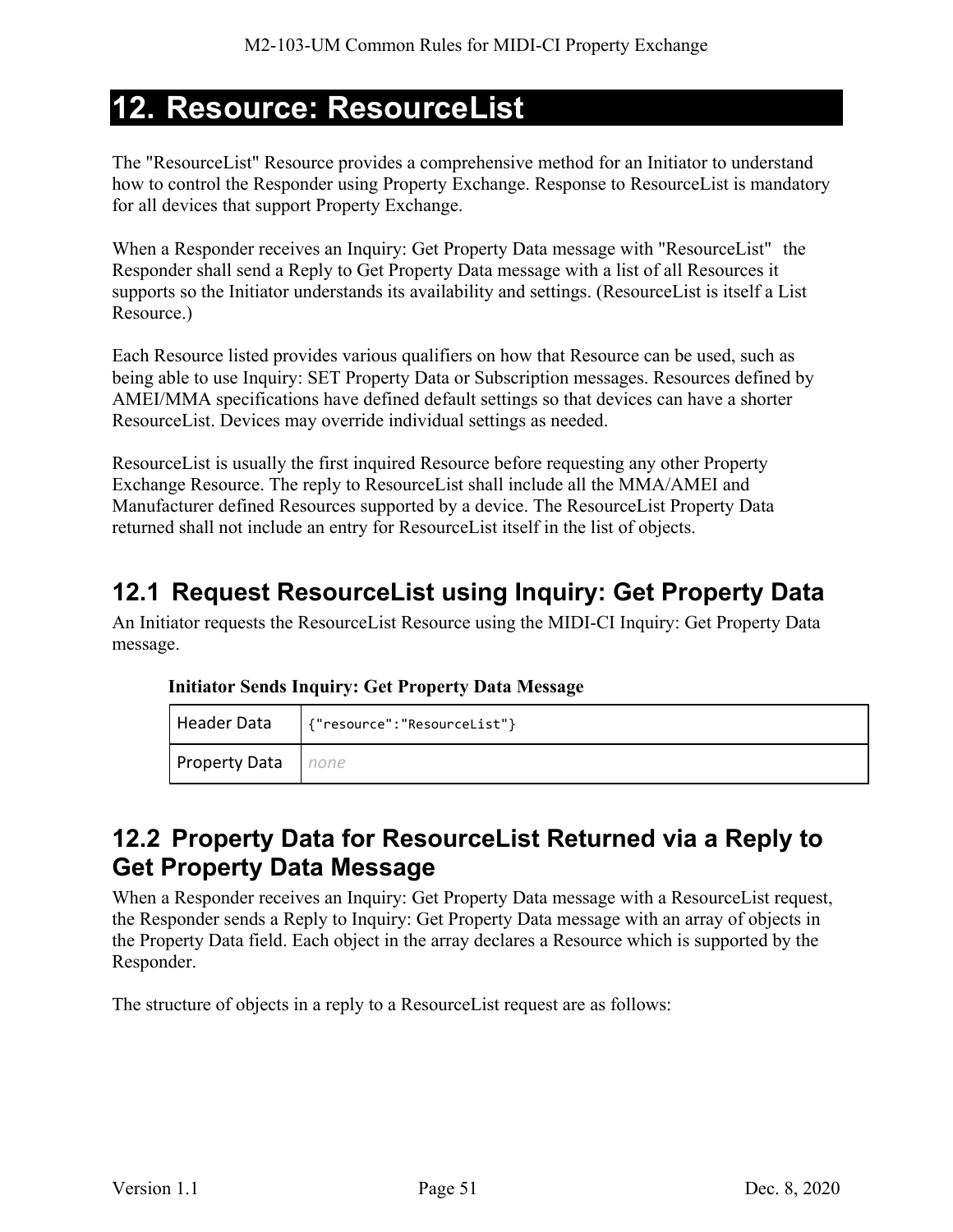# 12. Resource: ResourceList

The "ResourceList" Resource provides a comprehensive method for an Initiator to understand how to control the Responder using Property Exchange. Response to ResourceList is mandatory for all devices that support Property Exchange.

When a Responder receives an Inquiry: Get Property Data message with "ResourceList" the Responder shall send a Reply to Get Property Data message with a list of all Resources it supports so the Initiator understands its availability and settings. (ResourceList is itself a List Resource.)

Each Resource listed provides various qualifiers on how that Resource can be used, such as being able to use Inquiry: SET Property Data or Subscription messages. Resources defined by AMEI/MMA specifications have defined default settings so that devices can have a shorter ResourceList. Devices may override individual settings as needed.

ResourceList is usually the first inquired Resource before requesting any other Property Exchange Resource. The reply to ResourceList shall include all the MMA/AMEI and Manufacturer defined Resources supported by a device. The ResourceList Property Data returned shall not include an entry for ResourceList itself in the list of objects.

## 12.1 Request ResourceList using Inquiry: Get Property Data

An Initiator requests the ResourceList Resource using the MIDI-CI Inquiry: Get Property Data message.

**Initiator Sends Inquiry: Get Property Data Message**

| | |
|---|---|
| Header Data | `{"resource":"ResourceList"}` |
| Property Data | *none* |

## 12.2 Property Data for ResourceList Returned via a Reply to Get Property Data Message

When a Responder receives an Inquiry: Get Property Data message with a ResourceList request, the Responder sends a Reply to Inquiry: Get Property Data message with an array of objects in the Property Data field. Each object in the array declares a Resource which is supported by the Responder.

The structure of objects in a reply to a ResourceList request are as follows: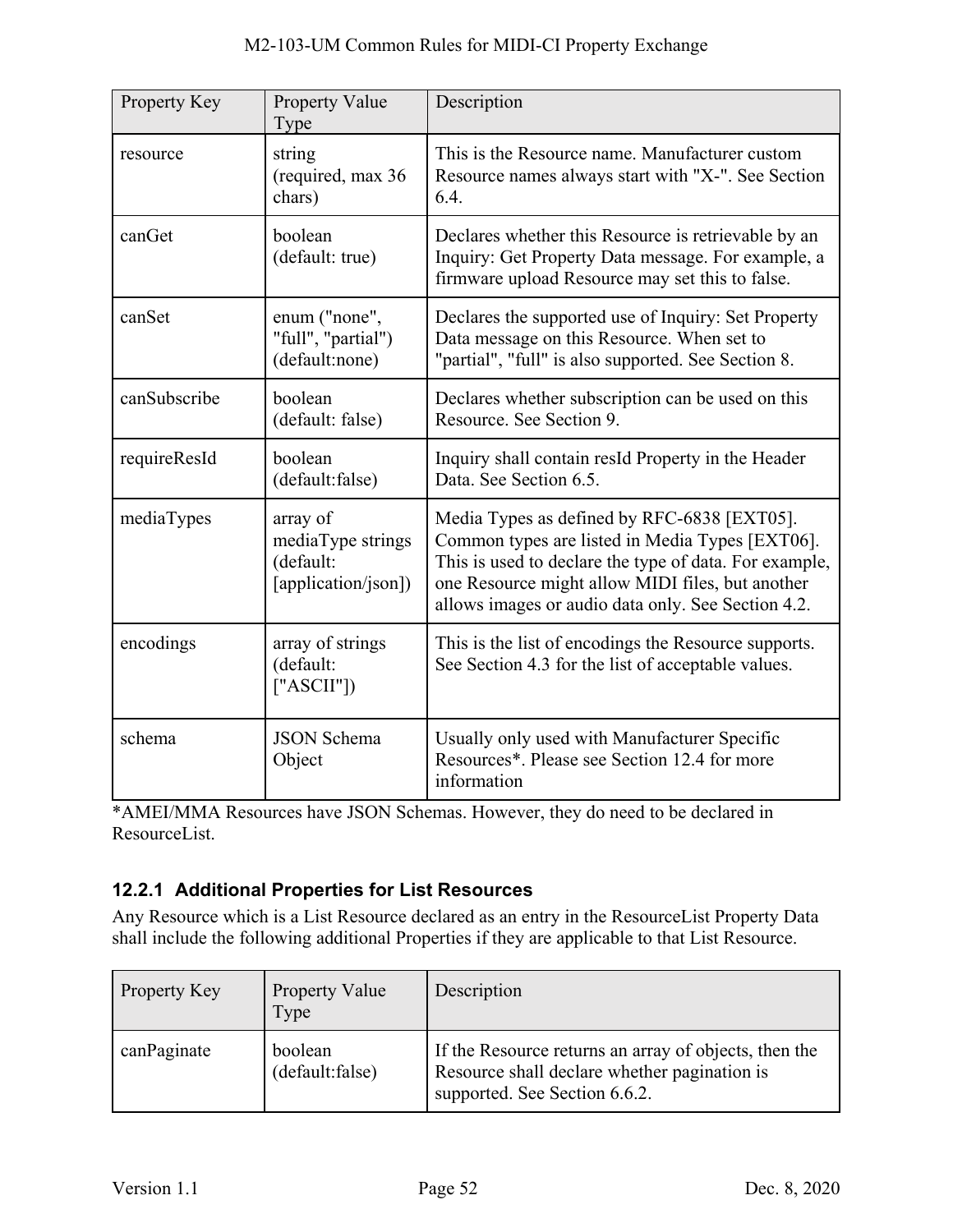| Property Key | Property Value Type | Description |
| --- | --- | --- |
| resource | string (required, max 36 chars) | This is the Resource name. Manufacturer custom Resource names always start with "X-". See Section 6.4. |
| canGet | boolean (default: true) | Declares whether this Resource is retrievable by an Inquiry: Get Property Data message. For example, a firmware upload Resource may set this to false. |
| canSet | enum ("none", "full", "partial") (default:none) | Declares the supported use of Inquiry: Set Property Data message on this Resource. When set to "partial", "full" is also supported. See Section 8. |
| canSubscribe | boolean (default: false) | Declares whether subscription can be used on this Resource. See Section 9. |
| requireResId | boolean (default:false) | Inquiry shall contain resId Property in the Header Data. See Section 6.5. |
| mediaTypes | array of mediaType strings (default: [application/json]) | Media Types as defined by RFC-6838 [EXT05]. Common types are listed in Media Types [EXT06]. This is used to declare the type of data. For example, one Resource might allow MIDI files, but another allows images or audio data only. See Section 4.2. |
| encodings | array of strings (default: ["ASCII"]) | This is the list of encodings the Resource supports. See Section 4.3 for the list of acceptable values. |
| schema | JSON Schema Object | Usually only used with Manufacturer Specific Resources*. Please see Section 12.4 for more information |

*AMEI/MMA Resources have JSON Schemas. However, they do need to be declared in ResourceList.

### 12.2.1 Additional Properties for List Resources

Any Resource which is a List Resource declared as an entry in the ResourceList Property Data shall include the following additional Properties if they are applicable to that List Resource.

| Property Key | Property Value Type | Description |
| --- | --- | --- |
| canPaginate | boolean (default:false) | If the Resource returns an array of objects, then the Resource shall declare whether pagination is supported. See Section 6.6.2. |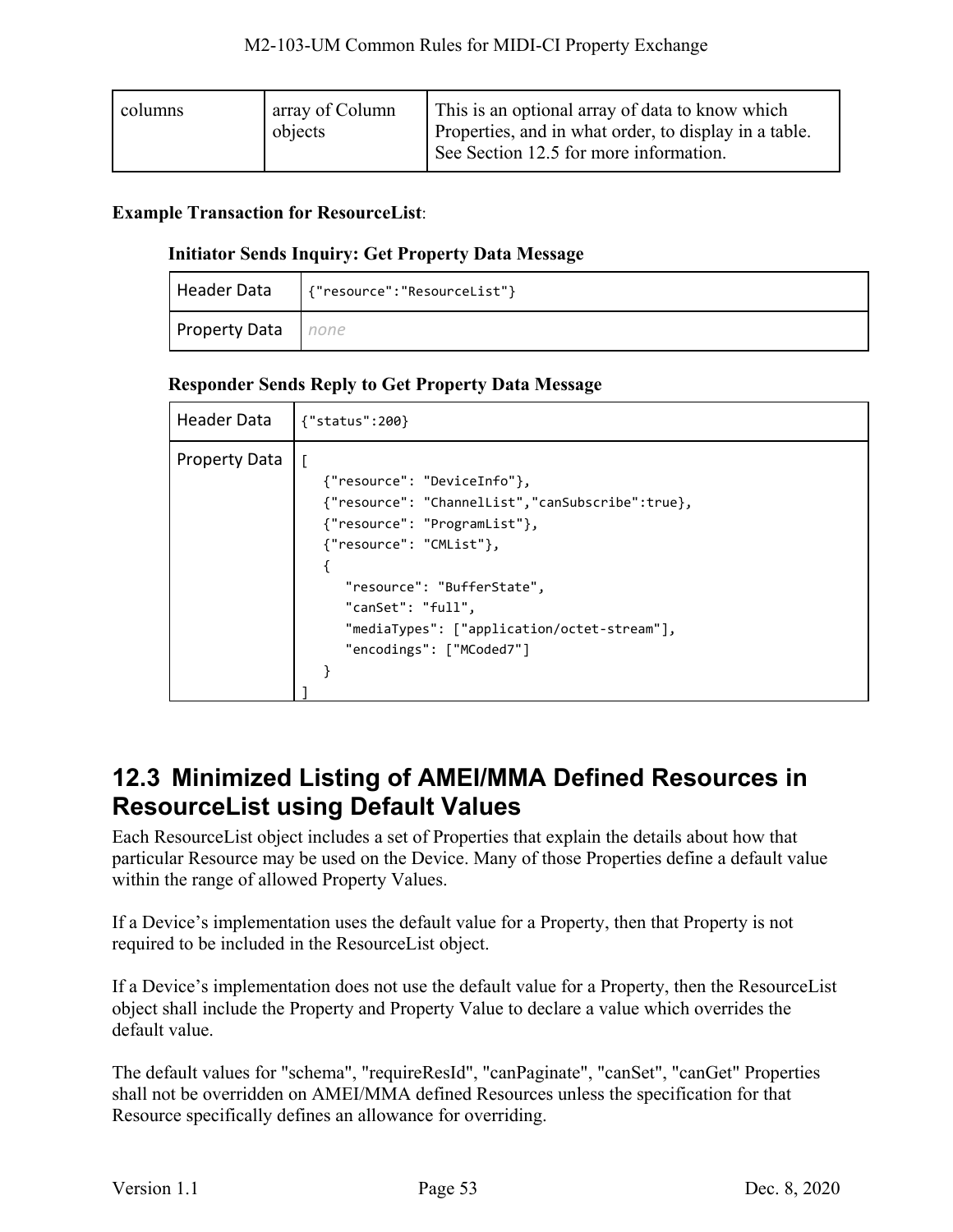| columns | array of Column objects | This is an optional array of data to know which Properties, and in what order, to display in a table. See Section 12.5 for more information. |
|---|---|---|

**Example Transaction for ResourceList**:

**Initiator Sends Inquiry: Get Property Data Message**

| Header Data | `{"resource":"ResourceList"}` |
|---|---|
| Property Data | *none* |

**Responder Sends Reply to Get Property Data Message**

| Header Data | `{"status":200}` |
|---|---|
| Property Data | (see below) |

```
[
   {"resource": "DeviceInfo"},
   {"resource": "ChannelList","canSubscribe":true},
   {"resource": "ProgramList"},
   {"resource": "CMList"},
   {
      "resource": "BufferState",
      "canSet": "full",
      "mediaTypes": ["application/octet-stream"],
      "encodings": ["MCoded7"]
   }
]
```

## 12.3 Minimized Listing of AMEI/MMA Defined Resources in ResourceList using Default Values

Each ResourceList object includes a set of Properties that explain the details about how that particular Resource may be used on the Device. Many of those Properties define a default value within the range of allowed Property Values.

If a Device's implementation uses the default value for a Property, then that Property is not required to be included in the ResourceList object.

If a Device's implementation does not use the default value for a Property, then the ResourceList object shall include the Property and Property Value to declare a value which overrides the default value.

The default values for "schema", "requireResId", "canPaginate", "canSet", "canGet" Properties shall not be overridden on AMEI/MMA defined Resources unless the specification for that Resource specifically defines an allowance for overriding.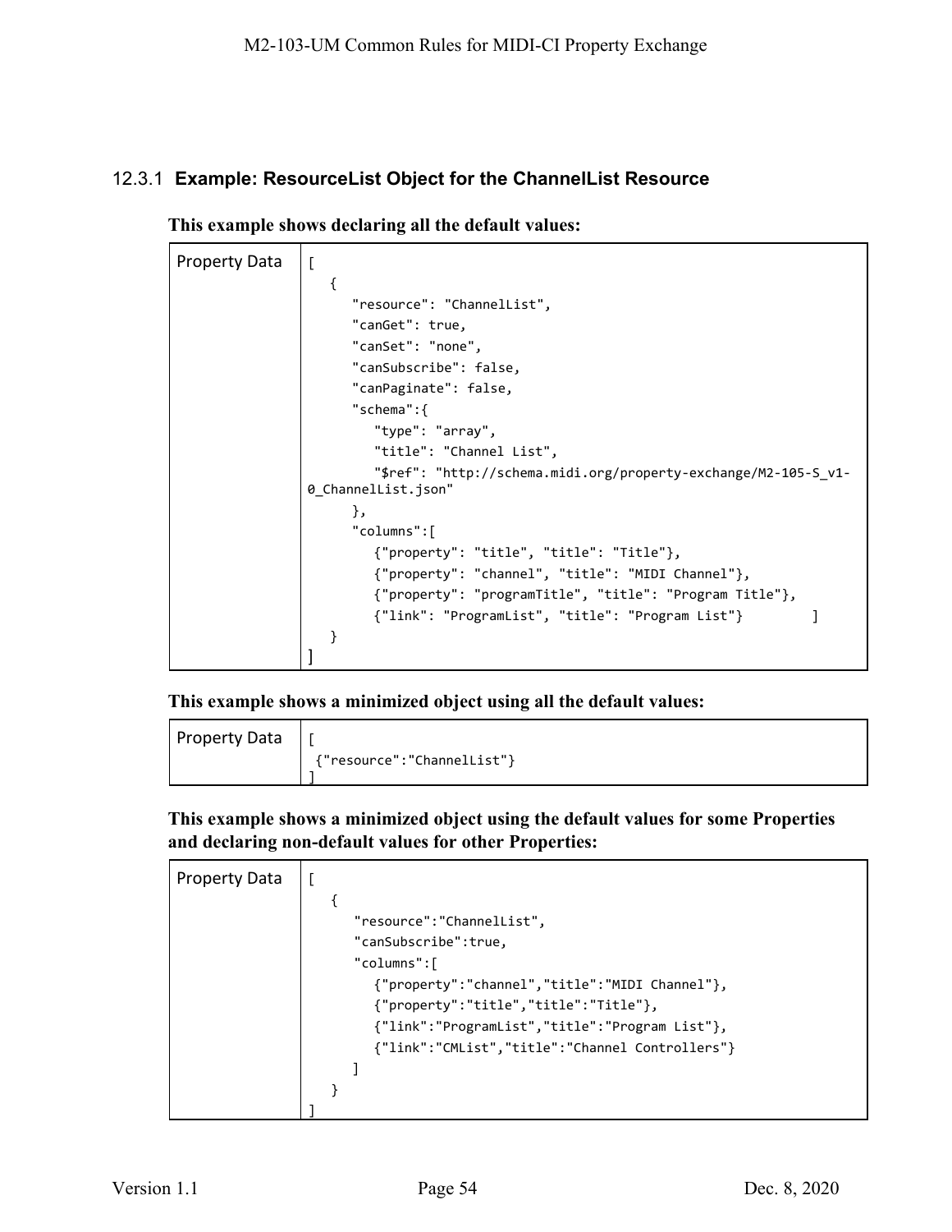### 12.3.1 Example: ResourceList Object for the ChannelList Resource

**This example shows declaring all the default values:**

| Property Data | |
|---|---|

```
[
   {
      "resource": "ChannelList",
      "canGet": true,
      "canSet": "none",
      "canSubscribe": false,
      "canPaginate": false,
      "schema":{
         "type": "array",
         "title": "Channel List",
         "$ref": "http://schema.midi.org/property-exchange/M2-105-S_v1-0_ChannelList.json"
      },
      "columns":[
         {"property": "title", "title": "Title"},
         {"property": "channel", "title": "MIDI Channel"},
         {"property": "programTitle", "title": "Program Title"},
         {"link": "ProgramList", "title": "Program List"}         ]
   }
]
```

**This example shows a minimized object using all the default values:**

| Property Data | |
|---|---|

```
[
 {"resource":"ChannelList"}
]
```

**This example shows a minimized object using the default values for some Properties and declaring non-default values for other Properties:**

| Property Data | |
|---|---|

```
[
   {
      "resource":"ChannelList",
      "canSubscribe":true,
      "columns":[
         {"property":"channel","title":"MIDI Channel"},
         {"property":"title","title":"Title"},
         {"link":"ProgramList","title":"Program List"},
         {"link":"CMList","title":"Channel Controllers"}
      ]
   }
]
```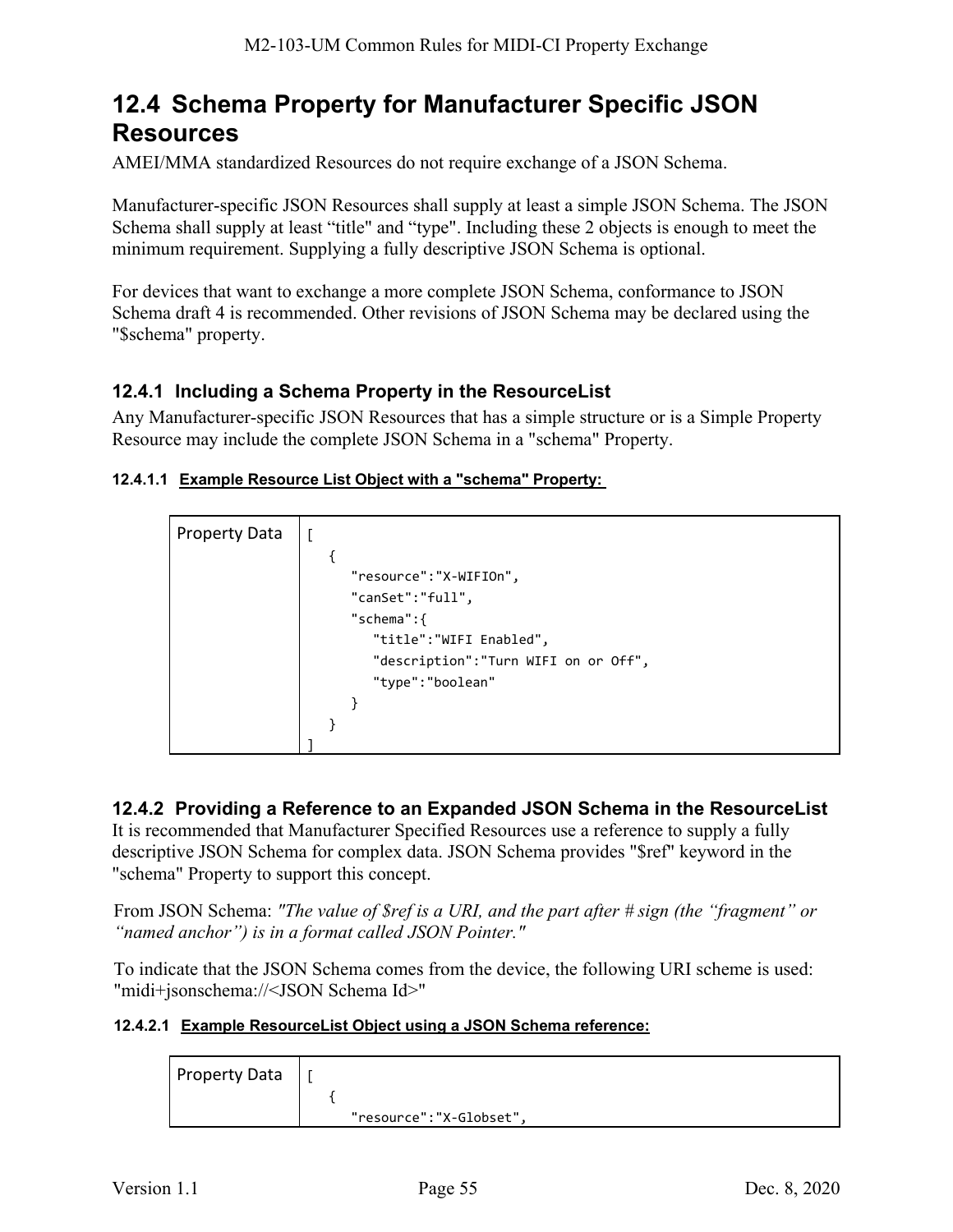## 12.4 Schema Property for Manufacturer Specific JSON Resources

AMEI/MMA standardized Resources do not require exchange of a JSON Schema.

Manufacturer-specific JSON Resources shall supply at least a simple JSON Schema. The JSON Schema shall supply at least "title" and "type". Including these 2 objects is enough to meet the minimum requirement. Supplying a fully descriptive JSON Schema is optional.

For devices that want to exchange a more complete JSON Schema, conformance to JSON Schema draft 4 is recommended. Other revisions of JSON Schema may be declared using the "$schema" property.

### 12.4.1 Including a Schema Property in the ResourceList

Any Manufacturer-specific JSON Resources that has a simple structure or is a Simple Property Resource may include the complete JSON Schema in a "schema" Property.

#### 12.4.1.1 Example Resource List Object with a "schema" Property:

| | |
|---|---|
| Property Data | `[ { "resource":"X-WIFIOn", "canSet":"full", "schema":{ "title":"WIFI Enabled", "description":"Turn WIFI on or Off", "type":"boolean" } } ]` |

```
[
   {
      "resource":"X-WIFIOn",
      "canSet":"full",
      "schema":{
         "title":"WIFI Enabled",
         "description":"Turn WIFI on or Off",
         "type":"boolean"
      }
   }
]
```

### 12.4.2 Providing a Reference to an Expanded JSON Schema in the ResourceList

It is recommended that Manufacturer Specified Resources use a reference to supply a fully descriptive JSON Schema for complex data. JSON Schema provides "$ref" keyword in the "schema" Property to support this concept.

From JSON Schema: *"The value of $ref is a URI, and the part after # sign (the "fragment" or "named anchor") is in a format called JSON Pointer."*

To indicate that the JSON Schema comes from the device, the following URI scheme is used: "midi+jsonschema://<JSON Schema Id>"

#### 12.4.2.1 Example ResourceList Object using a JSON Schema reference:

| | |
|---|---|
| Property Data | `[ { "resource":"X-Globset",` |

```
[
   {
      "resource":"X-Globset",
```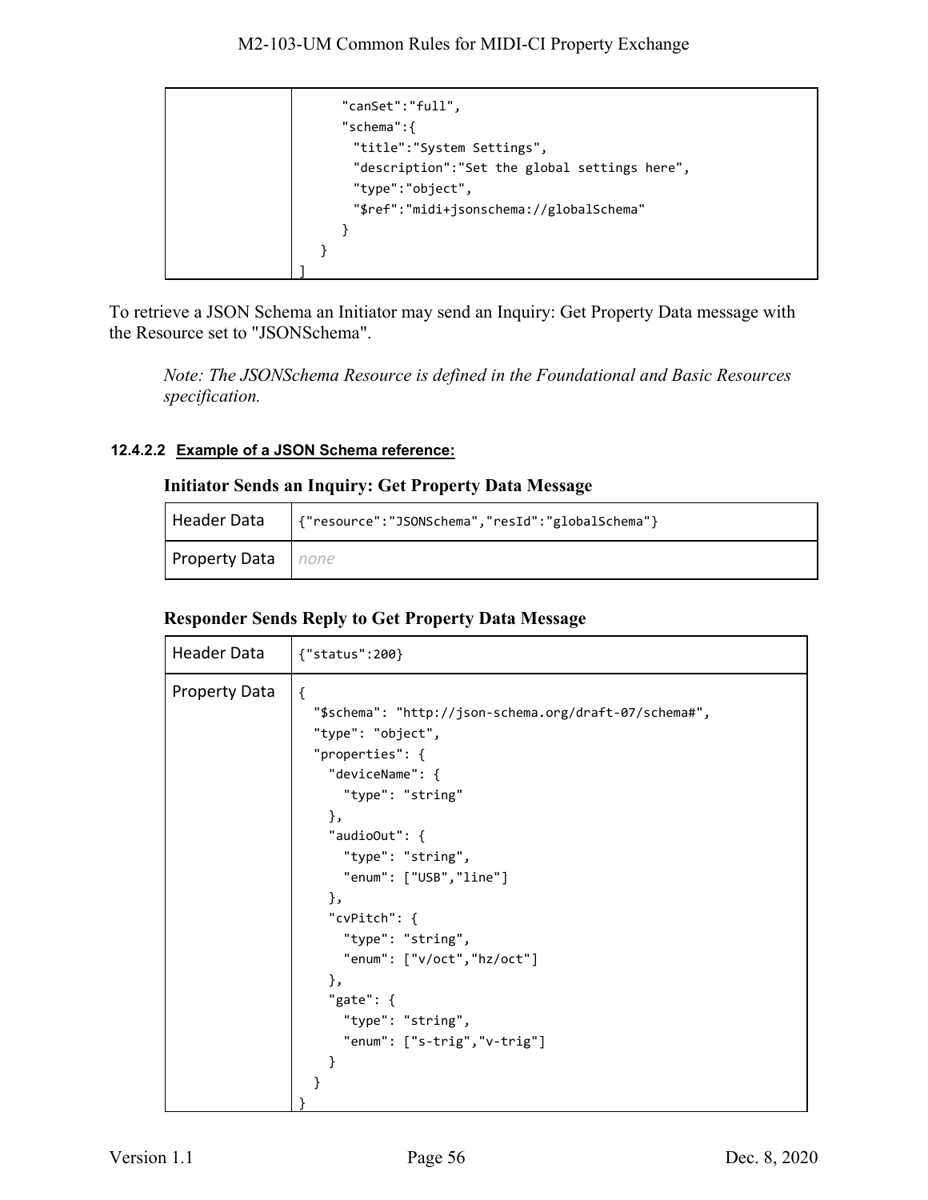| | |
|---|---|
| | ```"canSet":"full",<br>"schema":{<br>  "title":"System Settings",<br>  "description":"Set the global settings here",<br>  "type":"object",<br>  "$ref":"midi+jsonschema://globalSchema"<br>}<br>}<br>]``` |

To retrieve a JSON Schema an Initiator may send an Inquiry: Get Property Data message with the Resource set to "JSONSchema".

*Note: The JSONSchema Resource is defined in the Foundational and Basic Resources specification.*

#### 12.4.2.2 Example of a JSON Schema reference:

**Initiator Sends an Inquiry: Get Property Data Message**

| | |
|---|---|
| Header Data | `{"resource":"JSONSchema","resId":"globalSchema"}` |
| Property Data | *none* |

**Responder Sends Reply to Get Property Data Message**

| | |
|---|---|
| Header Data | `{"status":200}` |
| Property Data | (see below) |

```
{
  "$schema": "http://json-schema.org/draft-07/schema#",
  "type": "object",
  "properties": {
    "deviceName": {
      "type": "string"
    },
    "audioOut": {
      "type": "string",
      "enum": ["USB","line"]
    },
    "cvPitch": {
      "type": "string",
      "enum": ["v/oct","hz/oct"]
    },
    "gate": {
      "type": "string",
      "enum": ["s-trig","v-trig"]
    }
  }
}
```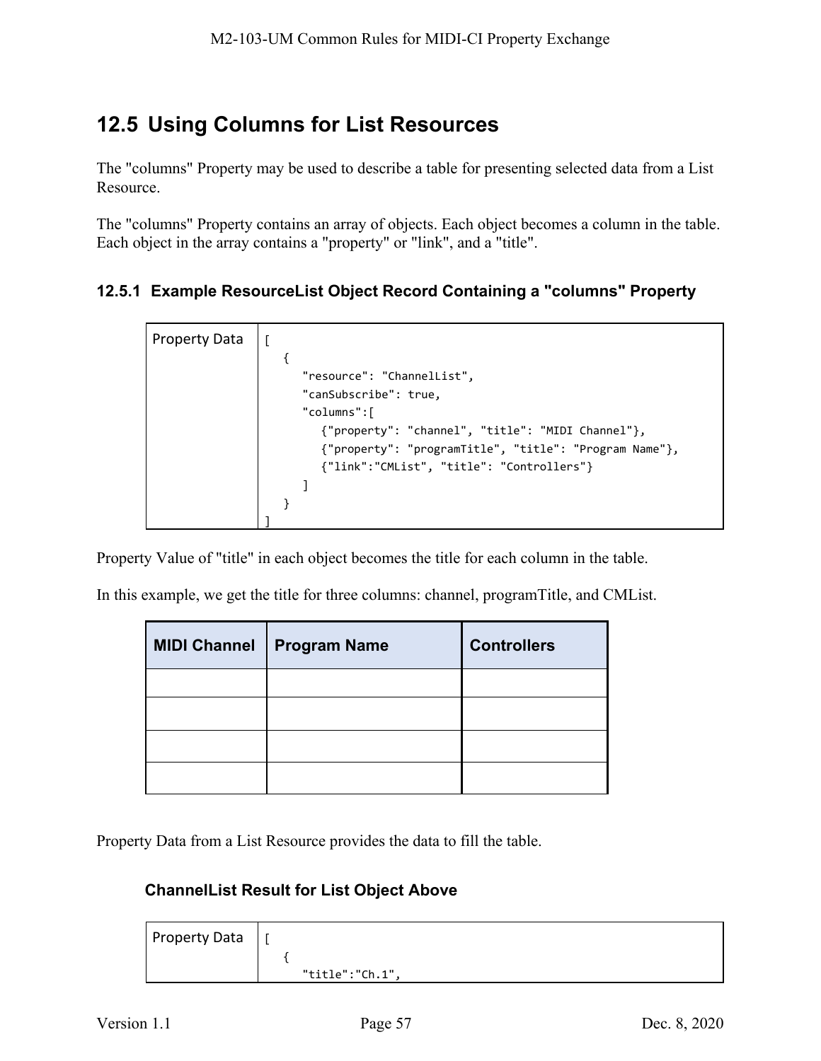## 12.5 Using Columns for List Resources

The "columns" Property may be used to describe a table for presenting selected data from a List Resource.

The "columns" Property contains an array of objects. Each object becomes a column in the table. Each object in the array contains a "property" or "link", and a "title".

### 12.5.1 Example ResourceList Object Record Containing a "columns" Property

| Property Data | <pre>[<br>   {<br>      "resource": "ChannelList",<br>      "canSubscribe": true,<br>      "columns":[<br>         {"property": "channel", "title": "MIDI Channel"},<br>         {"property": "programTitle", "title": "Program Name"},<br>         {"link":"CMList", "title": "Controllers"}<br>      ]<br>   }<br>]</pre> |
|---|---|

Property Value of "title" in each object becomes the title for each column in the table.

In this example, we get the title for three columns: channel, programTitle, and CMList.

| MIDI Channel | Program Name | Controllers |
|---|---|---|
| | | |
| | | |
| | | |
| | | |

Property Data from a List Resource provides the data to fill the table.

#### ChannelList Result for List Object Above

| Property Data | <pre>[<br>   {<br>      "title":"Ch.1",</pre> |
|---|---|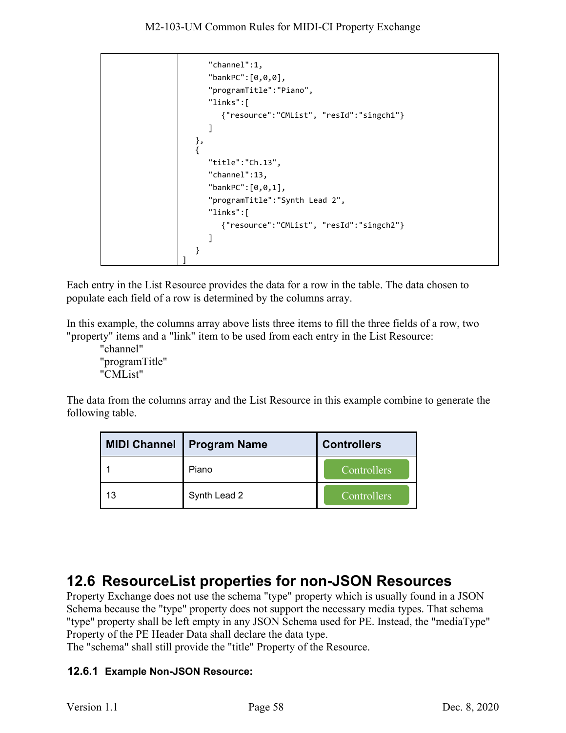```
      "channel":1,
      "bankPC":[0,0,0],
      "programTitle":"Piano",
      "links":[
         {"resource":"CMList", "resId":"singch1"}
      ]
   },
   {
      "title":"Ch.13",
      "channel":13,
      "bankPC":[0,0,1],
      "programTitle":"Synth Lead 2",
      "links":[
         {"resource":"CMList", "resId":"singch2"}
      ]
   }
]
```

Each entry in the List Resource provides the data for a row in the table. The data chosen to populate each field of a row is determined by the columns array.

In this example, the columns array above lists three items to fill the three fields of a row, two "property" items and a "link" item to be used from each entry in the List Resource:

"channel"
"programTitle"
"CMList"

The data from the columns array and the List Resource in this example combine to generate the following table.

| MIDI Channel | Program Name | Controllers |
|---|---|---|
| 1 | Piano | Controllers |
| 13 | Synth Lead 2 | Controllers |

## 12.6 ResourceList properties for non-JSON Resources

Property Exchange does not use the schema "type" property which is usually found in a JSON Schema because the "type" property does not support the necessary media types. That schema "type" property shall be left empty in any JSON Schema used for PE. Instead, the "mediaType" Property of the PE Header Data shall declare the data type.
The "schema" shall still provide the "title" Property of the Resource.

### 12.6.1 Example Non-JSON Resource: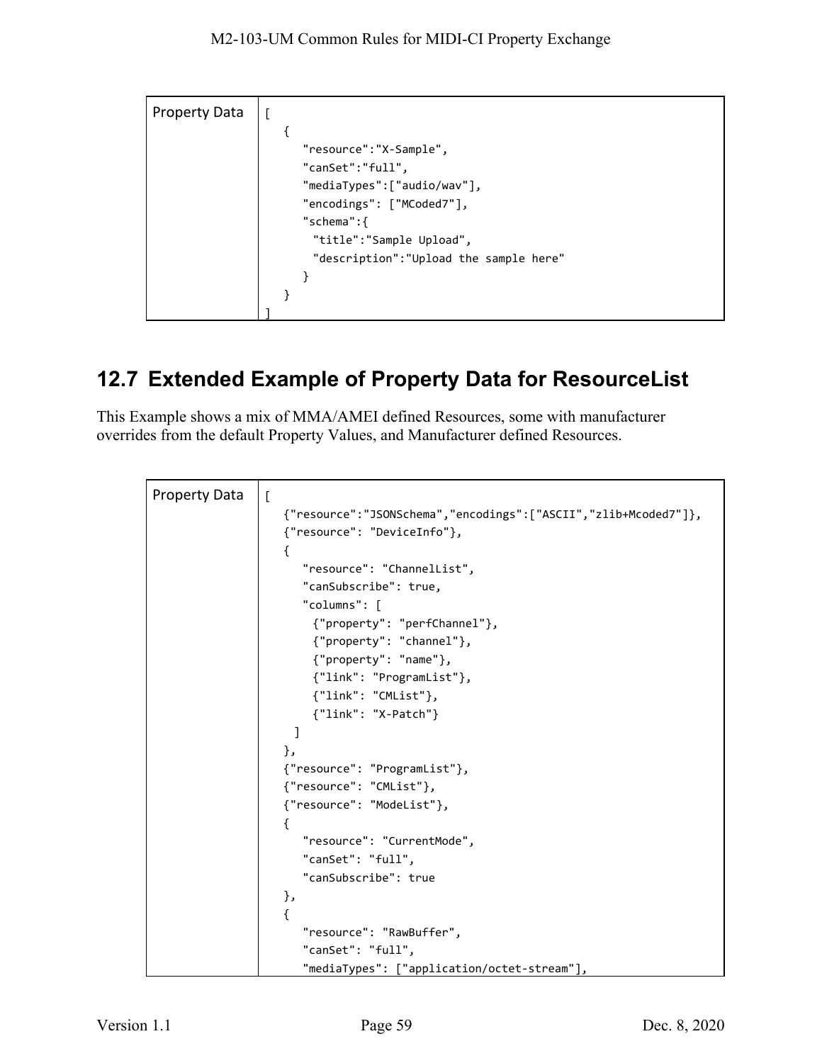| Property Data | `[`<br>`   {`<br>`      "resource":"X-Sample",`<br>`      "canSet":"full",`<br>`      "mediaTypes":["audio/wav"],`<br>`      "encodings": ["MCoded7"],`<br>`      "schema":{`<br>`        "title":"Sample Upload",`<br>`        "description":"Upload the sample here"`<br>`      }`<br>`   }`<br>`]` |
|---|---|

## 12.7 Extended Example of Property Data for ResourceList

This Example shows a mix of MMA/AMEI defined Resources, some with manufacturer overrides from the default Property Values, and Manufacturer defined Resources.

| Property Data | `[`<br>`   {"resource":"JSONSchema","encodings":["ASCII","zlib+Mcoded7"]},`<br>`   {"resource": "DeviceInfo"},`<br>`   {`<br>`      "resource": "ChannelList",`<br>`      "canSubscribe": true,`<br>`      "columns": [`<br>`        {"property": "perfChannel"},`<br>`        {"property": "channel"},`<br>`        {"property": "name"},`<br>`        {"link": "ProgramList"},`<br>`        {"link": "CMList"},`<br>`        {"link": "X-Patch"}`<br>`     ]`<br>`   },`<br>`   {"resource": "ProgramList"},`<br>`   {"resource": "CMList"},`<br>`   {"resource": "ModeList"},`<br>`   {`<br>`      "resource": "CurrentMode",`<br>`      "canSet": "full",`<br>`      "canSubscribe": true`<br>`   },`<br>`   {`<br>`      "resource": "RawBuffer",`<br>`      "canSet": "full",`<br>`      "mediaTypes": ["application/octet-stream"],` |
|---|---|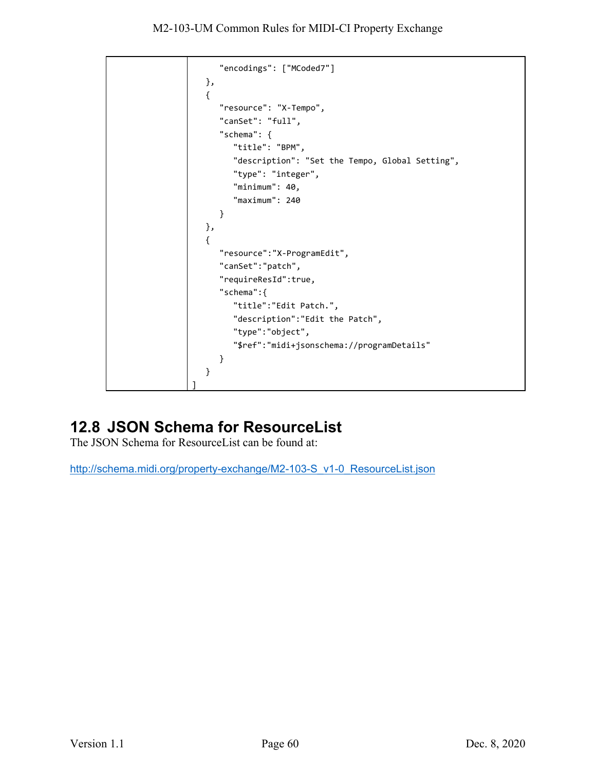```
      "encodings": ["MCoded7"]
   },
   {
      "resource": "X-Tempo",
      "canSet": "full",
      "schema": {
         "title": "BPM",
         "description": "Set the Tempo, Global Setting",
         "type": "integer",
         "minimum": 40,
         "maximum": 240
      }
   },
   {
      "resource":"X-ProgramEdit",
      "canSet":"patch",
      "requireResId":true,
      "schema":{
         "title":"Edit Patch.",
         "description":"Edit the Patch",
         "type":"object",
         "$ref":"midi+jsonschema://programDetails"
      }
   }
]
```

## 12.8 JSON Schema for ResourceList

The JSON Schema for ResourceList can be found at:

http://schema.midi.org/property-exchange/M2-103-S_v1-0_ResourceList.json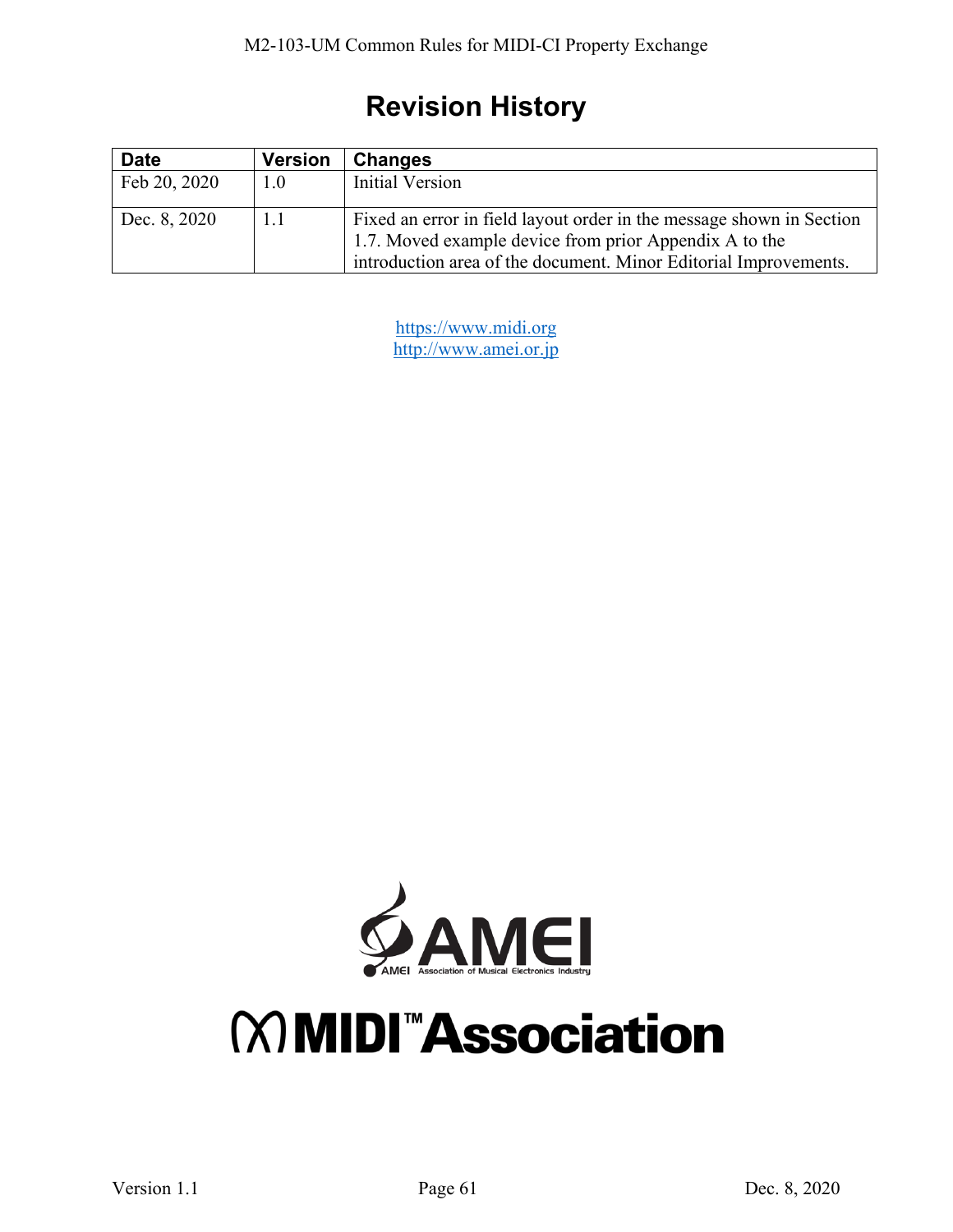# Revision History

| Date | Version | Changes |
| --- | --- | --- |
| Feb 20, 2020 | 1.0 | Initial Version |
| Dec. 8, 2020 | 1.1 | Fixed an error in field layout order in the message shown in Section 1.7. Moved example device from prior Appendix A to the introduction area of the document. Minor Editorial Improvements. |

https://www.midi.org
http://www.amei.or.jp